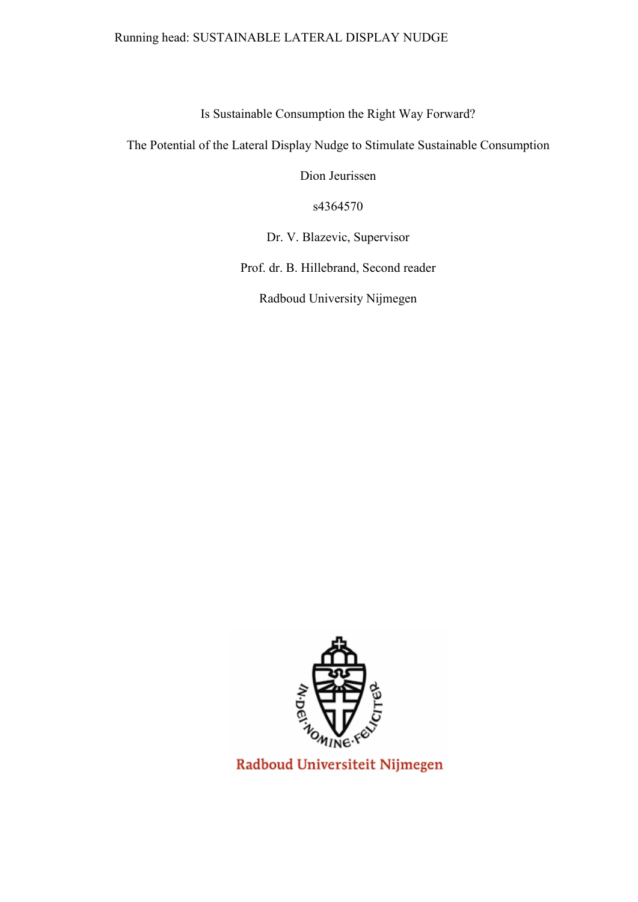Is Sustainable Consumption the Right Way Forward?

The Potential of the Lateral Display Nudge to Stimulate Sustainable Consumption

Dion Jeurissen

s4364570

Dr. V. Blazevic, Supervisor

Prof. dr. B. Hillebrand, Second reader

Radboud University Nijmegen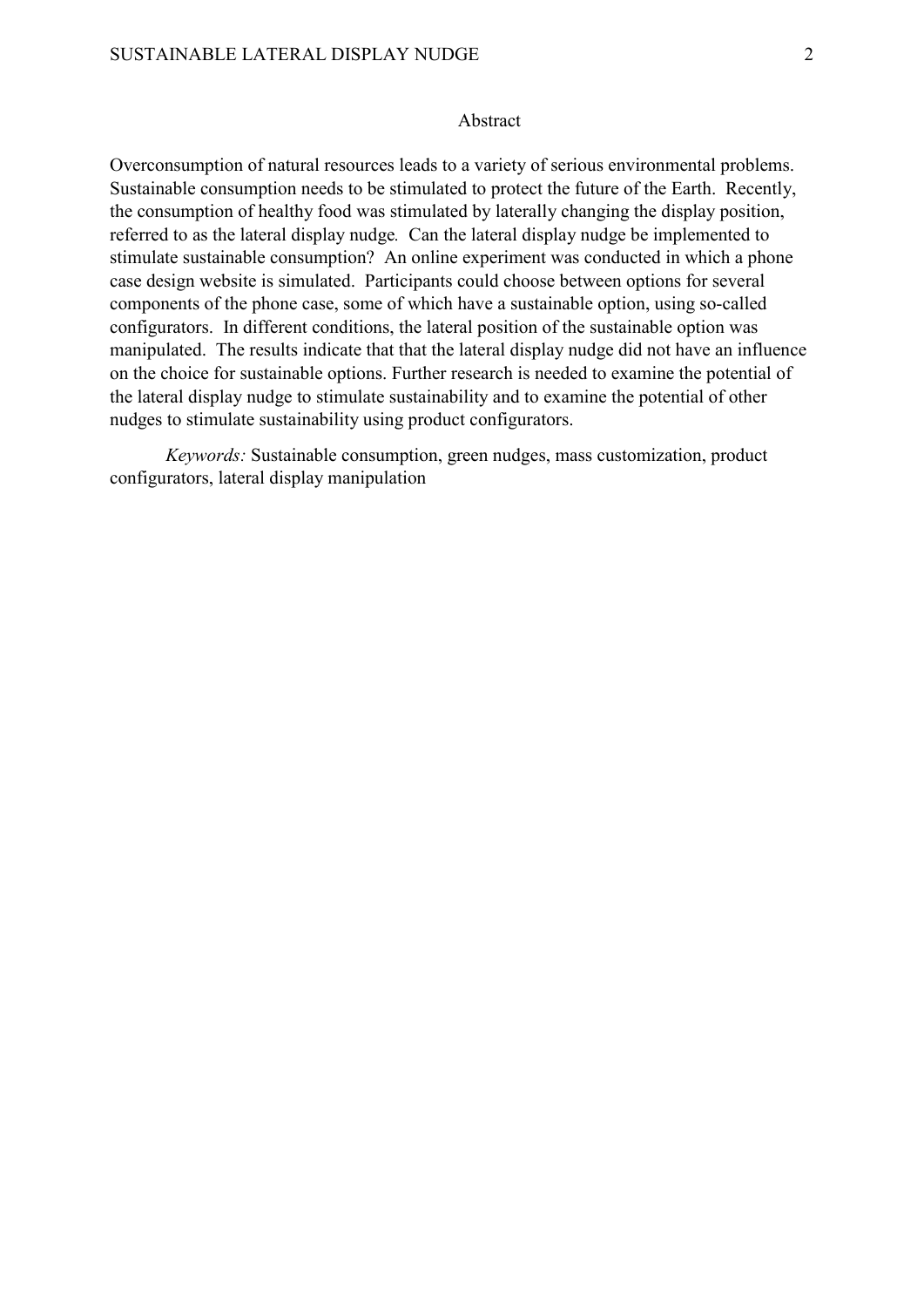# Abstract

Overconsumption of natural resources leads to a variety of serious environmental problems. Sustainable consumption needs to be stimulated to protect the future of the Earth. Recently, the consumption of healthy food was stimulated by laterally changing the display position, referred to as the lateral display nudge*.* Can the lateral display nudge be implemented to stimulate sustainable consumption? An online experiment was conducted in which a phone case design website is simulated. Participants could choose between options for several components of the phone case, some of which have a sustainable option, using so-called configurators. In different conditions, the lateral position of the sustainable option was manipulated. The results indicate that that the lateral display nudge did not have an influence on the choice for sustainable options. Further research is needed to examine the potential of the lateral display nudge to stimulate sustainability and to examine the potential of other nudges to stimulate sustainability using product configurators.

*Keywords:* Sustainable consumption, green nudges, mass customization, product configurators, lateral display manipulation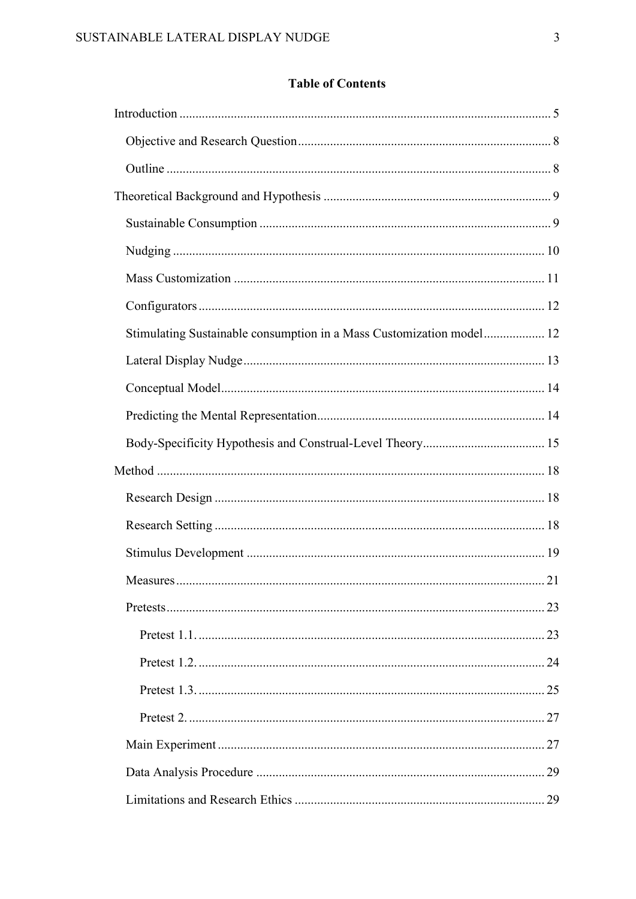**Table of Contents**

Introduction ........ 5

- Objective and Research Question ........ 8
- Outline ........ 8

Theoretical Background and Hypothesis ........ 9

- Sustainable Consumption ........ 9
- Nudging ........ 10
- Mass Customization ........ 11
- Configurators ........ 12
- Stimulating Sustainable consumption in a Mass Customization model ........ 12
- Lateral Display Nudge ........ 13
- Conceptual Model ........ 14
- Predicting the Mental Representation ........ 14
- Body-Specificity Hypothesis and Construal-Level Theory ........ 15

Method ........ 18

- Research Design ........ 18
- Research Setting ........ 18
- Stimulus Development ........ 19
- Measures ........ 21
- Pretests ........ 23
  - Pretest 1.1. ........ 23
  - Pretest 1.2. ........ 24
  - Pretest 1.3. ........ 25
  - Pretest 2. ........ 27
- Main Experiment ........ 27
- Data Analysis Procedure ........ 29
- Limitations and Research Ethics ........ 29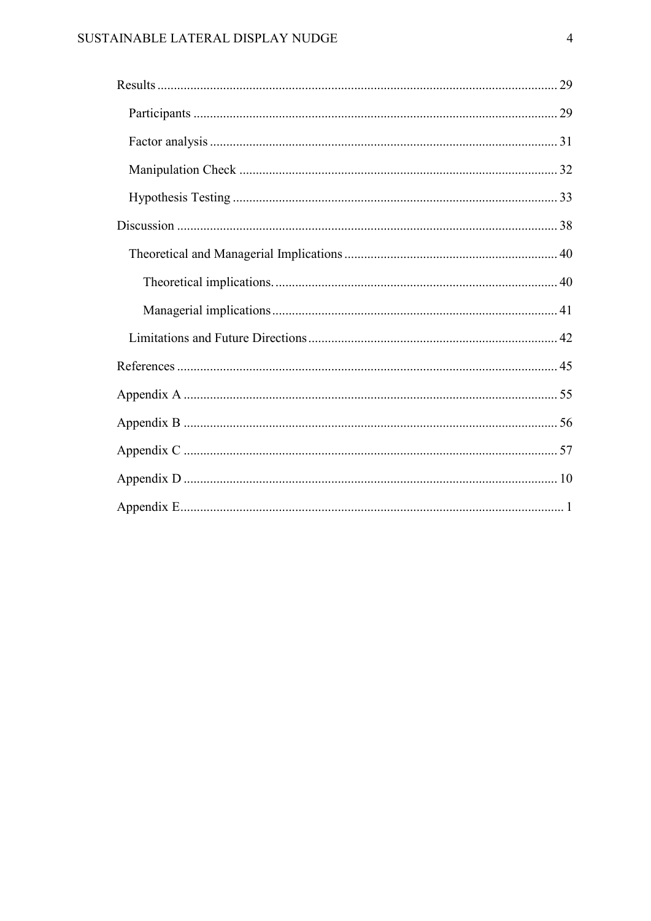Results .......................................................................................................... 29

Participants .............................................................................................. 29

Factor analysis ......................................................................................... 31

Manipulation Check ................................................................................ 32

Hypothesis Testing .................................................................................. 33

Discussion .................................................................................................... 38

Theoretical and Managerial Implications ................................................. 40

Theoretical implications. ..................................................................... 40

Managerial implications ...................................................................... 41

Limitations and Future Directions ........................................................... 42

References .................................................................................................... 45

Appendix A .................................................................................................. 55

Appendix B .................................................................................................. 56

Appendix C .................................................................................................. 57

Appendix D .................................................................................................. 10

Appendix E.................................................................................................... 1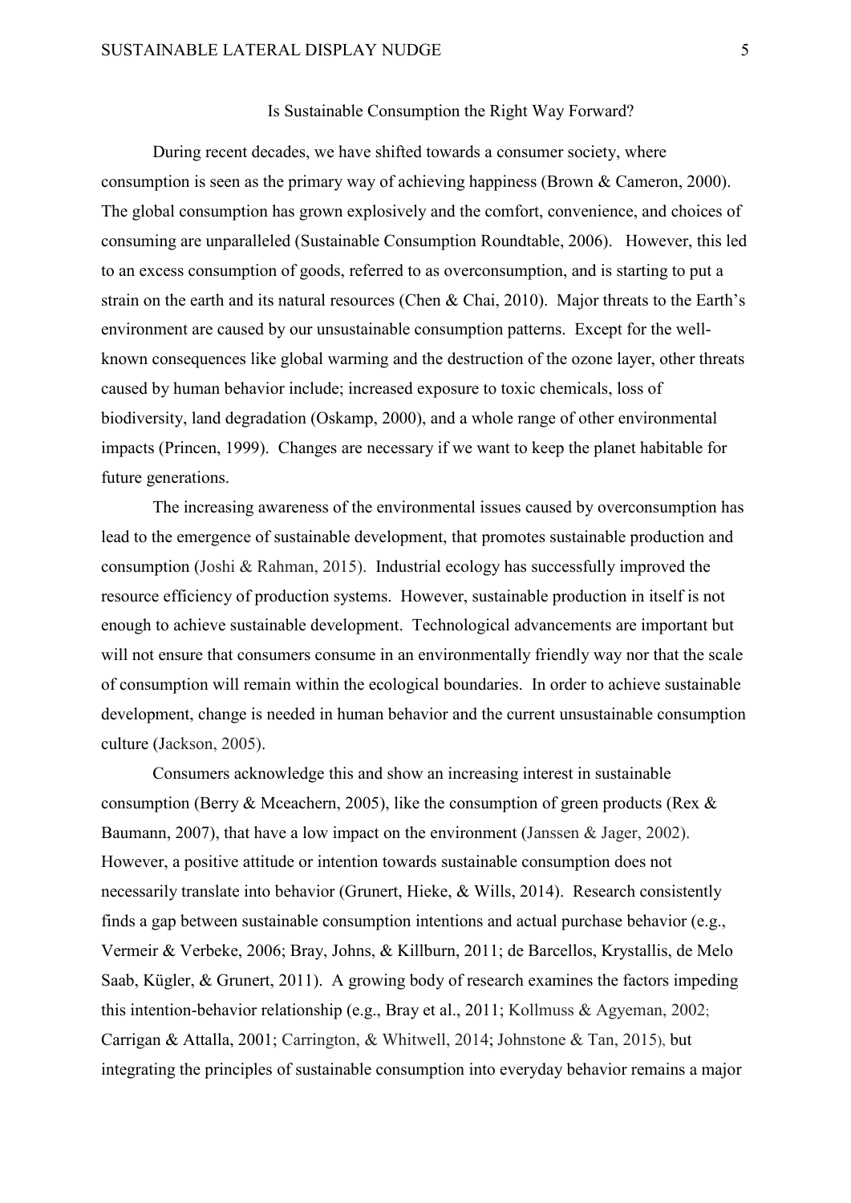## Is Sustainable Consumption the Right Way Forward?

During recent decades, we have shifted towards a consumer society, where consumption is seen as the primary way of achieving happiness (Brown & Cameron, 2000). The global consumption has grown explosively and the comfort, convenience, and choices of consuming are unparalleled (Sustainable Consumption Roundtable, 2006). However, this led to an excess consumption of goods, referred to as overconsumption, and is starting to put a strain on the earth and its natural resources (Chen & Chai, 2010). Major threats to the Earth's environment are caused by our unsustainable consumption patterns. Except for the well-known consequences like global warming and the destruction of the ozone layer, other threats caused by human behavior include; increased exposure to toxic chemicals, loss of biodiversity, land degradation (Oskamp, 2000), and a whole range of other environmental impacts (Princen, 1999). Changes are necessary if we want to keep the planet habitable for future generations.

The increasing awareness of the environmental issues caused by overconsumption has lead to the emergence of sustainable development, that promotes sustainable production and consumption (Joshi & Rahman, 2015). Industrial ecology has successfully improved the resource efficiency of production systems. However, sustainable production in itself is not enough to achieve sustainable development. Technological advancements are important but will not ensure that consumers consume in an environmentally friendly way nor that the scale of consumption will remain within the ecological boundaries. In order to achieve sustainable development, change is needed in human behavior and the current unsustainable consumption culture (Jackson, 2005).

Consumers acknowledge this and show an increasing interest in sustainable consumption (Berry & Mceachern, 2005), like the consumption of green products (Rex & Baumann, 2007), that have a low impact on the environment (Janssen & Jager, 2002). However, a positive attitude or intention towards sustainable consumption does not necessarily translate into behavior (Grunert, Hieke, & Wills, 2014). Research consistently finds a gap between sustainable consumption intentions and actual purchase behavior (e.g., Vermeir & Verbeke, 2006; Bray, Johns, & Killburn, 2011; de Barcellos, Krystallis, de Melo Saab, Kügler, & Grunert, 2011). A growing body of research examines the factors impeding this intention-behavior relationship (e.g., Bray et al., 2011; Kollmuss & Agyeman, 2002; Carrigan & Attalla, 2001; Carrington, & Whitwell, 2014; Johnstone & Tan, 2015), but integrating the principles of sustainable consumption into everyday behavior remains a major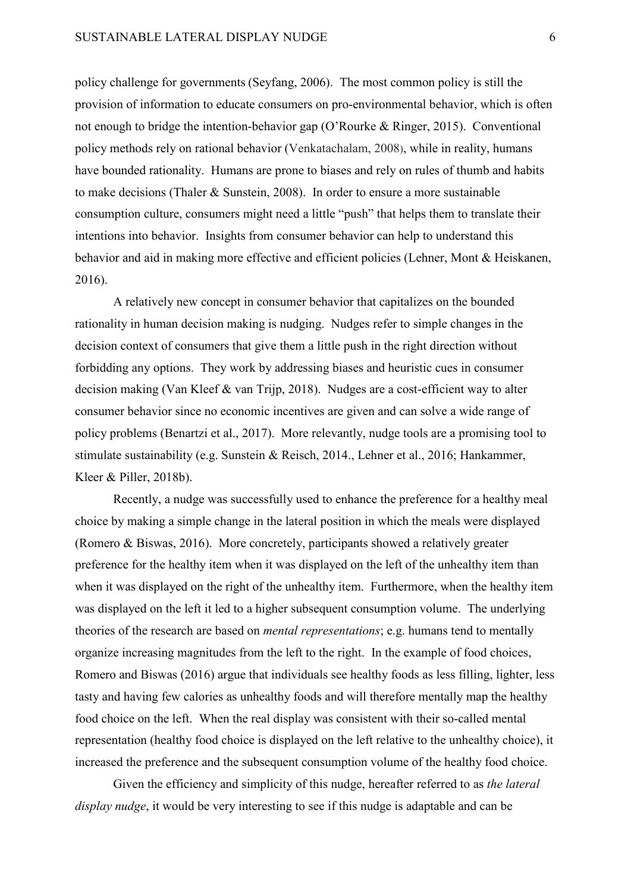policy challenge for governments (Seyfang, 2006). The most common policy is still the provision of information to educate consumers on pro-environmental behavior, which is often not enough to bridge the intention-behavior gap (O'Rourke & Ringer, 2015). Conventional policy methods rely on rational behavior (Venkatachalam, 2008), while in reality, humans have bounded rationality. Humans are prone to biases and rely on rules of thumb and habits to make decisions (Thaler & Sunstein, 2008). In order to ensure a more sustainable consumption culture, consumers might need a little "push" that helps them to translate their intentions into behavior. Insights from consumer behavior can help to understand this behavior and aid in making more effective and efficient policies (Lehner, Mont & Heiskanen, 2016).

A relatively new concept in consumer behavior that capitalizes on the bounded rationality in human decision making is nudging. Nudges refer to simple changes in the decision context of consumers that give them a little push in the right direction without forbidding any options. They work by addressing biases and heuristic cues in consumer decision making (Van Kleef & van Trijp, 2018). Nudges are a cost-efficient way to alter consumer behavior since no economic incentives are given and can solve a wide range of policy problems (Benartzi et al., 2017). More relevantly, nudge tools are a promising tool to stimulate sustainability (e.g. Sunstein & Reisch, 2014., Lehner et al., 2016; Hankammer, Kleer & Piller, 2018b).

Recently, a nudge was successfully used to enhance the preference for a healthy meal choice by making a simple change in the lateral position in which the meals were displayed (Romero & Biswas, 2016). More concretely, participants showed a relatively greater preference for the healthy item when it was displayed on the left of the unhealthy item than when it was displayed on the right of the unhealthy item. Furthermore, when the healthy item was displayed on the left it led to a higher subsequent consumption volume. The underlying theories of the research are based on *mental representations*; e.g. humans tend to mentally organize increasing magnitudes from the left to the right. In the example of food choices, Romero and Biswas (2016) argue that individuals see healthy foods as less filling, lighter, less tasty and having few calories as unhealthy foods and will therefore mentally map the healthy food choice on the left. When the real display was consistent with their so-called mental representation (healthy food choice is displayed on the left relative to the unhealthy choice), it increased the preference and the subsequent consumption volume of the healthy food choice.

Given the efficiency and simplicity of this nudge, hereafter referred to as *the lateral display nudge*, it would be very interesting to see if this nudge is adaptable and can be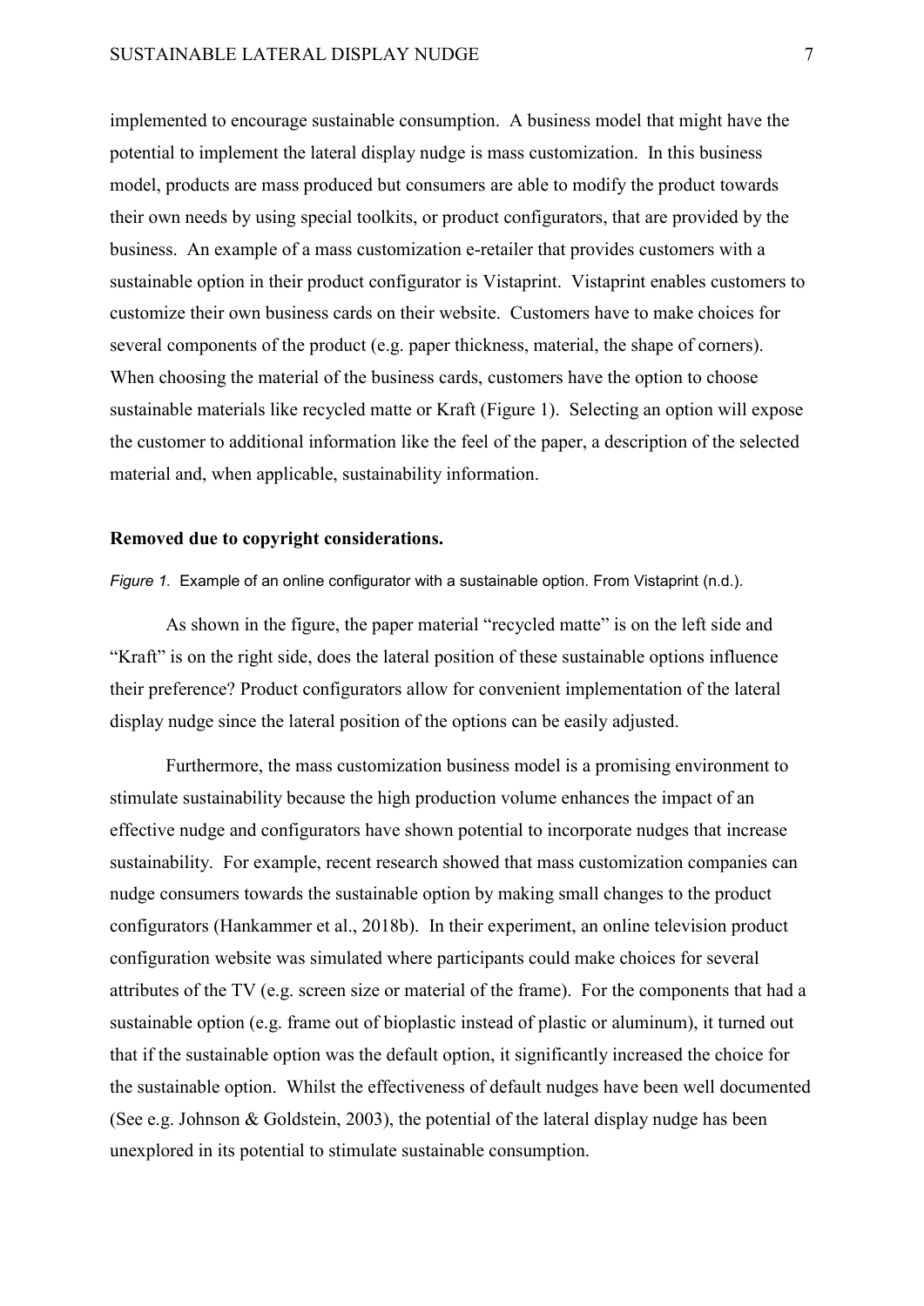implemented to encourage sustainable consumption. A business model that might have the potential to implement the lateral display nudge is mass customization. In this business model, products are mass produced but consumers are able to modify the product towards their own needs by using special toolkits, or product configurators, that are provided by the business. An example of a mass customization e-retailer that provides customers with a sustainable option in their product configurator is Vistaprint. Vistaprint enables customers to customize their own business cards on their website. Customers have to make choices for several components of the product (e.g. paper thickness, material, the shape of corners). When choosing the material of the business cards, customers have the option to choose sustainable materials like recycled matte or Kraft (Figure 1). Selecting an option will expose the customer to additional information like the feel of the paper, a description of the selected material and, when applicable, sustainability information.

**Removed due to copyright considerations.**

*Figure 1.* Example of an online configurator with a sustainable option. From Vistaprint (n.d.).

As shown in the figure, the paper material "recycled matte" is on the left side and "Kraft" is on the right side, does the lateral position of these sustainable options influence their preference? Product configurators allow for convenient implementation of the lateral display nudge since the lateral position of the options can be easily adjusted.

Furthermore, the mass customization business model is a promising environment to stimulate sustainability because the high production volume enhances the impact of an effective nudge and configurators have shown potential to incorporate nudges that increase sustainability. For example, recent research showed that mass customization companies can nudge consumers towards the sustainable option by making small changes to the product configurators (Hankammer et al., 2018b). In their experiment, an online television product configuration website was simulated where participants could make choices for several attributes of the TV (e.g. screen size or material of the frame). For the components that had a sustainable option (e.g. frame out of bioplastic instead of plastic or aluminum), it turned out that if the sustainable option was the default option, it significantly increased the choice for the sustainable option. Whilst the effectiveness of default nudges have been well documented (See e.g. Johnson & Goldstein, 2003), the potential of the lateral display nudge has been unexplored in its potential to stimulate sustainable consumption.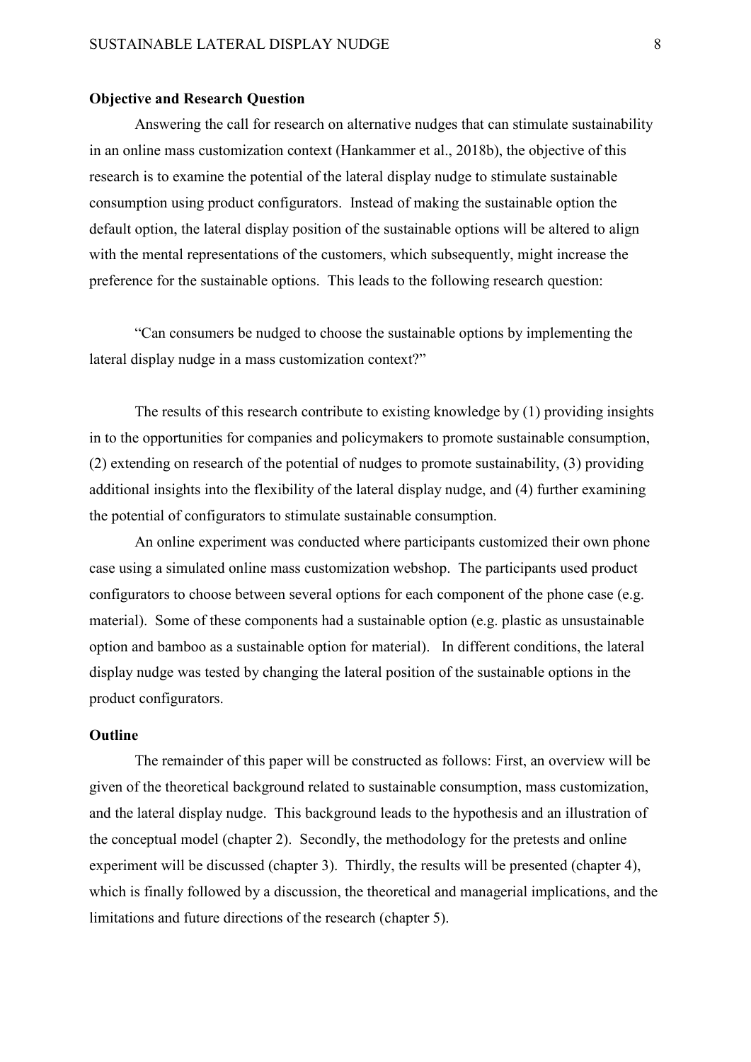## Objective and Research Question

Answering the call for research on alternative nudges that can stimulate sustainability in an online mass customization context (Hankammer et al., 2018b), the objective of this research is to examine the potential of the lateral display nudge to stimulate sustainable consumption using product configurators. Instead of making the sustainable option the default option, the lateral display position of the sustainable options will be altered to align with the mental representations of the customers, which subsequently, might increase the preference for the sustainable options. This leads to the following research question:

"Can consumers be nudged to choose the sustainable options by implementing the lateral display nudge in a mass customization context?"

The results of this research contribute to existing knowledge by (1) providing insights in to the opportunities for companies and policymakers to promote sustainable consumption, (2) extending on research of the potential of nudges to promote sustainability, (3) providing additional insights into the flexibility of the lateral display nudge, and (4) further examining the potential of configurators to stimulate sustainable consumption.

An online experiment was conducted where participants customized their own phone case using a simulated online mass customization webshop. The participants used product configurators to choose between several options for each component of the phone case (e.g. material). Some of these components had a sustainable option (e.g. plastic as unsustainable option and bamboo as a sustainable option for material). In different conditions, the lateral display nudge was tested by changing the lateral position of the sustainable options in the product configurators.

## Outline

The remainder of this paper will be constructed as follows: First, an overview will be given of the theoretical background related to sustainable consumption, mass customization, and the lateral display nudge. This background leads to the hypothesis and an illustration of the conceptual model (chapter 2). Secondly, the methodology for the pretests and online experiment will be discussed (chapter 3). Thirdly, the results will be presented (chapter 4), which is finally followed by a discussion, the theoretical and managerial implications, and the limitations and future directions of the research (chapter 5).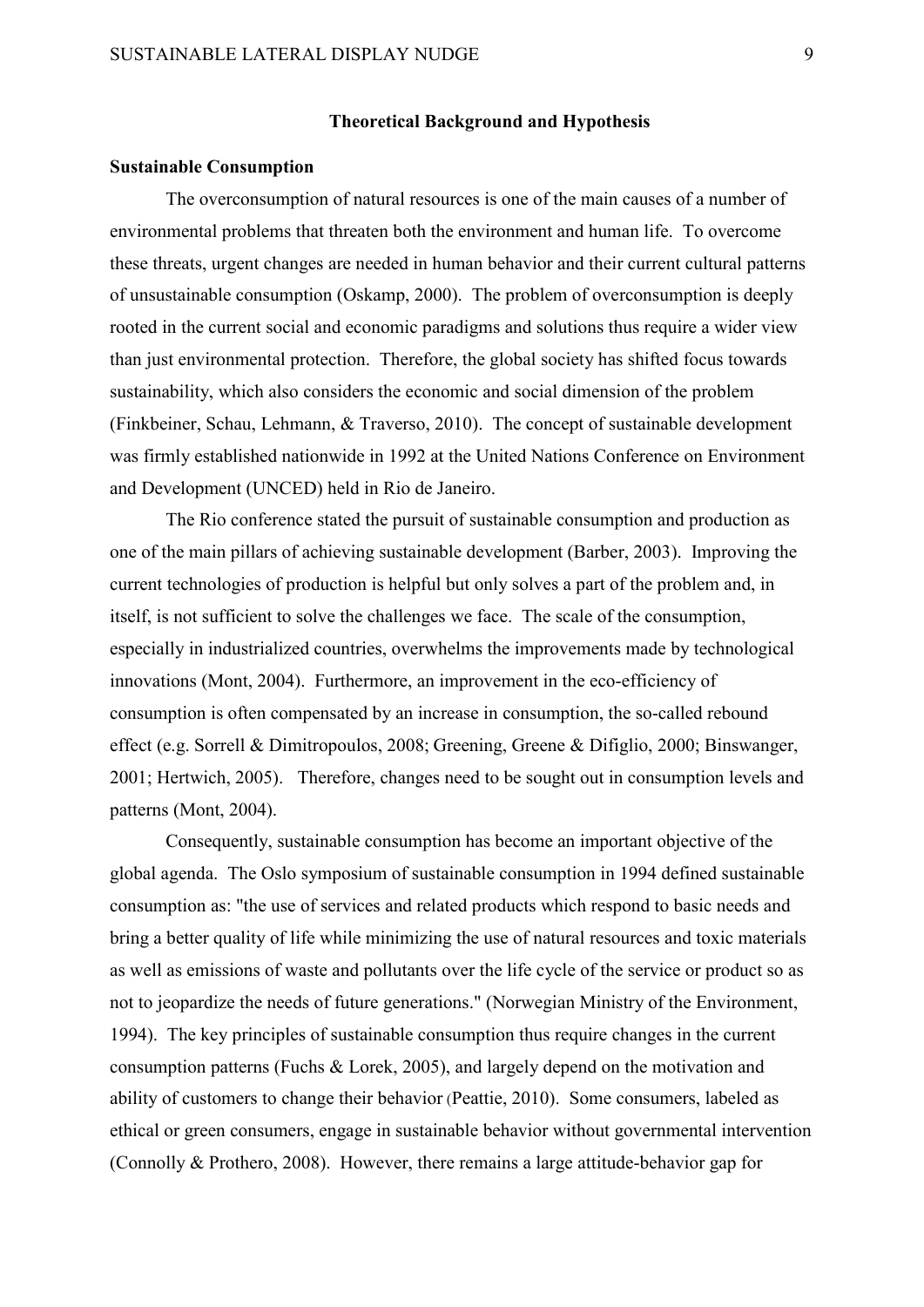## Theoretical Background and Hypothesis

### Sustainable Consumption

The overconsumption of natural resources is one of the main causes of a number of environmental problems that threaten both the environment and human life. To overcome these threats, urgent changes are needed in human behavior and their current cultural patterns of unsustainable consumption (Oskamp, 2000). The problem of overconsumption is deeply rooted in the current social and economic paradigms and solutions thus require a wider view than just environmental protection. Therefore, the global society has shifted focus towards sustainability, which also considers the economic and social dimension of the problem (Finkbeiner, Schau, Lehmann, & Traverso, 2010). The concept of sustainable development was firmly established nationwide in 1992 at the United Nations Conference on Environment and Development (UNCED) held in Rio de Janeiro.

The Rio conference stated the pursuit of sustainable consumption and production as one of the main pillars of achieving sustainable development (Barber, 2003). Improving the current technologies of production is helpful but only solves a part of the problem and, in itself, is not sufficient to solve the challenges we face. The scale of the consumption, especially in industrialized countries, overwhelms the improvements made by technological innovations (Mont, 2004). Furthermore, an improvement in the eco-efficiency of consumption is often compensated by an increase in consumption, the so-called rebound effect (e.g. Sorrell & Dimitropoulos, 2008; Greening, Greene & Difiglio, 2000; Binswanger, 2001; Hertwich, 2005). Therefore, changes need to be sought out in consumption levels and patterns (Mont, 2004).

Consequently, sustainable consumption has become an important objective of the global agenda. The Oslo symposium of sustainable consumption in 1994 defined sustainable consumption as: "the use of services and related products which respond to basic needs and bring a better quality of life while minimizing the use of natural resources and toxic materials as well as emissions of waste and pollutants over the life cycle of the service or product so as not to jeopardize the needs of future generations." (Norwegian Ministry of the Environment, 1994). The key principles of sustainable consumption thus require changes in the current consumption patterns (Fuchs & Lorek, 2005), and largely depend on the motivation and ability of customers to change their behavior (Peattie, 2010). Some consumers, labeled as ethical or green consumers, engage in sustainable behavior without governmental intervention (Connolly & Prothero, 2008). However, there remains a large attitude-behavior gap for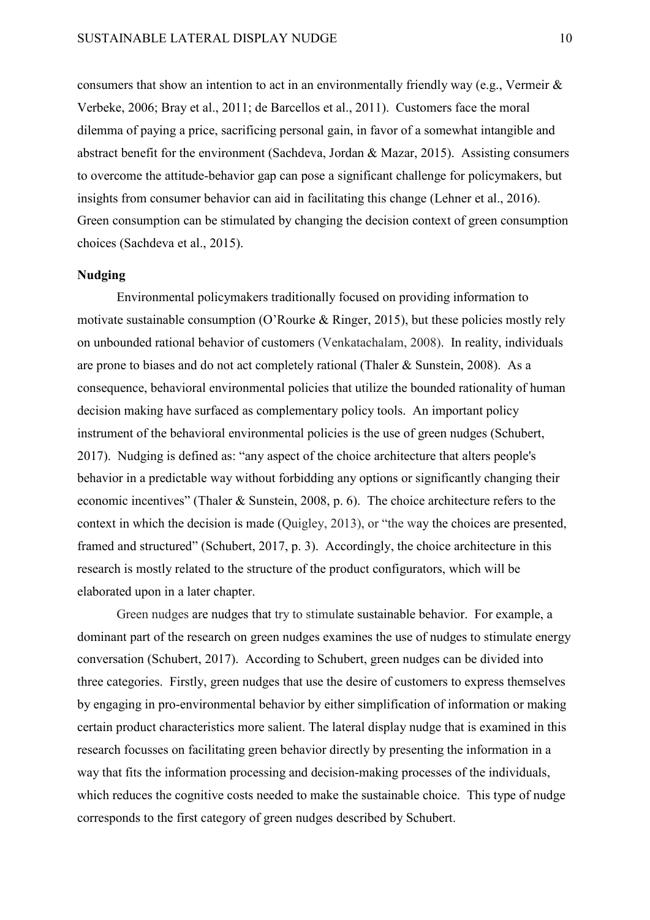consumers that show an intention to act in an environmentally friendly way (e.g., Vermeir & Verbeke, 2006; Bray et al., 2011; de Barcellos et al., 2011). Customers face the moral dilemma of paying a price, sacrificing personal gain, in favor of a somewhat intangible and abstract benefit for the environment (Sachdeva, Jordan & Mazar, 2015). Assisting consumers to overcome the attitude-behavior gap can pose a significant challenge for policymakers, but insights from consumer behavior can aid in facilitating this change (Lehner et al., 2016). Green consumption can be stimulated by changing the decision context of green consumption choices (Sachdeva et al., 2015).

**Nudging**

Environmental policymakers traditionally focused on providing information to motivate sustainable consumption (O'Rourke & Ringer, 2015), but these policies mostly rely on unbounded rational behavior of customers (Venkatachalam, 2008). In reality, individuals are prone to biases and do not act completely rational (Thaler & Sunstein, 2008). As a consequence, behavioral environmental policies that utilize the bounded rationality of human decision making have surfaced as complementary policy tools. An important policy instrument of the behavioral environmental policies is the use of green nudges (Schubert, 2017). Nudging is defined as: "any aspect of the choice architecture that alters people's behavior in a predictable way without forbidding any options or significantly changing their economic incentives" (Thaler & Sunstein, 2008, p. 6). The choice architecture refers to the context in which the decision is made (Quigley, 2013), or "the way the choices are presented, framed and structured" (Schubert, 2017, p. 3). Accordingly, the choice architecture in this research is mostly related to the structure of the product configurators, which will be elaborated upon in a later chapter.

Green nudges are nudges that try to stimulate sustainable behavior. For example, a dominant part of the research on green nudges examines the use of nudges to stimulate energy conversation (Schubert, 2017). According to Schubert, green nudges can be divided into three categories. Firstly, green nudges that use the desire of customers to express themselves by engaging in pro-environmental behavior by either simplification of information or making certain product characteristics more salient. The lateral display nudge that is examined in this research focusses on facilitating green behavior directly by presenting the information in a way that fits the information processing and decision-making processes of the individuals, which reduces the cognitive costs needed to make the sustainable choice. This type of nudge corresponds to the first category of green nudges described by Schubert.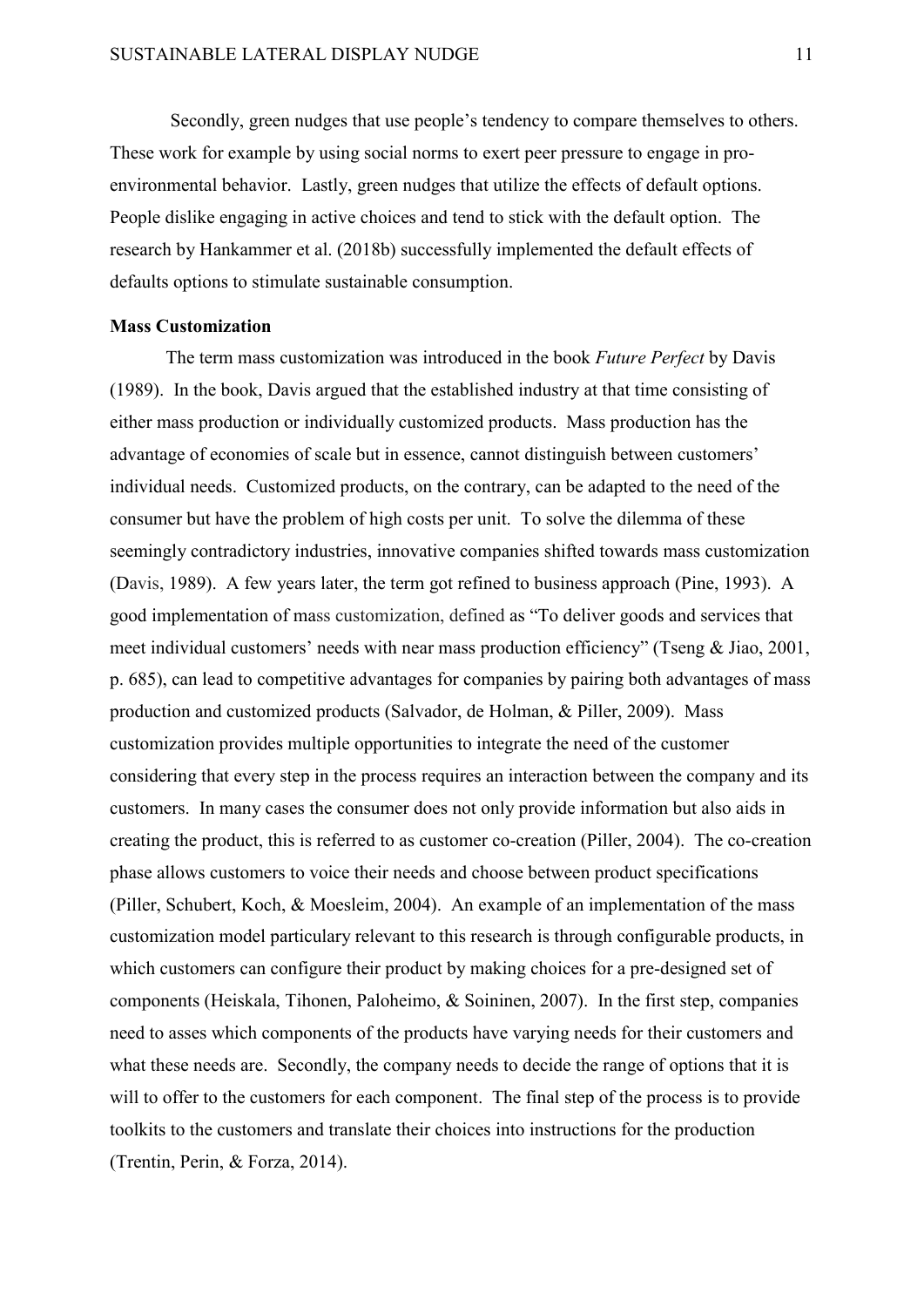Secondly, green nudges that use people's tendency to compare themselves to others. These work for example by using social norms to exert peer pressure to engage in pro-environmental behavior. Lastly, green nudges that utilize the effects of default options. People dislike engaging in active choices and tend to stick with the default option. The research by Hankammer et al. (2018b) successfully implemented the default effects of defaults options to stimulate sustainable consumption.

**Mass Customization**

The term mass customization was introduced in the book *Future Perfect* by Davis (1989). In the book, Davis argued that the established industry at that time consisting of either mass production or individually customized products. Mass production has the advantage of economies of scale but in essence, cannot distinguish between customers' individual needs. Customized products, on the contrary, can be adapted to the need of the consumer but have the problem of high costs per unit. To solve the dilemma of these seemingly contradictory industries, innovative companies shifted towards mass customization (Davis, 1989). A few years later, the term got refined to business approach (Pine, 1993). A good implementation of mass customization, defined as "To deliver goods and services that meet individual customers' needs with near mass production efficiency" (Tseng & Jiao, 2001, p. 685), can lead to competitive advantages for companies by pairing both advantages of mass production and customized products (Salvador, de Holman, & Piller, 2009). Mass customization provides multiple opportunities to integrate the need of the customer considering that every step in the process requires an interaction between the company and its customers. In many cases the consumer does not only provide information but also aids in creating the product, this is referred to as customer co-creation (Piller, 2004). The co-creation phase allows customers to voice their needs and choose between product specifications (Piller, Schubert, Koch, & Moesleim, 2004). An example of an implementation of the mass customization model particulary relevant to this research is through configurable products, in which customers can configure their product by making choices for a pre-designed set of components (Heiskala, Tihonen, Paloheimo, & Soininen, 2007). In the first step, companies need to asses which components of the products have varying needs for their customers and what these needs are. Secondly, the company needs to decide the range of options that it is will to offer to the customers for each component. The final step of the process is to provide toolkits to the customers and translate their choices into instructions for the production (Trentin, Perin, & Forza, 2014).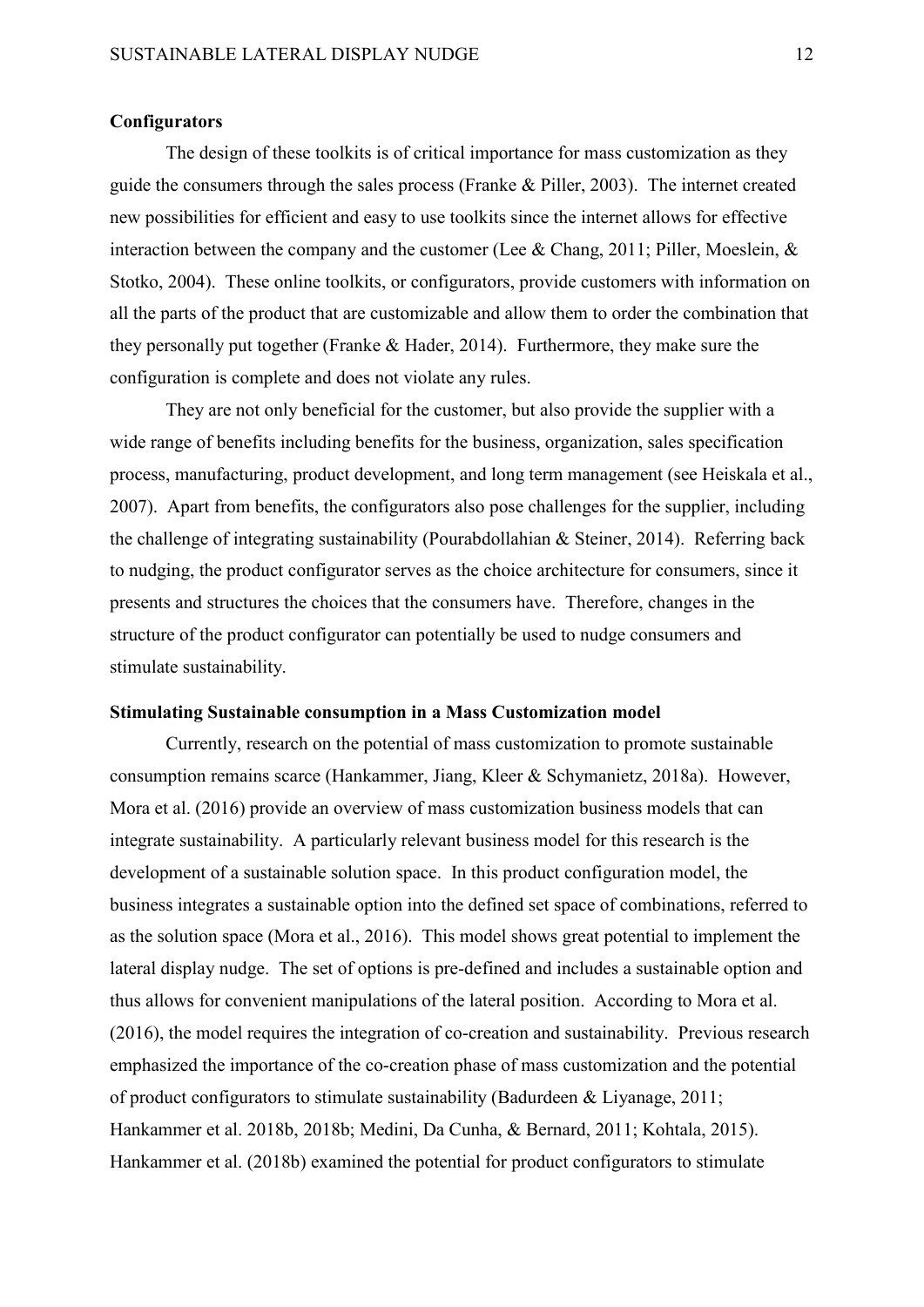**Configurators**

The design of these toolkits is of critical importance for mass customization as they guide the consumers through the sales process (Franke & Piller, 2003). The internet created new possibilities for efficient and easy to use toolkits since the internet allows for effective interaction between the company and the customer (Lee & Chang, 2011; Piller, Moeslein, & Stotko, 2004). These online toolkits, or configurators, provide customers with information on all the parts of the product that are customizable and allow them to order the combination that they personally put together (Franke & Hader, 2014). Furthermore, they make sure the configuration is complete and does not violate any rules.

They are not only beneficial for the customer, but also provide the supplier with a wide range of benefits including benefits for the business, organization, sales specification process, manufacturing, product development, and long term management (see Heiskala et al., 2007). Apart from benefits, the configurators also pose challenges for the supplier, including the challenge of integrating sustainability (Pourabdollahian & Steiner, 2014). Referring back to nudging, the product configurator serves as the choice architecture for consumers, since it presents and structures the choices that the consumers have. Therefore, changes in the structure of the product configurator can potentially be used to nudge consumers and stimulate sustainability.

**Stimulating Sustainable consumption in a Mass Customization model**

Currently, research on the potential of mass customization to promote sustainable consumption remains scarce (Hankammer, Jiang, Kleer & Schymanietz, 2018a). However, Mora et al. (2016) provide an overview of mass customization business models that can integrate sustainability. A particularly relevant business model for this research is the development of a sustainable solution space. In this product configuration model, the business integrates a sustainable option into the defined set space of combinations, referred to as the solution space (Mora et al., 2016). This model shows great potential to implement the lateral display nudge. The set of options is pre-defined and includes a sustainable option and thus allows for convenient manipulations of the lateral position. According to Mora et al. (2016), the model requires the integration of co-creation and sustainability. Previous research emphasized the importance of the co-creation phase of mass customization and the potential of product configurators to stimulate sustainability (Badurdeen & Liyanage, 2011; Hankammer et al. 2018b, 2018b; Medini, Da Cunha, & Bernard, 2011; Kohtala, 2015). Hankammer et al. (2018b) examined the potential for product configurators to stimulate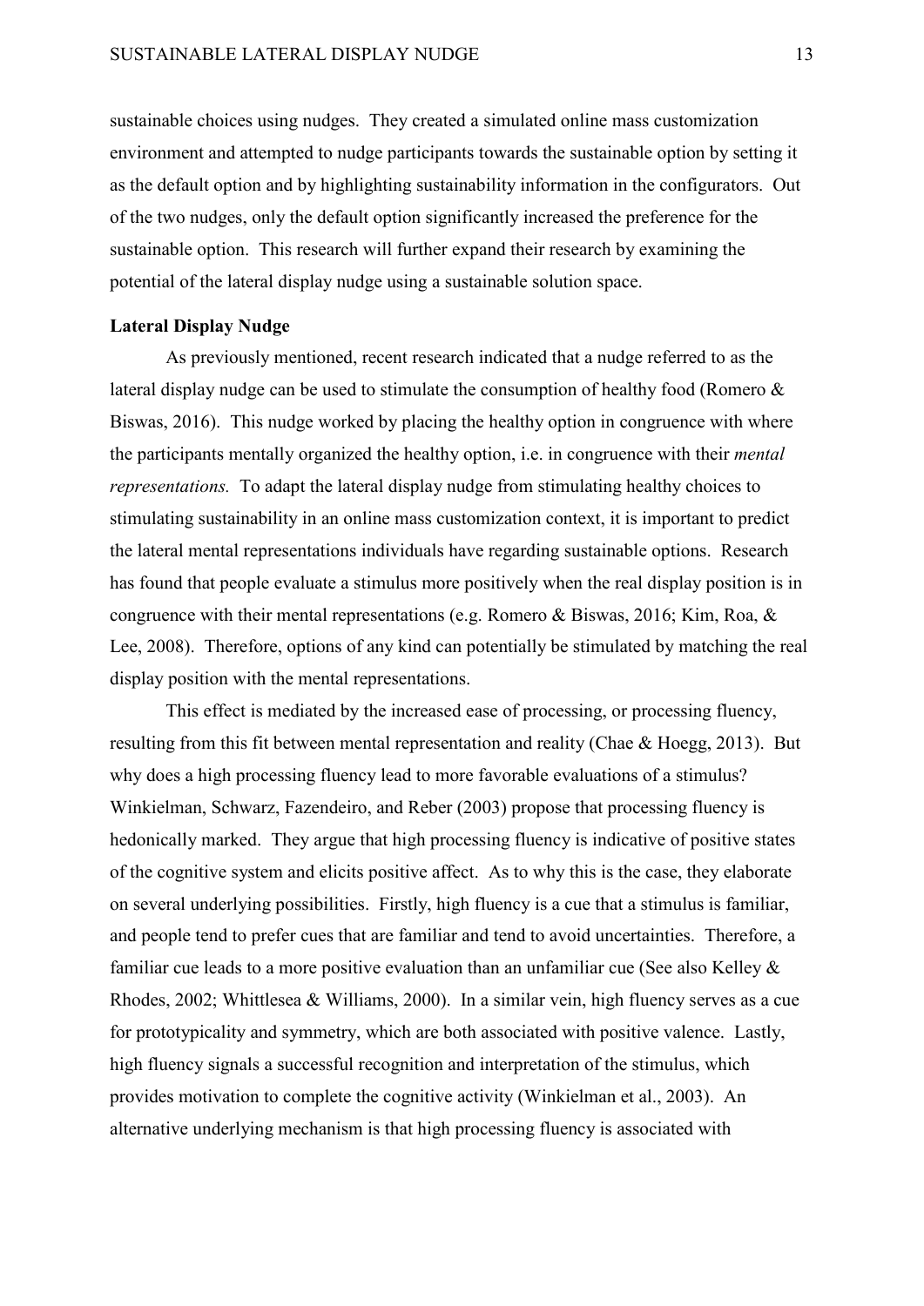sustainable choices using nudges. They created a simulated online mass customization environment and attempted to nudge participants towards the sustainable option by setting it as the default option and by highlighting sustainability information in the configurators. Out of the two nudges, only the default option significantly increased the preference for the sustainable option. This research will further expand their research by examining the potential of the lateral display nudge using a sustainable solution space.

**Lateral Display Nudge**

As previously mentioned, recent research indicated that a nudge referred to as the lateral display nudge can be used to stimulate the consumption of healthy food (Romero & Biswas, 2016). This nudge worked by placing the healthy option in congruence with where the participants mentally organized the healthy option, i.e. in congruence with their *mental representations.* To adapt the lateral display nudge from stimulating healthy choices to stimulating sustainability in an online mass customization context, it is important to predict the lateral mental representations individuals have regarding sustainable options. Research has found that people evaluate a stimulus more positively when the real display position is in congruence with their mental representations (e.g. Romero & Biswas, 2016; Kim, Roa, & Lee, 2008). Therefore, options of any kind can potentially be stimulated by matching the real display position with the mental representations.

This effect is mediated by the increased ease of processing, or processing fluency, resulting from this fit between mental representation and reality (Chae & Hoegg, 2013). But why does a high processing fluency lead to more favorable evaluations of a stimulus? Winkielman, Schwarz, Fazendeiro, and Reber (2003) propose that processing fluency is hedonically marked. They argue that high processing fluency is indicative of positive states of the cognitive system and elicits positive affect. As to why this is the case, they elaborate on several underlying possibilities. Firstly, high fluency is a cue that a stimulus is familiar, and people tend to prefer cues that are familiar and tend to avoid uncertainties. Therefore, a familiar cue leads to a more positive evaluation than an unfamiliar cue (See also Kelley & Rhodes, 2002; Whittlesea & Williams, 2000). In a similar vein, high fluency serves as a cue for prototypicality and symmetry, which are both associated with positive valence. Lastly, high fluency signals a successful recognition and interpretation of the stimulus, which provides motivation to complete the cognitive activity (Winkielman et al., 2003). An alternative underlying mechanism is that high processing fluency is associated with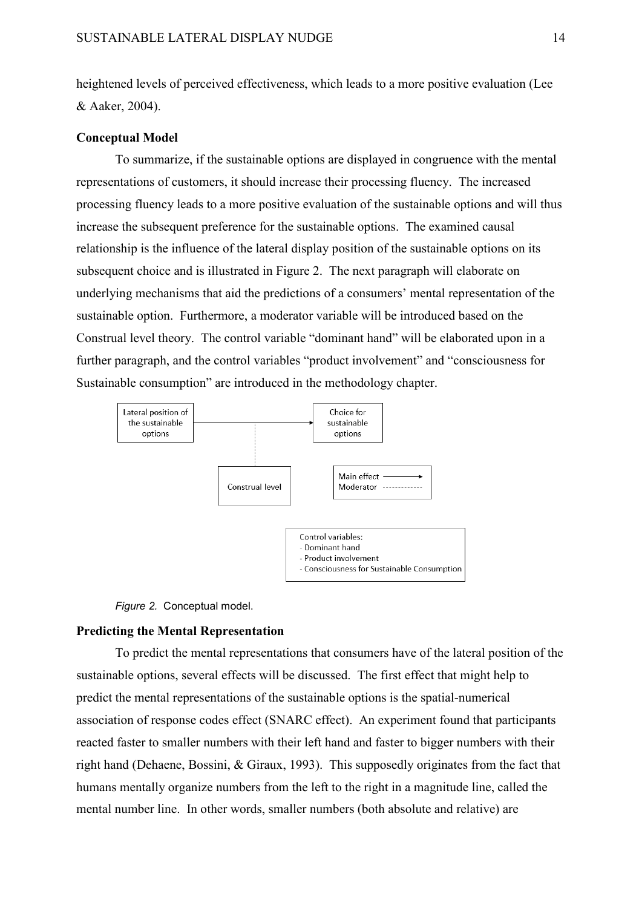heightened levels of perceived effectiveness, which leads to a more positive evaluation (Lee & Aaker, 2004).

## Conceptual Model

To summarize, if the sustainable options are displayed in congruence with the mental representations of customers, it should increase their processing fluency. The increased processing fluency leads to a more positive evaluation of the sustainable options and will thus increase the subsequent preference for the sustainable options. The examined causal relationship is the influence of the lateral display position of the sustainable options on its subsequent choice and is illustrated in Figure 2. The next paragraph will elaborate on underlying mechanisms that aid the predictions of a consumers' mental representation of the sustainable option. Furthermore, a moderator variable will be introduced based on the Construal level theory. The control variable "dominant hand" will be elaborated upon in a further paragraph, and the control variables "product involvement" and "consciousness for Sustainable consumption" are introduced in the methodology chapter.

Lateral position of the sustainable options → Choice for sustainable options

Construal level

Main effect ——→
Moderator - - - - - -

Control variables:
- Dominant hand
- Product involvement
- Consciousness for Sustainable Consumption

*Figure 2.* Conceptual model.

## Predicting the Mental Representation

To predict the mental representations that consumers have of the lateral position of the sustainable options, several effects will be discussed. The first effect that might help to predict the mental representations of the sustainable options is the spatial-numerical association of response codes effect (SNARC effect). An experiment found that participants reacted faster to smaller numbers with their left hand and faster to bigger numbers with their right hand (Dehaene, Bossini, & Giraux, 1993). This supposedly originates from the fact that humans mentally organize numbers from the left to the right in a magnitude line, called the mental number line. In other words, smaller numbers (both absolute and relative) are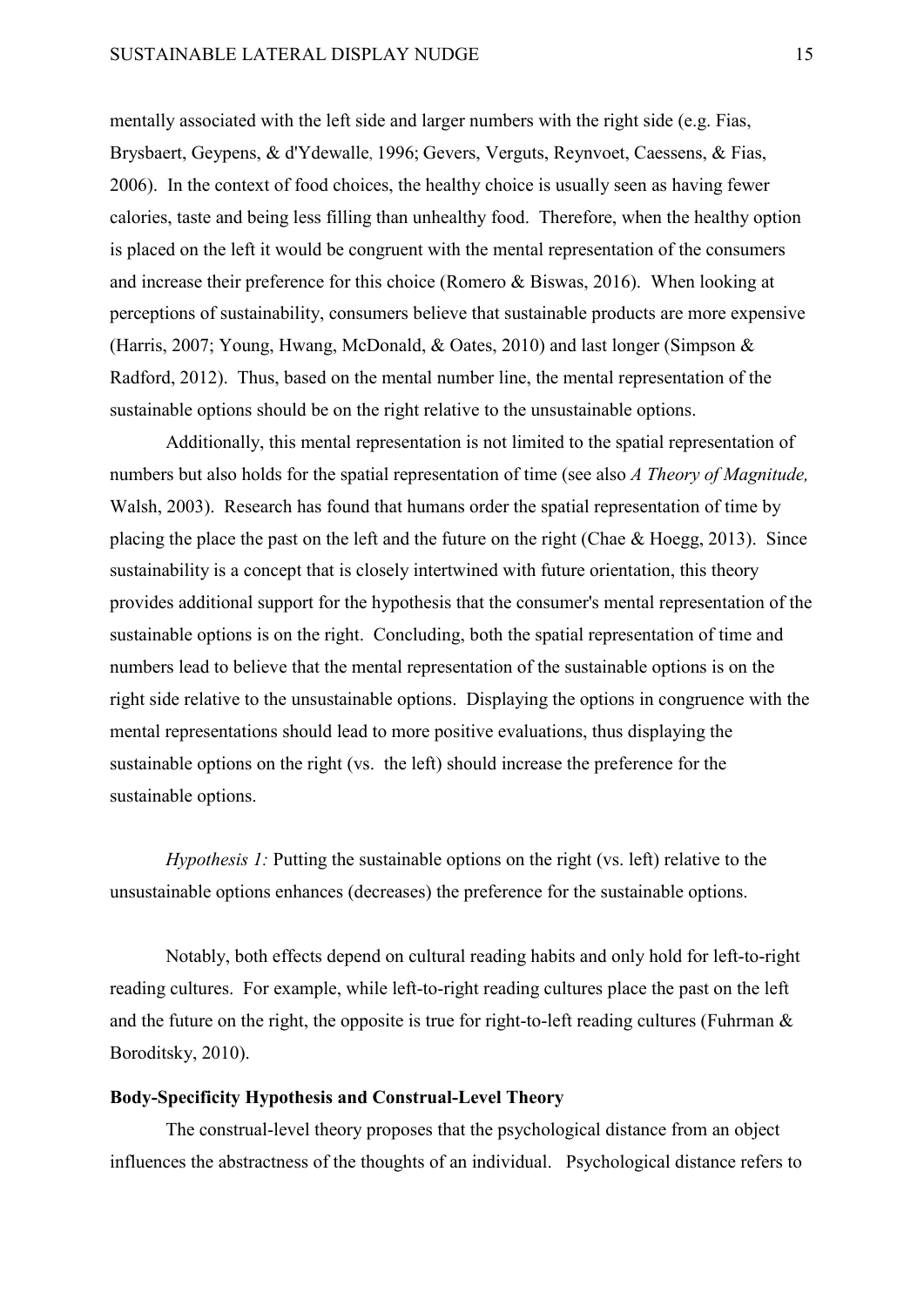mentally associated with the left side and larger numbers with the right side (e.g. Fias, Brysbaert, Geypens, & d'Ydewalle, 1996; Gevers, Verguts, Reynvoet, Caessens, & Fias, 2006). In the context of food choices, the healthy choice is usually seen as having fewer calories, taste and being less filling than unhealthy food. Therefore, when the healthy option is placed on the left it would be congruent with the mental representation of the consumers and increase their preference for this choice (Romero & Biswas, 2016). When looking at perceptions of sustainability, consumers believe that sustainable products are more expensive (Harris, 2007; Young, Hwang, McDonald, & Oates, 2010) and last longer (Simpson & Radford, 2012). Thus, based on the mental number line, the mental representation of the sustainable options should be on the right relative to the unsustainable options.

Additionally, this mental representation is not limited to the spatial representation of numbers but also holds for the spatial representation of time (see also *A Theory of Magnitude,* Walsh, 2003). Research has found that humans order the spatial representation of time by placing the place the past on the left and the future on the right (Chae & Hoegg, 2013). Since sustainability is a concept that is closely intertwined with future orientation, this theory provides additional support for the hypothesis that the consumer's mental representation of the sustainable options is on the right. Concluding, both the spatial representation of time and numbers lead to believe that the mental representation of the sustainable options is on the right side relative to the unsustainable options. Displaying the options in congruence with the mental representations should lead to more positive evaluations, thus displaying the sustainable options on the right (vs. the left) should increase the preference for the sustainable options.

*Hypothesis 1:* Putting the sustainable options on the right (vs. left) relative to the unsustainable options enhances (decreases) the preference for the sustainable options.

Notably, both effects depend on cultural reading habits and only hold for left-to-right reading cultures. For example, while left-to-right reading cultures place the past on the left and the future on the right, the opposite is true for right-to-left reading cultures (Fuhrman & Boroditsky, 2010).

## Body-Specificity Hypothesis and Construal-Level Theory

The construal-level theory proposes that the psychological distance from an object influences the abstractness of the thoughts of an individual. Psychological distance refers to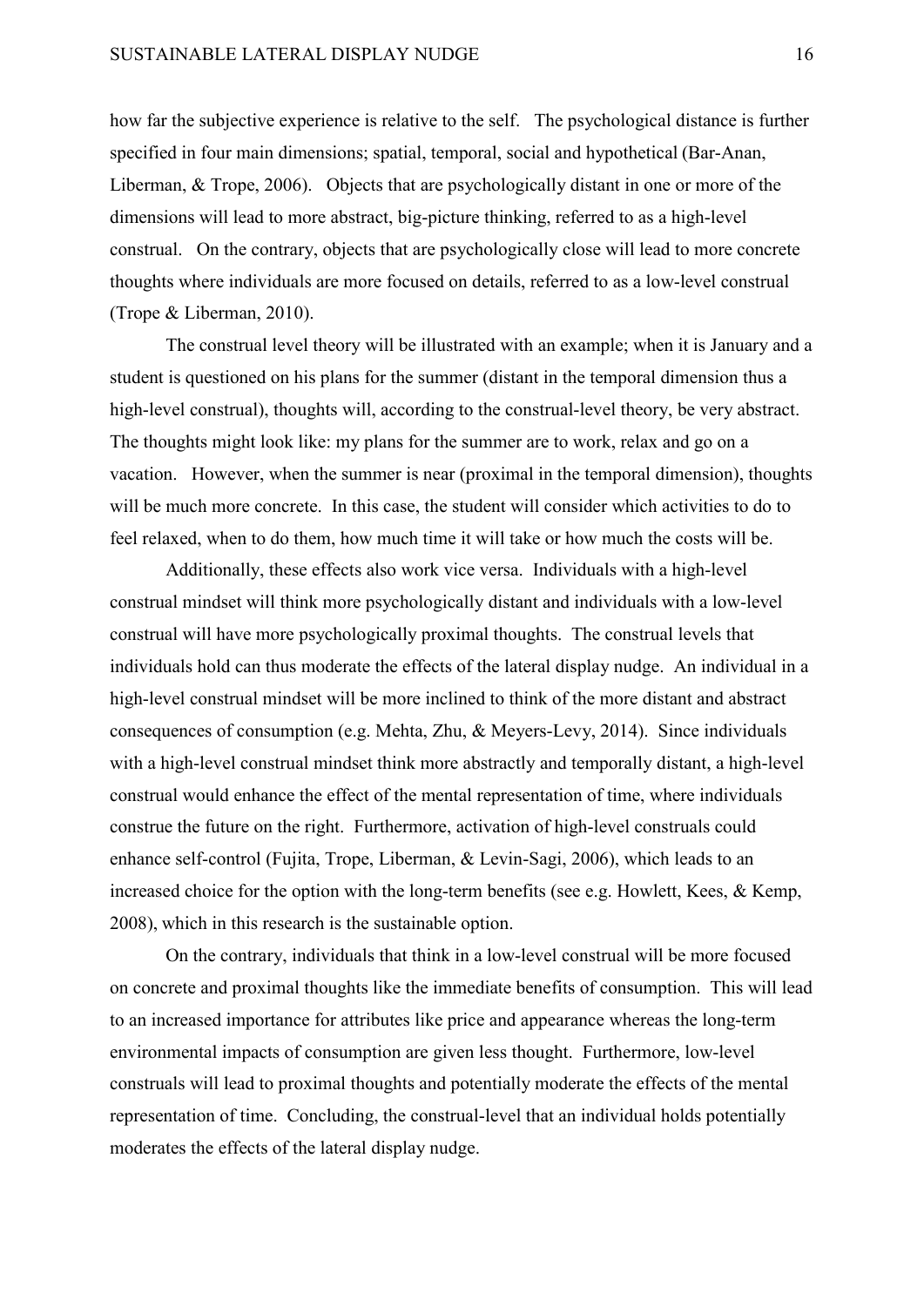how far the subjective experience is relative to the self. The psychological distance is further specified in four main dimensions; spatial, temporal, social and hypothetical (Bar-Anan, Liberman, & Trope, 2006). Objects that are psychologically distant in one or more of the dimensions will lead to more abstract, big-picture thinking, referred to as a high-level construal. On the contrary, objects that are psychologically close will lead to more concrete thoughts where individuals are more focused on details, referred to as a low-level construal (Trope & Liberman, 2010).

The construal level theory will be illustrated with an example; when it is January and a student is questioned on his plans for the summer (distant in the temporal dimension thus a high-level construal), thoughts will, according to the construal-level theory, be very abstract. The thoughts might look like: my plans for the summer are to work, relax and go on a vacation. However, when the summer is near (proximal in the temporal dimension), thoughts will be much more concrete. In this case, the student will consider which activities to do to feel relaxed, when to do them, how much time it will take or how much the costs will be.

Additionally, these effects also work vice versa. Individuals with a high-level construal mindset will think more psychologically distant and individuals with a low-level construal will have more psychologically proximal thoughts. The construal levels that individuals hold can thus moderate the effects of the lateral display nudge. An individual in a high-level construal mindset will be more inclined to think of the more distant and abstract consequences of consumption (e.g. Mehta, Zhu, & Meyers-Levy, 2014). Since individuals with a high-level construal mindset think more abstractly and temporally distant, a high-level construal would enhance the effect of the mental representation of time, where individuals construe the future on the right. Furthermore, activation of high-level construals could enhance self-control (Fujita, Trope, Liberman, & Levin-Sagi, 2006), which leads to an increased choice for the option with the long-term benefits (see e.g. Howlett, Kees, & Kemp, 2008), which in this research is the sustainable option.

On the contrary, individuals that think in a low-level construal will be more focused on concrete and proximal thoughts like the immediate benefits of consumption. This will lead to an increased importance for attributes like price and appearance whereas the long-term environmental impacts of consumption are given less thought. Furthermore, low-level construals will lead to proximal thoughts and potentially moderate the effects of the mental representation of time. Concluding, the construal-level that an individual holds potentially moderates the effects of the lateral display nudge.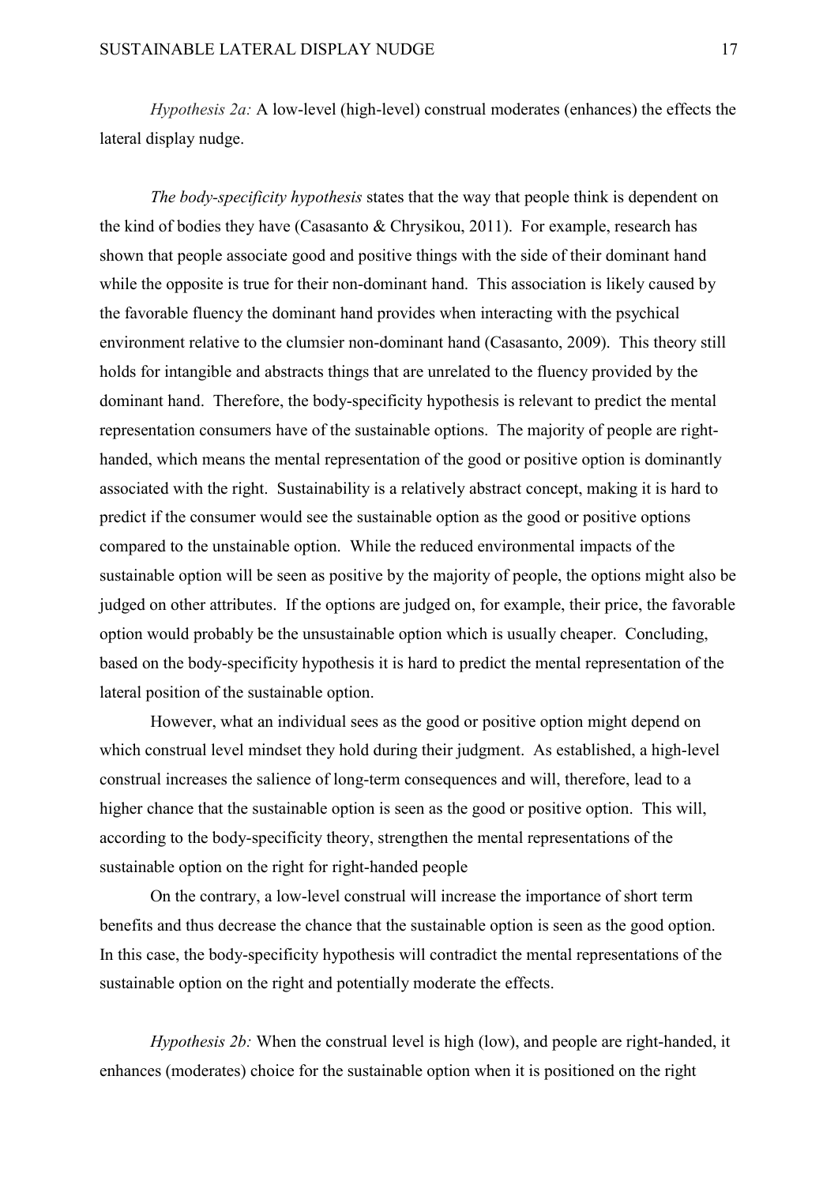*Hypothesis 2a:* A low-level (high-level) construal moderates (enhances) the effects the lateral display nudge.

*The body-specificity hypothesis* states that the way that people think is dependent on the kind of bodies they have (Casasanto & Chrysikou, 2011). For example, research has shown that people associate good and positive things with the side of their dominant hand while the opposite is true for their non-dominant hand. This association is likely caused by the favorable fluency the dominant hand provides when interacting with the psychical environment relative to the clumsier non-dominant hand (Casasanto, 2009). This theory still holds for intangible and abstracts things that are unrelated to the fluency provided by the dominant hand. Therefore, the body-specificity hypothesis is relevant to predict the mental representation consumers have of the sustainable options. The majority of people are right-handed, which means the mental representation of the good or positive option is dominantly associated with the right. Sustainability is a relatively abstract concept, making it is hard to predict if the consumer would see the sustainable option as the good or positive options compared to the unstainable option. While the reduced environmental impacts of the sustainable option will be seen as positive by the majority of people, the options might also be judged on other attributes. If the options are judged on, for example, their price, the favorable option would probably be the unsustainable option which is usually cheaper. Concluding, based on the body-specificity hypothesis it is hard to predict the mental representation of the lateral position of the sustainable option.

However, what an individual sees as the good or positive option might depend on which construal level mindset they hold during their judgment. As established, a high-level construal increases the salience of long-term consequences and will, therefore, lead to a higher chance that the sustainable option is seen as the good or positive option. This will, according to the body-specificity theory, strengthen the mental representations of the sustainable option on the right for right-handed people

On the contrary, a low-level construal will increase the importance of short term benefits and thus decrease the chance that the sustainable option is seen as the good option. In this case, the body-specificity hypothesis will contradict the mental representations of the sustainable option on the right and potentially moderate the effects.

*Hypothesis 2b:* When the construal level is high (low), and people are right-handed, it enhances (moderates) choice for the sustainable option when it is positioned on the right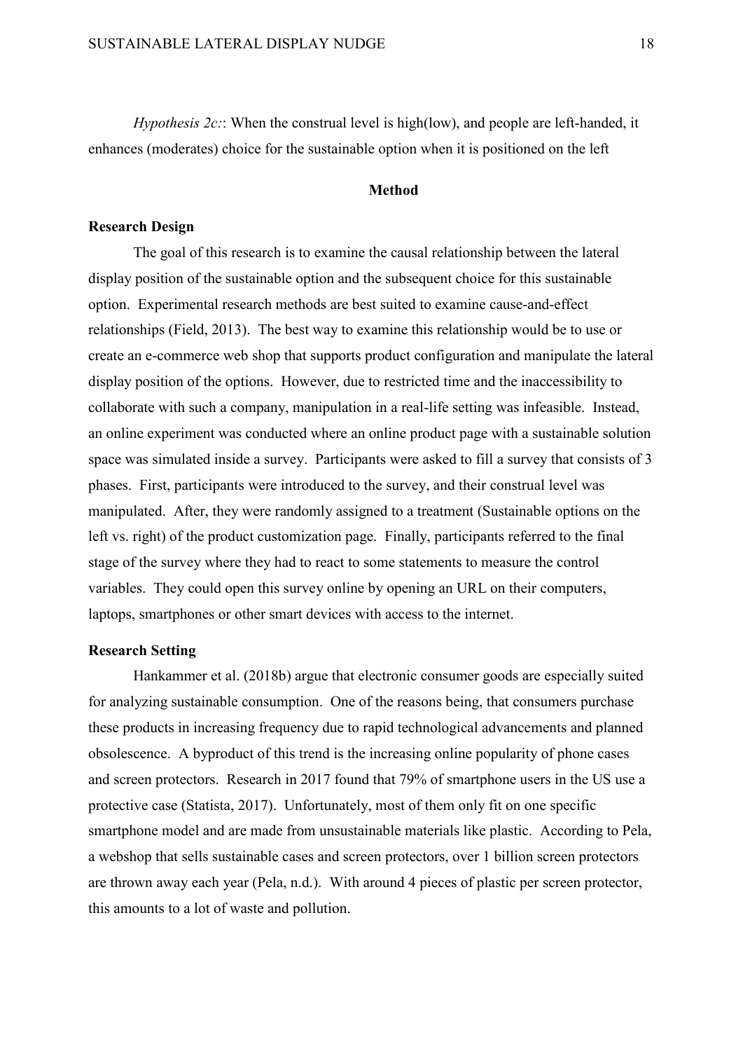*Hypothesis 2c:*: When the construal level is high(low), and people are left-handed, it enhances (moderates) choice for the sustainable option when it is positioned on the left

## Method

### Research Design

The goal of this research is to examine the causal relationship between the lateral display position of the sustainable option and the subsequent choice for this sustainable option. Experimental research methods are best suited to examine cause-and-effect relationships (Field, 2013). The best way to examine this relationship would be to use or create an e-commerce web shop that supports product configuration and manipulate the lateral display position of the options. However, due to restricted time and the inaccessibility to collaborate with such a company, manipulation in a real-life setting was infeasible. Instead, an online experiment was conducted where an online product page with a sustainable solution space was simulated inside a survey. Participants were asked to fill a survey that consists of 3 phases. First, participants were introduced to the survey, and their construal level was manipulated. After, they were randomly assigned to a treatment (Sustainable options on the left vs. right) of the product customization page. Finally, participants referred to the final stage of the survey where they had to react to some statements to measure the control variables. They could open this survey online by opening an URL on their computers, laptops, smartphones or other smart devices with access to the internet.

### Research Setting

Hankammer et al. (2018b) argue that electronic consumer goods are especially suited for analyzing sustainable consumption. One of the reasons being, that consumers purchase these products in increasing frequency due to rapid technological advancements and planned obsolescence. A byproduct of this trend is the increasing online popularity of phone cases and screen protectors. Research in 2017 found that 79% of smartphone users in the US use a protective case (Statista, 2017). Unfortunately, most of them only fit on one specific smartphone model and are made from unsustainable materials like plastic. According to Pela, a webshop that sells sustainable cases and screen protectors, over 1 billion screen protectors are thrown away each year (Pela, n.d.). With around 4 pieces of plastic per screen protector, this amounts to a lot of waste and pollution.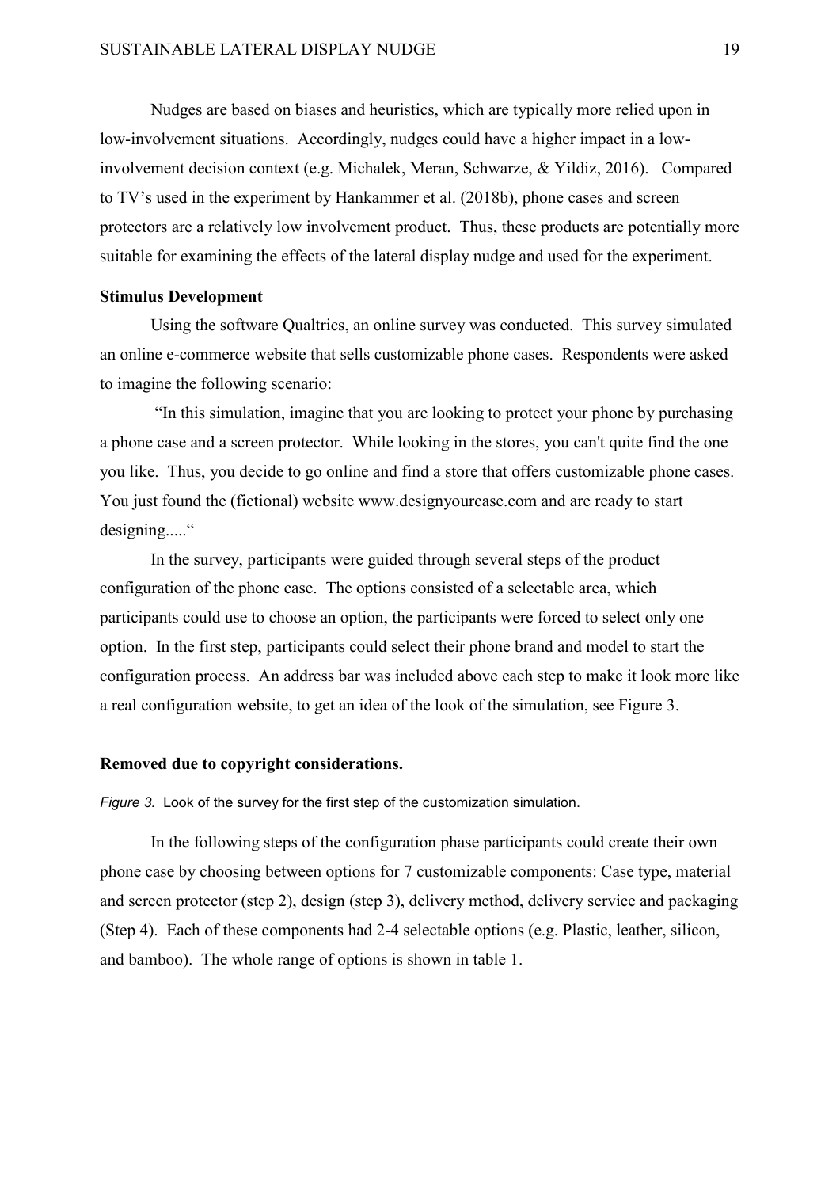Nudges are based on biases and heuristics, which are typically more relied upon in low-involvement situations. Accordingly, nudges could have a higher impact in a low-involvement decision context (e.g. Michalek, Meran, Schwarze, & Yildiz, 2016). Compared to TV's used in the experiment by Hankammer et al. (2018b), phone cases and screen protectors are a relatively low involvement product. Thus, these products are potentially more suitable for examining the effects of the lateral display nudge and used for the experiment.

**Stimulus Development**

Using the software Qualtrics, an online survey was conducted. This survey simulated an online e-commerce website that sells customizable phone cases. Respondents were asked to imagine the following scenario:

"In this simulation, imagine that you are looking to protect your phone by purchasing a phone case and a screen protector. While looking in the stores, you can't quite find the one you like. Thus, you decide to go online and find a store that offers customizable phone cases. You just found the (fictional) website www.designyourcase.com and are ready to start designing....."

In the survey, participants were guided through several steps of the product configuration of the phone case. The options consisted of a selectable area, which participants could use to choose an option, the participants were forced to select only one option. In the first step, participants could select their phone brand and model to start the configuration process. An address bar was included above each step to make it look more like a real configuration website, to get an idea of the look of the simulation, see Figure 3.

**Removed due to copyright considerations.**

*Figure 3.* Look of the survey for the first step of the customization simulation.

In the following steps of the configuration phase participants could create their own phone case by choosing between options for 7 customizable components: Case type, material and screen protector (step 2), design (step 3), delivery method, delivery service and packaging (Step 4). Each of these components had 2-4 selectable options (e.g. Plastic, leather, silicon, and bamboo). The whole range of options is shown in table 1.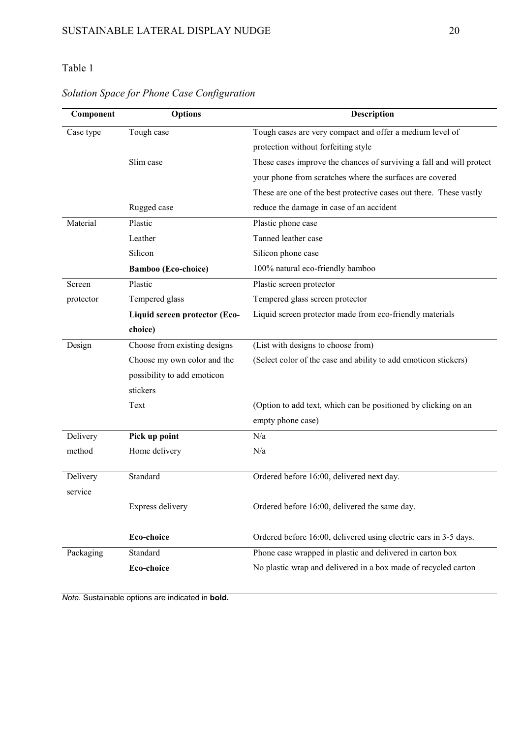Table 1

*Solution Space for Phone Case Configuration*

| Component | Options | Description |
|---|---|---|
| Case type | Tough case | Tough cases are very compact and offer a medium level of protection without forfeiting style |
| | Slim case | These cases improve the chances of surviving a fall and will protect your phone from scratches where the surfaces are covered |
| | Rugged case | These are one of the best protective cases out there. These vastly reduce the damage in case of an accident |
| Material | Plastic | Plastic phone case |
| | Leather | Tanned leather case |
| | Silicon | Silicon phone case |
| | **Bamboo (Eco-choice)** | 100% natural eco-friendly bamboo |
| Screen protector | Plastic | Plastic screen protector |
| | Tempered glass | Tempered glass screen protector |
| | **Liquid screen protector (Eco-choice)** | Liquid screen protector made from eco-friendly materials |
| Design | Choose from existing designs | (List with designs to choose from) |
| | Choose my own color and the possibility to add emoticon stickers | (Select color of the case and ability to add emoticon stickers) |
| | Text | (Option to add text, which can be positioned by clicking on an empty phone case) |
| Delivery method | **Pick up point** | N/a |
| | Home delivery | N/a |
| Delivery service | Standard | Ordered before 16:00, delivered next day. |
| | Express delivery | Ordered before 16:00, delivered the same day. |
| | **Eco-choice** | Ordered before 16:00, delivered using electric cars in 3-5 days. |
| Packaging | Standard | Phone case wrapped in plastic and delivered in carton box |
| | **Eco-choice** | No plastic wrap and delivered in a box made of recycled carton |

*Note.* Sustainable options are indicated in **bold.**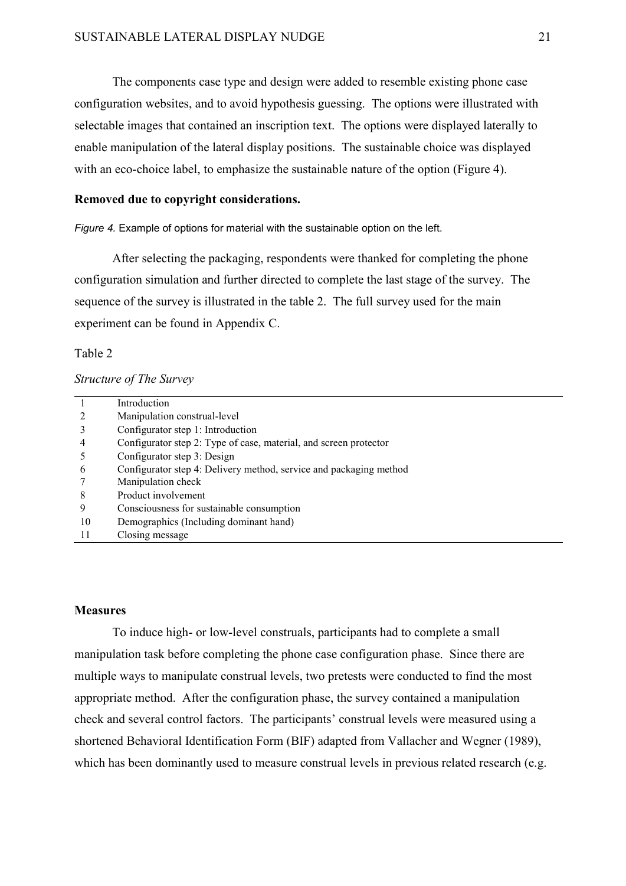The components case type and design were added to resemble existing phone case configuration websites, and to avoid hypothesis guessing. The options were illustrated with selectable images that contained an inscription text. The options were displayed laterally to enable manipulation of the lateral display positions. The sustainable choice was displayed with an eco-choice label, to emphasize the sustainable nature of the option (Figure 4).

**Removed due to copyright considerations.**

*Figure 4.* Example of options for material with the sustainable option on the left.

After selecting the packaging, respondents were thanked for completing the phone configuration simulation and further directed to complete the last stage of the survey. The sequence of the survey is illustrated in the table 2. The full survey used for the main experiment can be found in Appendix C.

Table 2

*Structure of The Survey*

| | |
|---|---|
| 1 | Introduction |
| 2 | Manipulation construal-level |
| 3 | Configurator step 1: Introduction |
| 4 | Configurator step 2: Type of case, material, and screen protector |
| 5 | Configurator step 3: Design |
| 6 | Configurator step 4: Delivery method, service and packaging method |
| 7 | Manipulation check |
| 8 | Product involvement |
| 9 | Consciousness for sustainable consumption |
| 10 | Demographics (Including dominant hand) |
| 11 | Closing message |

**Measures**

To induce high- or low-level construals, participants had to complete a small manipulation task before completing the phone case configuration phase. Since there are multiple ways to manipulate construal levels, two pretests were conducted to find the most appropriate method. After the configuration phase, the survey contained a manipulation check and several control factors. The participants' construal levels were measured using a shortened Behavioral Identification Form (BIF) adapted from Vallacher and Wegner (1989), which has been dominantly used to measure construal levels in previous related research (e.g.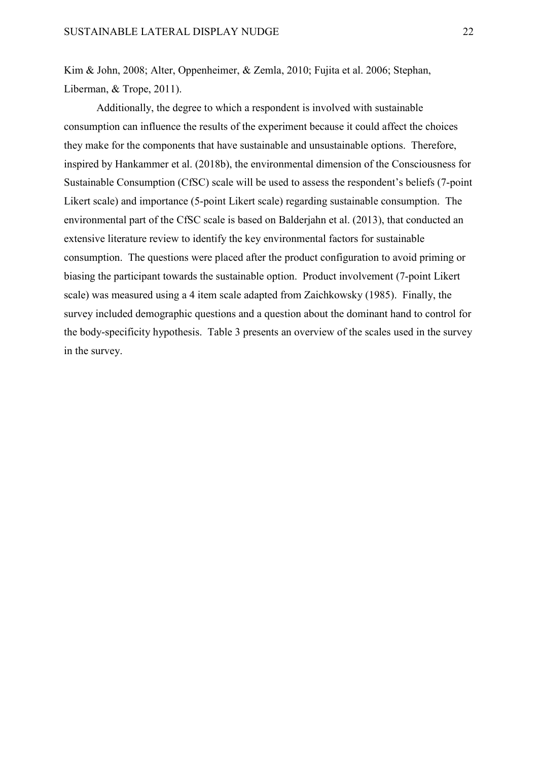Kim & John, 2008; Alter, Oppenheimer, & Zemla, 2010; Fujita et al. 2006; Stephan, Liberman, & Trope, 2011).

Additionally, the degree to which a respondent is involved with sustainable consumption can influence the results of the experiment because it could affect the choices they make for the components that have sustainable and unsustainable options. Therefore, inspired by Hankammer et al. (2018b), the environmental dimension of the Consciousness for Sustainable Consumption (CfSC) scale will be used to assess the respondent's beliefs (7-point Likert scale) and importance (5-point Likert scale) regarding sustainable consumption. The environmental part of the CfSC scale is based on Balderjahn et al. (2013), that conducted an extensive literature review to identify the key environmental factors for sustainable consumption. The questions were placed after the product configuration to avoid priming or biasing the participant towards the sustainable option. Product involvement (7-point Likert scale) was measured using a 4 item scale adapted from Zaichkowsky (1985). Finally, the survey included demographic questions and a question about the dominant hand to control for the body-specificity hypothesis. Table 3 presents an overview of the scales used in the survey in the survey.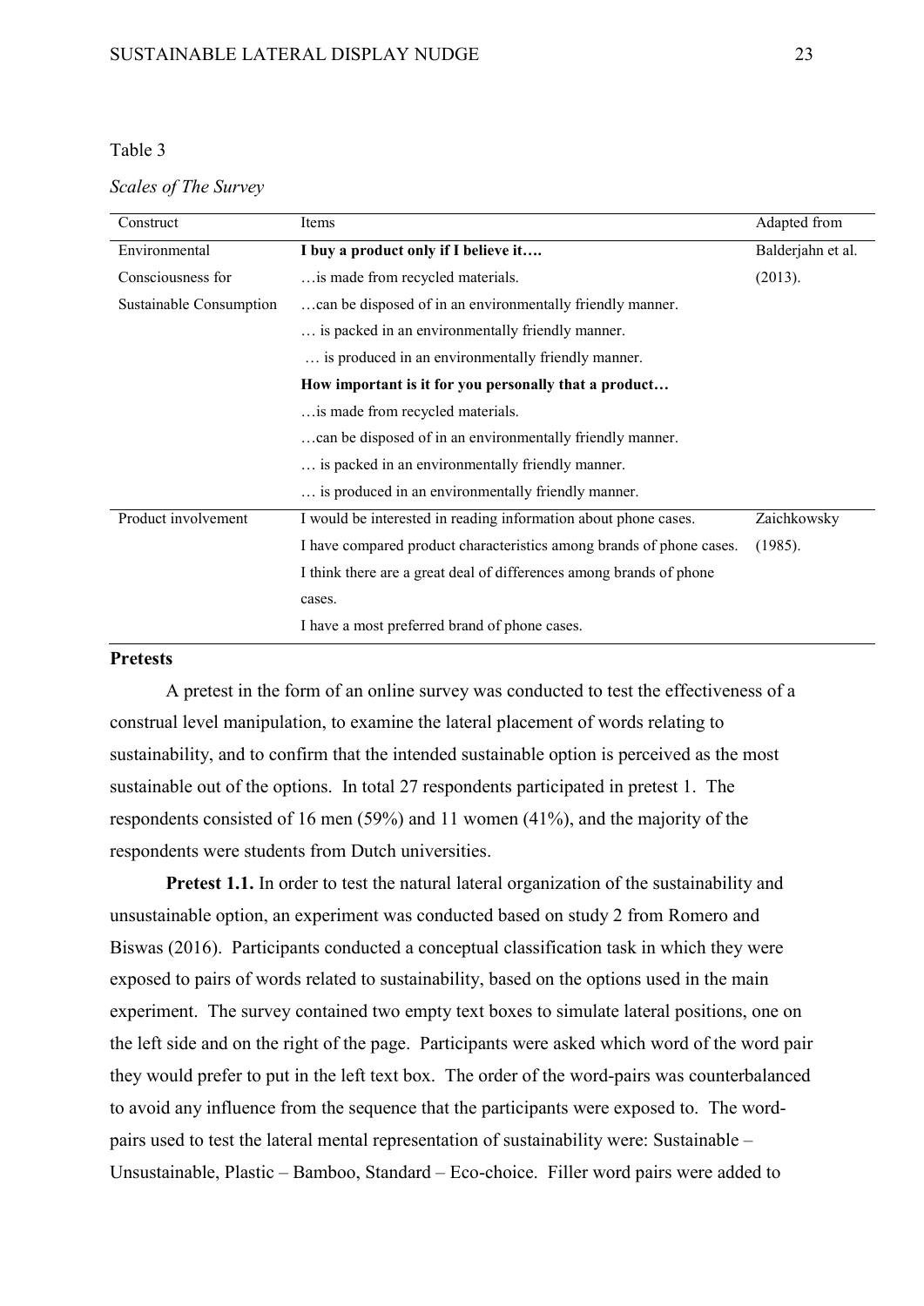Table 3

*Scales of The Survey*

| Construct | Items | Adapted from |
|---|---|---|
| Environmental Consciousness for Sustainable Consumption | **I buy a product only if I believe it….** | Balderjahn et al. (2013). |
| | …is made from recycled materials. | |
| | …can be disposed of in an environmentally friendly manner. | |
| | … is packed in an environmentally friendly manner. | |
| | … is produced in an environmentally friendly manner. | |
| | **How important is it for you personally that a product…** | |
| | …is made from recycled materials. | |
| | …can be disposed of in an environmentally friendly manner. | |
| | … is packed in an environmentally friendly manner. | |
| | … is produced in an environmentally friendly manner. | |
| Product involvement | I would be interested in reading information about phone cases. | Zaichkowsky (1985). |
| | I have compared product characteristics among brands of phone cases. | |
| | I think there are a great deal of differences among brands of phone cases. | |
| | I have a most preferred brand of phone cases. | |

**Pretests**

A pretest in the form of an online survey was conducted to test the effectiveness of a construal level manipulation, to examine the lateral placement of words relating to sustainability, and to confirm that the intended sustainable option is perceived as the most sustainable out of the options. In total 27 respondents participated in pretest 1. The respondents consisted of 16 men (59%) and 11 women (41%), and the majority of the respondents were students from Dutch universities.

**Pretest 1.1.** In order to test the natural lateral organization of the sustainability and unsustainable option, an experiment was conducted based on study 2 from Romero and Biswas (2016). Participants conducted a conceptual classification task in which they were exposed to pairs of words related to sustainability, based on the options used in the main experiment. The survey contained two empty text boxes to simulate lateral positions, one on the left side and on the right of the page. Participants were asked which word of the word pair they would prefer to put in the left text box. The order of the word-pairs was counterbalanced to avoid any influence from the sequence that the participants were exposed to. The word-pairs used to test the lateral mental representation of sustainability were: Sustainable – Unsustainable, Plastic – Bamboo, Standard – Eco-choice. Filler word pairs were added to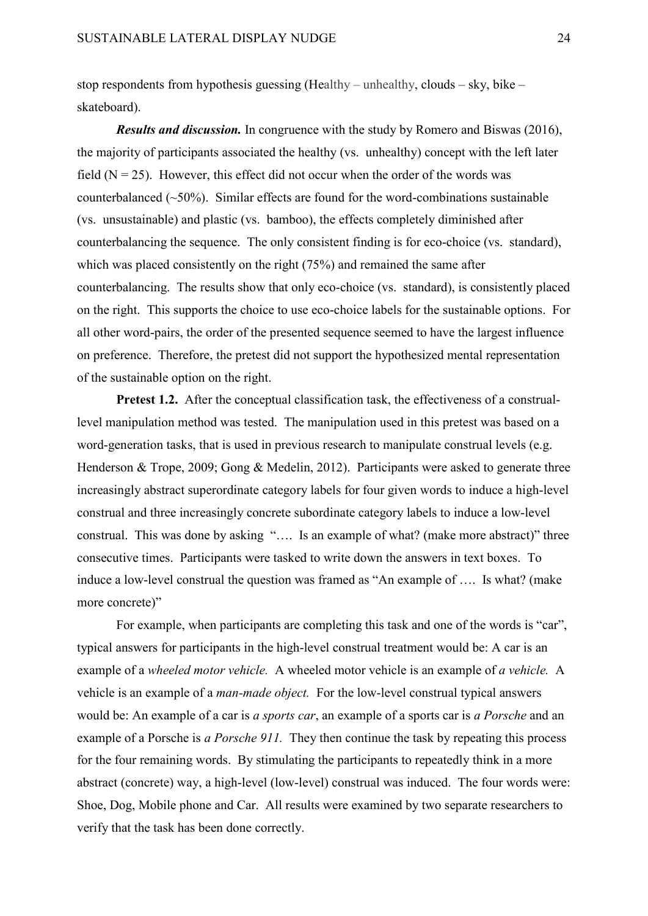stop respondents from hypothesis guessing (Healthy – unhealthy, clouds – sky, bike – skateboard).

***Results and discussion.*** In congruence with the study by Romero and Biswas (2016), the majority of participants associated the healthy (vs. unhealthy) concept with the left later field (N = 25). However, this effect did not occur when the order of the words was counterbalanced (~50%). Similar effects are found for the word-combinations sustainable (vs. unsustainable) and plastic (vs. bamboo), the effects completely diminished after counterbalancing the sequence. The only consistent finding is for eco-choice (vs. standard), which was placed consistently on the right (75%) and remained the same after counterbalancing. The results show that only eco-choice (vs. standard), is consistently placed on the right. This supports the choice to use eco-choice labels for the sustainable options. For all other word-pairs, the order of the presented sequence seemed to have the largest influence on preference. Therefore, the pretest did not support the hypothesized mental representation of the sustainable option on the right.

**Pretest 1.2.** After the conceptual classification task, the effectiveness of a construal-level manipulation method was tested. The manipulation used in this pretest was based on a word-generation tasks, that is used in previous research to manipulate construal levels (e.g. Henderson & Trope, 2009; Gong & Medelin, 2012). Participants were asked to generate three increasingly abstract superordinate category labels for four given words to induce a high-level construal and three increasingly concrete subordinate category labels to induce a low-level construal. This was done by asking "…. Is an example of what? (make more abstract)" three consecutive times. Participants were tasked to write down the answers in text boxes. To induce a low-level construal the question was framed as "An example of …. Is what? (make more concrete)"

For example, when participants are completing this task and one of the words is "car", typical answers for participants in the high-level construal treatment would be: A car is an example of a *wheeled motor vehicle.* A wheeled motor vehicle is an example of *a vehicle.* A vehicle is an example of a *man-made object.* For the low-level construal typical answers would be: An example of a car is *a sports car*, an example of a sports car is *a Porsche* and an example of a Porsche is *a Porsche 911.* They then continue the task by repeating this process for the four remaining words. By stimulating the participants to repeatedly think in a more abstract (concrete) way, a high-level (low-level) construal was induced. The four words were: Shoe, Dog, Mobile phone and Car. All results were examined by two separate researchers to verify that the task has been done correctly.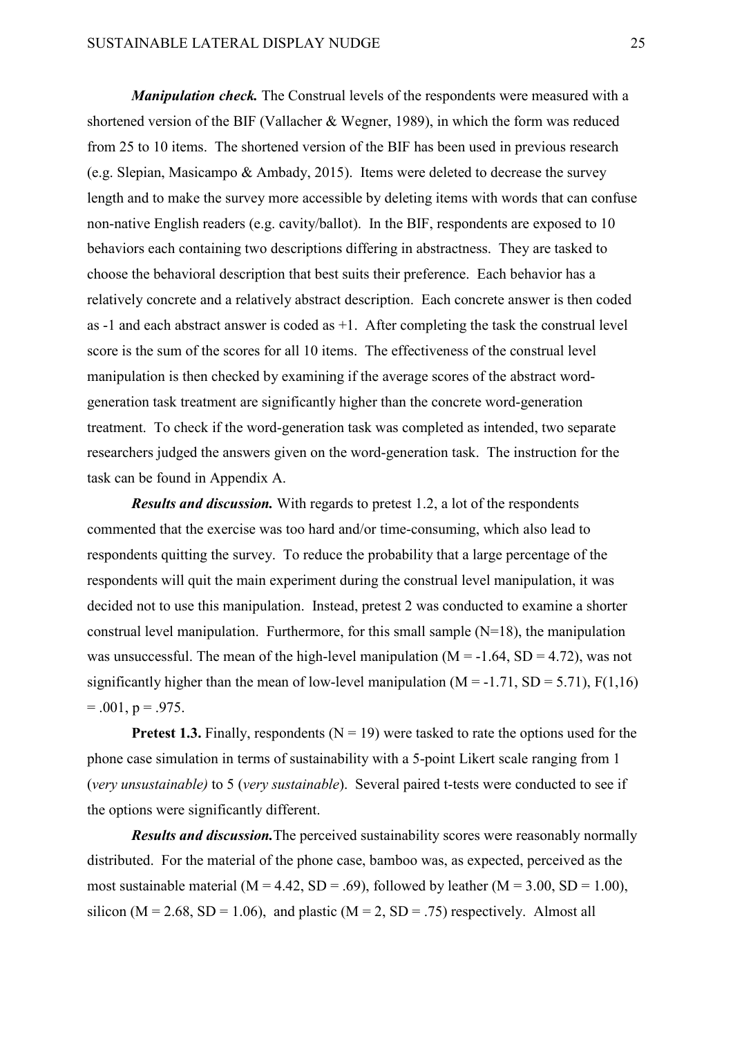***Manipulation check.*** The Construal levels of the respondents were measured with a shortened version of the BIF (Vallacher & Wegner, 1989), in which the form was reduced from 25 to 10 items. The shortened version of the BIF has been used in previous research (e.g. Slepian, Masicampo & Ambady, 2015). Items were deleted to decrease the survey length and to make the survey more accessible by deleting items with words that can confuse non-native English readers (e.g. cavity/ballot). In the BIF, respondents are exposed to 10 behaviors each containing two descriptions differing in abstractness. They are tasked to choose the behavioral description that best suits their preference. Each behavior has a relatively concrete and a relatively abstract description. Each concrete answer is then coded as -1 and each abstract answer is coded as +1. After completing the task the construal level score is the sum of the scores for all 10 items. The effectiveness of the construal level manipulation is then checked by examining if the average scores of the abstract word-generation task treatment are significantly higher than the concrete word-generation treatment. To check if the word-generation task was completed as intended, two separate researchers judged the answers given on the word-generation task. The instruction for the task can be found in Appendix A.

***Results and discussion.*** With regards to pretest 1.2, a lot of the respondents commented that the exercise was too hard and/or time-consuming, which also lead to respondents quitting the survey. To reduce the probability that a large percentage of the respondents will quit the main experiment during the construal level manipulation, it was decided not to use this manipulation. Instead, pretest 2 was conducted to examine a shorter construal level manipulation. Furthermore, for this small sample ($N=18$), the manipulation was unsuccessful. The mean of the high-level manipulation ($M = -1.64$, $SD = 4.72$), was not significantly higher than the mean of low-level manipulation ($M = -1.71$, $SD = 5.71$), $F(1,16) = .001$, $p = .975$.

**Pretest 1.3.** Finally, respondents ($N = 19$) were tasked to rate the options used for the phone case simulation in terms of sustainability with a 5-point Likert scale ranging from 1 (*very unsustainable)* to 5 (*very sustainable*). Several paired t-tests were conducted to see if the options were significantly different.

***Results and discussion.*** The perceived sustainability scores were reasonably normally distributed. For the material of the phone case, bamboo was, as expected, perceived as the most sustainable material ($M = 4.42$, $SD = .69$), followed by leather ($M = 3.00$, $SD = 1.00$), silicon ($M = 2.68$, $SD = 1.06$), and plastic ($M = 2$, $SD = .75$) respectively. Almost all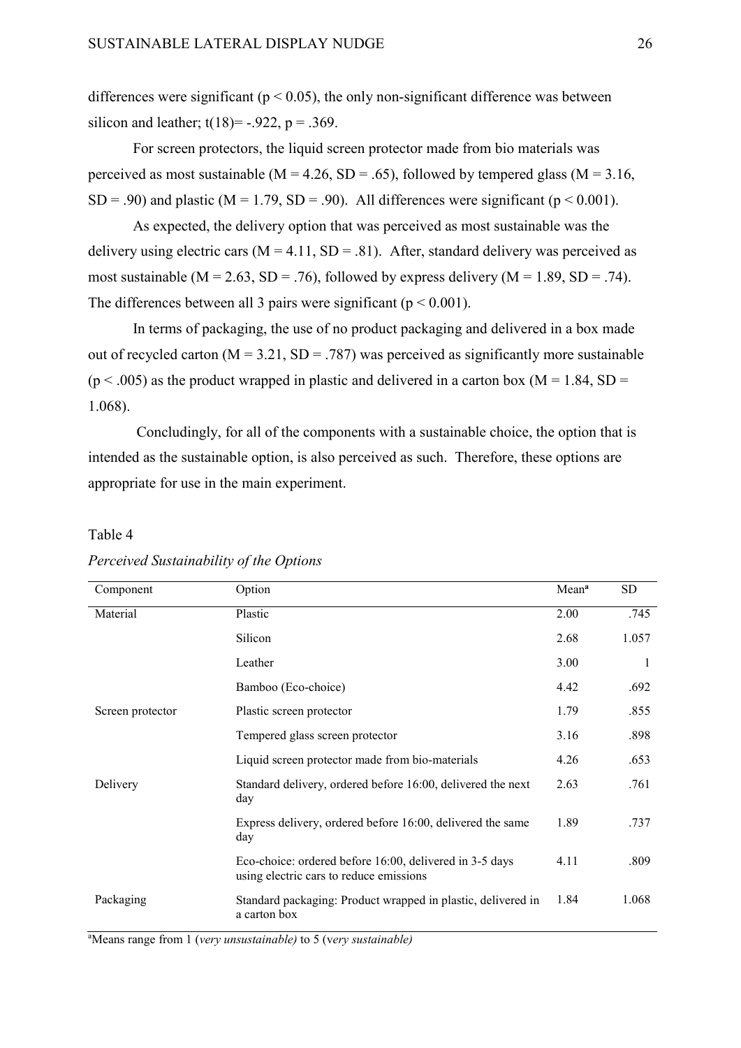differences were significant ($p < 0.05$), the only non-significant difference was between silicon and leather; $t(18) = -.922$, $p = .369$.

For screen protectors, the liquid screen protector made from bio materials was perceived as most sustainable ($M = 4.26$, $SD = .65$), followed by tempered glass ($M = 3.16$, $SD = .90$) and plastic ($M = 1.79$, $SD = .90$). All differences were significant ($p < 0.001$).

As expected, the delivery option that was perceived as most sustainable was the delivery using electric cars ($M = 4.11$, $SD = .81$). After, standard delivery was perceived as most sustainable ($M = 2.63$, $SD = .76$), followed by express delivery ($M = 1.89$, $SD = .74$). The differences between all 3 pairs were significant ($p < 0.001$).

In terms of packaging, the use of no product packaging and delivered in a box made out of recycled carton ($M = 3.21$, $SD = .787$) was perceived as significantly more sustainable ($p < .005$) as the product wrapped in plastic and delivered in a carton box ($M = 1.84$, $SD = 1.068$).

Concludingly, for all of the components with a sustainable choice, the option that is intended as the sustainable option, is also perceived as such. Therefore, these options are appropriate for use in the main experiment.

Table 4

*Perceived Sustainability of the Options*

| Component | Option | Mean[a] | SD |
|---|---|---|---|
| Material | Plastic | 2.00 | .745 |
| | Silicon | 2.68 | 1.057 |
| | Leather | 3.00 | 1 |
| | Bamboo (Eco-choice) | 4.42 | .692 |
| Screen protector | Plastic screen protector | 1.79 | .855 |
| | Tempered glass screen protector | 3.16 | .898 |
| | Liquid screen protector made from bio-materials | 4.26 | .653 |
| Delivery | Standard delivery, ordered before 16:00, delivered the next day | 2.63 | .761 |
| | Express delivery, ordered before 16:00, delivered the same day | 1.89 | .737 |
| | Eco-choice: ordered before 16:00, delivered in 3-5 days using electric cars to reduce emissions | 4.11 | .809 |
| Packaging | Standard packaging: Product wrapped in plastic, delivered in a carton box | 1.84 | 1.068 |

[a]Means range from 1 (*very unsustainable)* to 5 (v*ery sustainable)*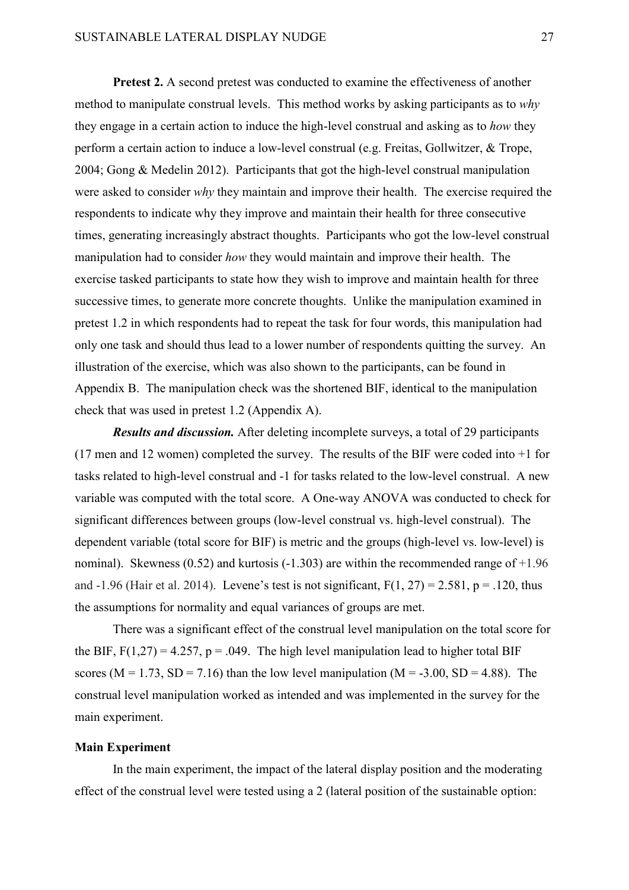**Pretest 2.** A second pretest was conducted to examine the effectiveness of another method to manipulate construal levels. This method works by asking participants as to *why* they engage in a certain action to induce the high-level construal and asking as to *how* they perform a certain action to induce a low-level construal (e.g. Freitas, Gollwitzer, & Trope, 2004; Gong & Medelin 2012). Participants that got the high-level construal manipulation were asked to consider *why* they maintain and improve their health. The exercise required the respondents to indicate why they improve and maintain their health for three consecutive times, generating increasingly abstract thoughts. Participants who got the low-level construal manipulation had to consider *how* they would maintain and improve their health. The exercise tasked participants to state how they wish to improve and maintain health for three successive times, to generate more concrete thoughts. Unlike the manipulation examined in pretest 1.2 in which respondents had to repeat the task for four words, this manipulation had only one task and should thus lead to a lower number of respondents quitting the survey. An illustration of the exercise, which was also shown to the participants, can be found in Appendix B. The manipulation check was the shortened BIF, identical to the manipulation check that was used in pretest 1.2 (Appendix A).

***Results and discussion.*** After deleting incomplete surveys, a total of 29 participants (17 men and 12 women) completed the survey. The results of the BIF were coded into +1 for tasks related to high-level construal and -1 for tasks related to the low-level construal. A new variable was computed with the total score. A One-way ANOVA was conducted to check for significant differences between groups (low-level construal vs. high-level construal). The dependent variable (total score for BIF) is metric and the groups (high-level vs. low-level) is nominal). Skewness (0.52) and kurtosis (-1.303) are within the recommended range of +1.96 and -1.96 (Hair et al. 2014). Levene's test is not significant, $F(1, 27) = 2.581$, $p = .120$, thus the assumptions for normality and equal variances of groups are met.

There was a significant effect of the construal level manipulation on the total score for the BIF, $F(1,27) = 4.257$, $p = .049$. The high level manipulation lead to higher total BIF scores ($M = 1.73$, $SD = 7.16$) than the low level manipulation ($M = -3.00$, $SD = 4.88$). The construal level manipulation worked as intended and was implemented in the survey for the main experiment.

**Main Experiment**

In the main experiment, the impact of the lateral display position and the moderating effect of the construal level were tested using a 2 (lateral position of the sustainable option: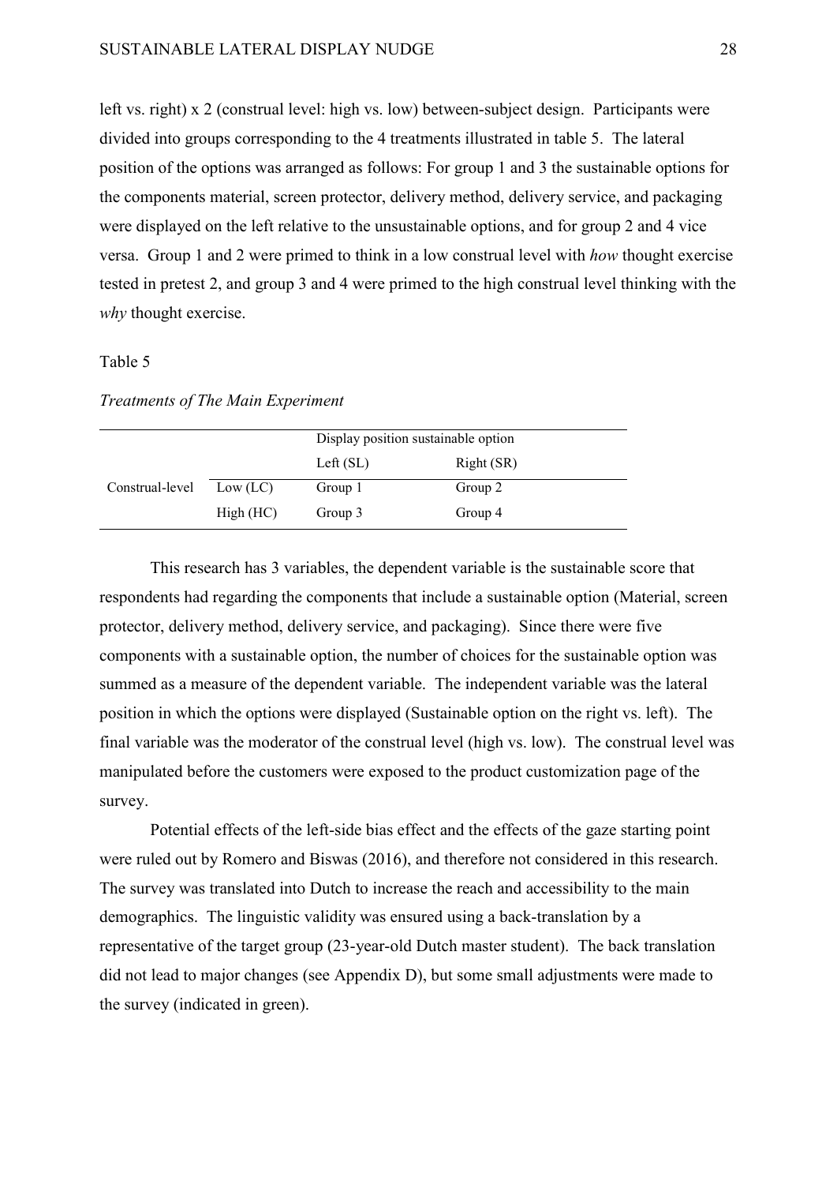left vs. right) x 2 (construal level: high vs. low) between-subject design. Participants were divided into groups corresponding to the 4 treatments illustrated in table 5. The lateral position of the options was arranged as follows: For group 1 and 3 the sustainable options for the components material, screen protector, delivery method, delivery service, and packaging were displayed on the left relative to the unsustainable options, and for group 2 and 4 vice versa. Group 1 and 2 were primed to think in a low construal level with *how* thought exercise tested in pretest 2, and group 3 and 4 were primed to the high construal level thinking with the *why* thought exercise.

Table 5

*Treatments of The Main Experiment*

| | | Display position sustainable option | |
|---|---|---|---|
| | | Left (SL) | Right (SR) |
| Construal-level | Low (LC) | Group 1 | Group 2 |
| | High (HC) | Group 3 | Group 4 |

This research has 3 variables, the dependent variable is the sustainable score that respondents had regarding the components that include a sustainable option (Material, screen protector, delivery method, delivery service, and packaging). Since there were five components with a sustainable option, the number of choices for the sustainable option was summed as a measure of the dependent variable. The independent variable was the lateral position in which the options were displayed (Sustainable option on the right vs. left). The final variable was the moderator of the construal level (high vs. low). The construal level was manipulated before the customers were exposed to the product customization page of the survey.

Potential effects of the left-side bias effect and the effects of the gaze starting point were ruled out by Romero and Biswas (2016), and therefore not considered in this research. The survey was translated into Dutch to increase the reach and accessibility to the main demographics. The linguistic validity was ensured using a back-translation by a representative of the target group (23-year-old Dutch master student). The back translation did not lead to major changes (see Appendix D), but some small adjustments were made to the survey (indicated in green).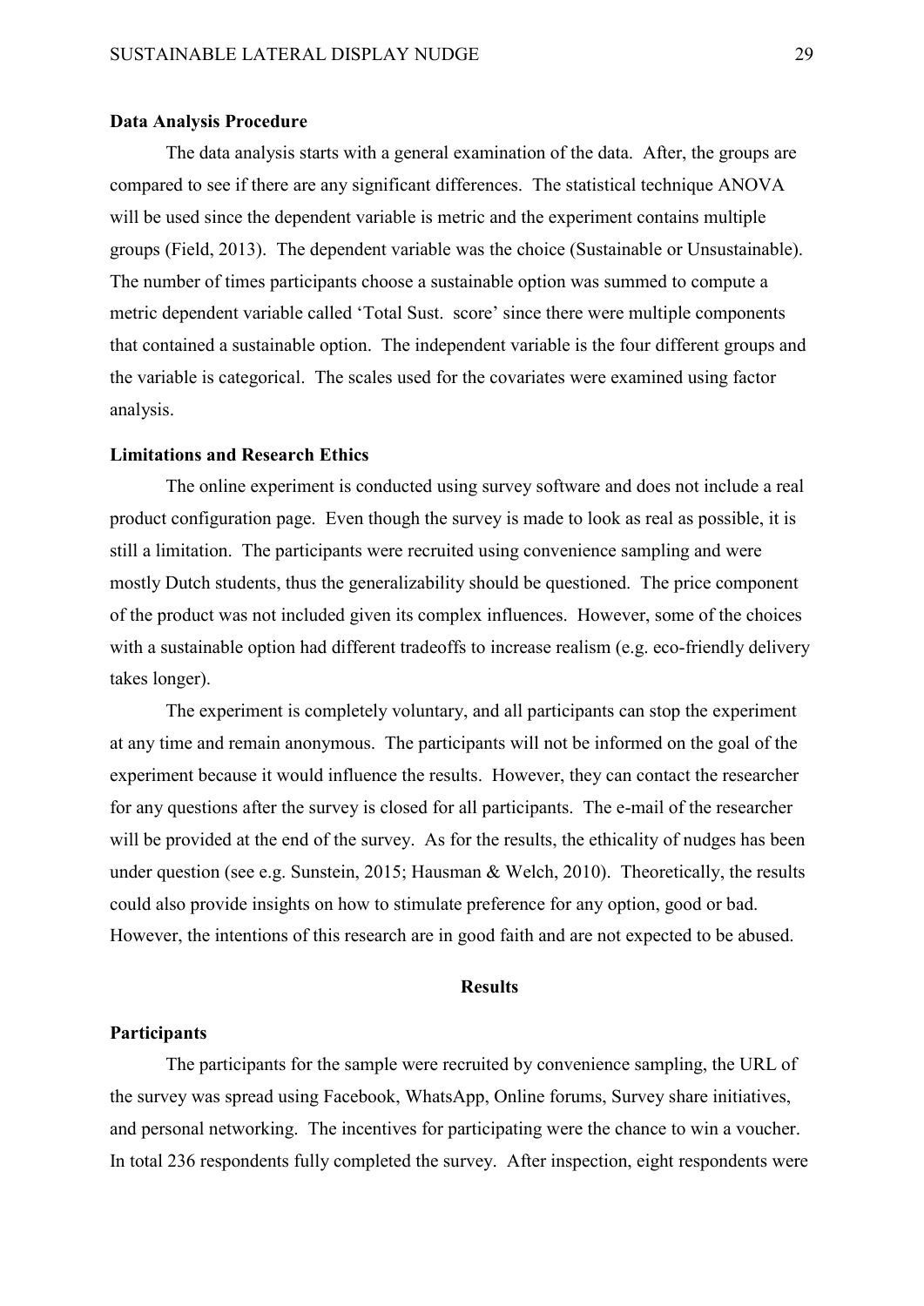**Data Analysis Procedure**

The data analysis starts with a general examination of the data. After, the groups are compared to see if there are any significant differences. The statistical technique ANOVA will be used since the dependent variable is metric and the experiment contains multiple groups (Field, 2013). The dependent variable was the choice (Sustainable or Unsustainable). The number of times participants choose a sustainable option was summed to compute a metric dependent variable called 'Total Sust. score' since there were multiple components that contained a sustainable option. The independent variable is the four different groups and the variable is categorical. The scales used for the covariates were examined using factor analysis.

**Limitations and Research Ethics**

The online experiment is conducted using survey software and does not include a real product configuration page. Even though the survey is made to look as real as possible, it is still a limitation. The participants were recruited using convenience sampling and were mostly Dutch students, thus the generalizability should be questioned. The price component of the product was not included given its complex influences. However, some of the choices with a sustainable option had different tradeoffs to increase realism (e.g. eco-friendly delivery takes longer).

The experiment is completely voluntary, and all participants can stop the experiment at any time and remain anonymous. The participants will not be informed on the goal of the experiment because it would influence the results. However, they can contact the researcher for any questions after the survey is closed for all participants. The e-mail of the researcher will be provided at the end of the survey. As for the results, the ethicality of nudges has been under question (see e.g. Sunstein, 2015; Hausman & Welch, 2010). Theoretically, the results could also provide insights on how to stimulate preference for any option, good or bad. However, the intentions of this research are in good faith and are not expected to be abused.

## Results

**Participants**

The participants for the sample were recruited by convenience sampling, the URL of the survey was spread using Facebook, WhatsApp, Online forums, Survey share initiatives, and personal networking. The incentives for participating were the chance to win a voucher. In total 236 respondents fully completed the survey. After inspection, eight respondents were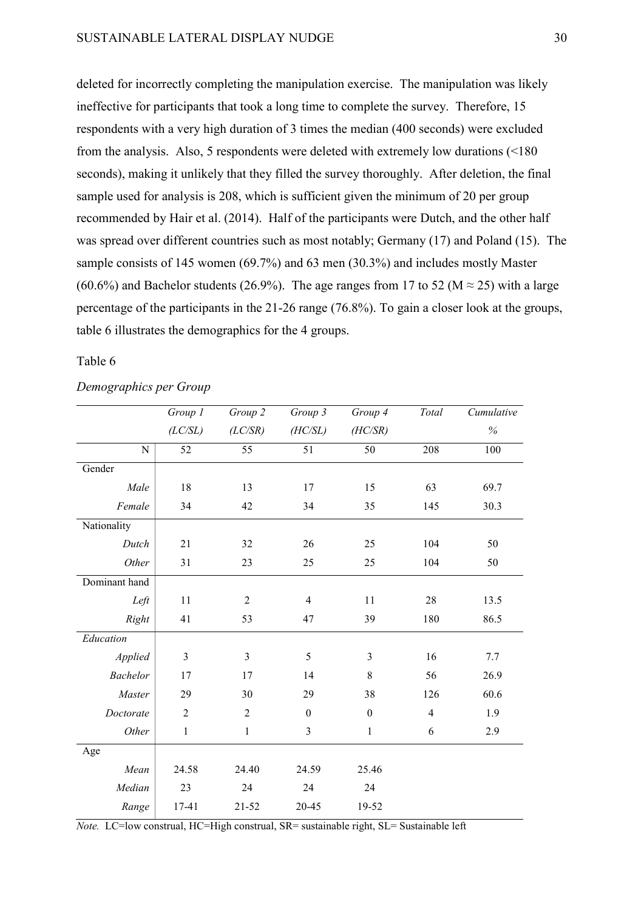deleted for incorrectly completing the manipulation exercise. The manipulation was likely ineffective for participants that took a long time to complete the survey. Therefore, 15 respondents with a very high duration of 3 times the median (400 seconds) were excluded from the analysis. Also, 5 respondents were deleted with extremely low durations (<180 seconds), making it unlikely that they filled the survey thoroughly. After deletion, the final sample used for analysis is 208, which is sufficient given the minimum of 20 per group recommended by Hair et al. (2014). Half of the participants were Dutch, and the other half was spread over different countries such as most notably; Germany (17) and Poland (15). The sample consists of 145 women (69.7%) and 63 men (30.3%) and includes mostly Master (60.6%) and Bachelor students (26.9%). The age ranges from 17 to 52 (M ≈ 25) with a large percentage of the participants in the 21-26 range (76.8%). To gain a closer look at the groups, table 6 illustrates the demographics for the 4 groups.

Table 6

*Demographics per Group*

| | *Group 1 (LC/SL)* | *Group 2 (LC/SR)* | *Group 3 (HC/SL)* | *Group 4 (HC/SR)* | *Total* | *Cumulative %* |
|---|---|---|---|---|---|---|
| N | 52 | 55 | 51 | 50 | 208 | 100 |
| Gender | | | | | | |
| *Male* | 18 | 13 | 17 | 15 | 63 | 69.7 |
| *Female* | 34 | 42 | 34 | 35 | 145 | 30.3 |
| Nationality | | | | | | |
| *Dutch* | 21 | 32 | 26 | 25 | 104 | 50 |
| *Other* | 31 | 23 | 25 | 25 | 104 | 50 |
| Dominant hand | | | | | | |
| *Left* | 11 | 2 | 4 | 11 | 28 | 13.5 |
| *Right* | 41 | 53 | 47 | 39 | 180 | 86.5 |
| *Education* | | | | | | |
| *Applied* | 3 | 3 | 5 | 3 | 16 | 7.7 |
| *Bachelor* | 17 | 17 | 14 | 8 | 56 | 26.9 |
| *Master* | 29 | 30 | 29 | 38 | 126 | 60.6 |
| *Doctorate* | 2 | 2 | 0 | 0 | 4 | 1.9 |
| *Other* | 1 | 1 | 3 | 1 | 6 | 2.9 |
| Age | | | | | | |
| *Mean* | 24.58 | 24.40 | 24.59 | 25.46 | | |
| *Median* | 23 | 24 | 24 | 24 | | |
| *Range* | 17-41 | 21-52 | 20-45 | 19-52 | | |

*Note.* LC=low construal, HC=High construal, SR= sustainable right, SL= Sustainable left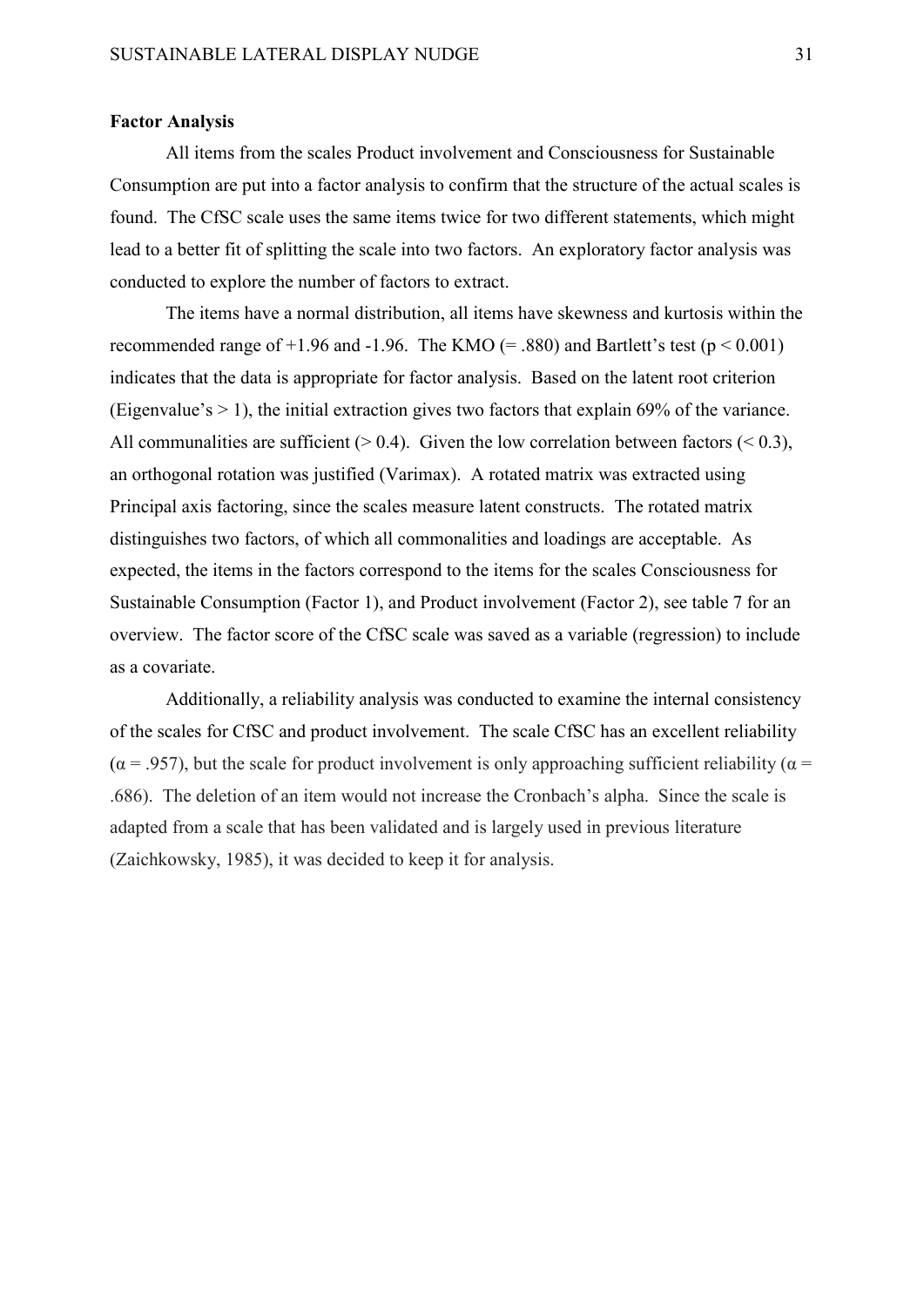**Factor Analysis**

All items from the scales Product involvement and Consciousness for Sustainable Consumption are put into a factor analysis to confirm that the structure of the actual scales is found. The CfSC scale uses the same items twice for two different statements, which might lead to a better fit of splitting the scale into two factors. An exploratory factor analysis was conducted to explore the number of factors to extract.

The items have a normal distribution, all items have skewness and kurtosis within the recommended range of +1.96 and -1.96. The KMO (= .880) and Bartlett's test ($p < 0.001$) indicates that the data is appropriate for factor analysis. Based on the latent root criterion (Eigenvalue's > 1), the initial extraction gives two factors that explain 69% of the variance. All communalities are sufficient (> 0.4). Given the low correlation between factors (< 0.3), an orthogonal rotation was justified (Varimax). A rotated matrix was extracted using Principal axis factoring, since the scales measure latent constructs. The rotated matrix distinguishes two factors, of which all commonalities and loadings are acceptable. As expected, the items in the factors correspond to the items for the scales Consciousness for Sustainable Consumption (Factor 1), and Product involvement (Factor 2), see table 7 for an overview. The factor score of the CfSC scale was saved as a variable (regression) to include as a covariate.

Additionally, a reliability analysis was conducted to examine the internal consistency of the scales for CfSC and product involvement. The scale CfSC has an excellent reliability ($\alpha = .957$), but the scale for product involvement is only approaching sufficient reliability ($\alpha = .686$). The deletion of an item would not increase the Cronbach's alpha. Since the scale is adapted from a scale that has been validated and is largely used in previous literature (Zaichkowsky, 1985), it was decided to keep it for analysis.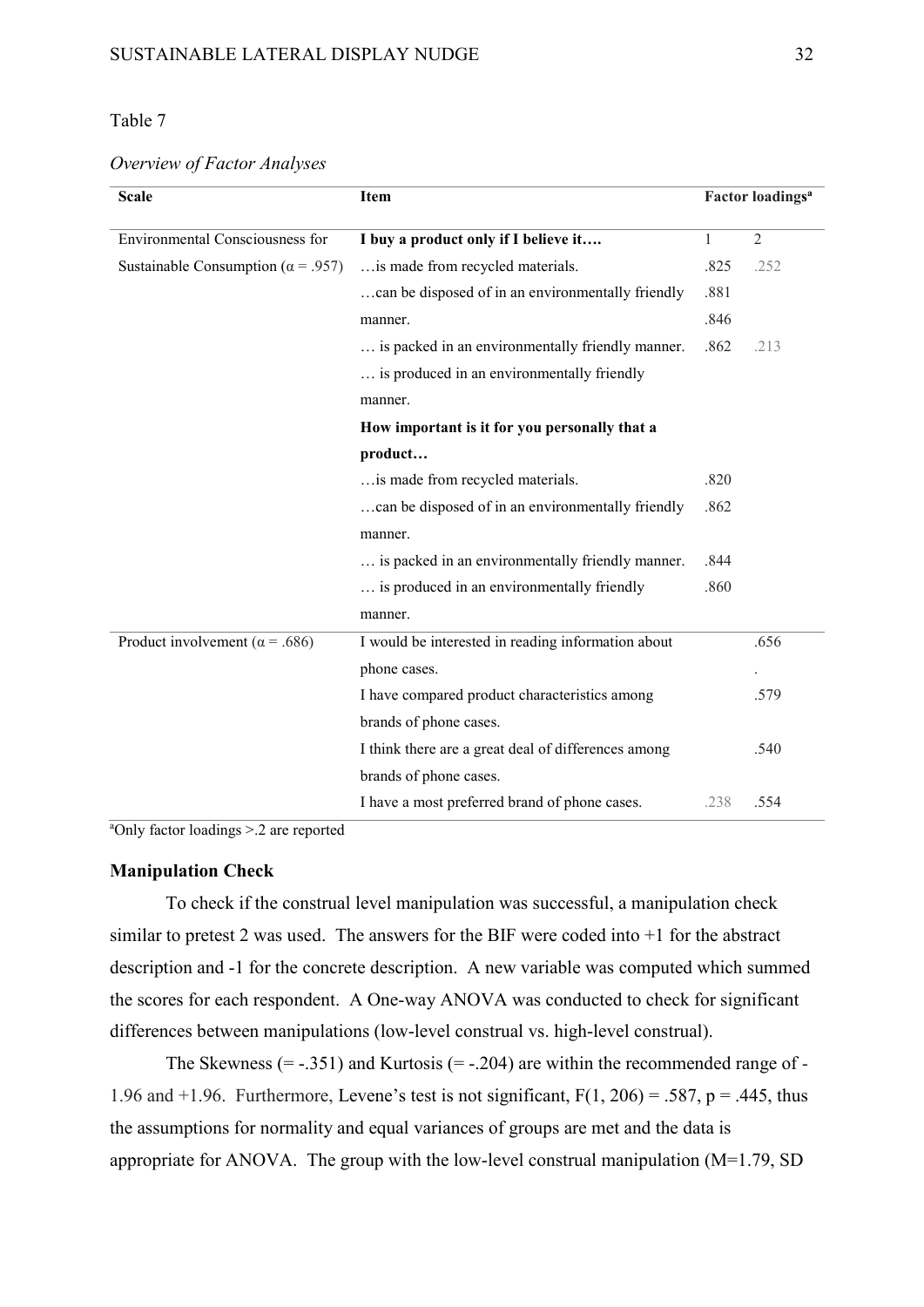Table 7

*Overview of Factor Analyses*

| Scale | Item | Factor loadings[a] | |
|---|---|---|---|
| Environmental Consciousness for | **I buy a product only if I believe it….** | 1 | 2 |
| Sustainable Consumption (α = .957) | …is made from recycled materials. | .825 | .252 |
| | …can be disposed of in an environmentally friendly | .881 | |
| | manner. | .846 | |
| | … is packed in an environmentally friendly manner. | .862 | .213 |
| | … is produced in an environmentally friendly | | |
| | manner. | | |
| | **How important is it for you personally that a** | | |
| | **product…** | | |
| | …is made from recycled materials. | .820 | |
| | …can be disposed of in an environmentally friendly | .862 | |
| | manner. | | |
| | … is packed in an environmentally friendly manner. | .844 | |
| | … is produced in an environmentally friendly | .860 | |
| | manner. | | |
| Product involvement (α = .686) | I would be interested in reading information about | | .656 |
| | phone cases. | | . |
| | I have compared product characteristics among | | .579 |
| | brands of phone cases. | | |
| | I think there are a great deal of differences among | | .540 |
| | brands of phone cases. | | |
| | I have a most preferred brand of phone cases. | .238 | .554 |

[a]Only factor loadings >.2 are reported

**Manipulation Check**

To check if the construal level manipulation was successful, a manipulation check similar to pretest 2 was used. The answers for the BIF were coded into +1 for the abstract description and -1 for the concrete description. A new variable was computed which summed the scores for each respondent. A One-way ANOVA was conducted to check for significant differences between manipulations (low-level construal vs. high-level construal).

The Skewness (= -.351) and Kurtosis (= -.204) are within the recommended range of -1.96 and +1.96. Furthermore, Levene's test is not significant, $F(1, 206) = .587$, $p = .445$, thus the assumptions for normality and equal variances of groups are met and the data is appropriate for ANOVA. The group with the low-level construal manipulation (M=1.79, SD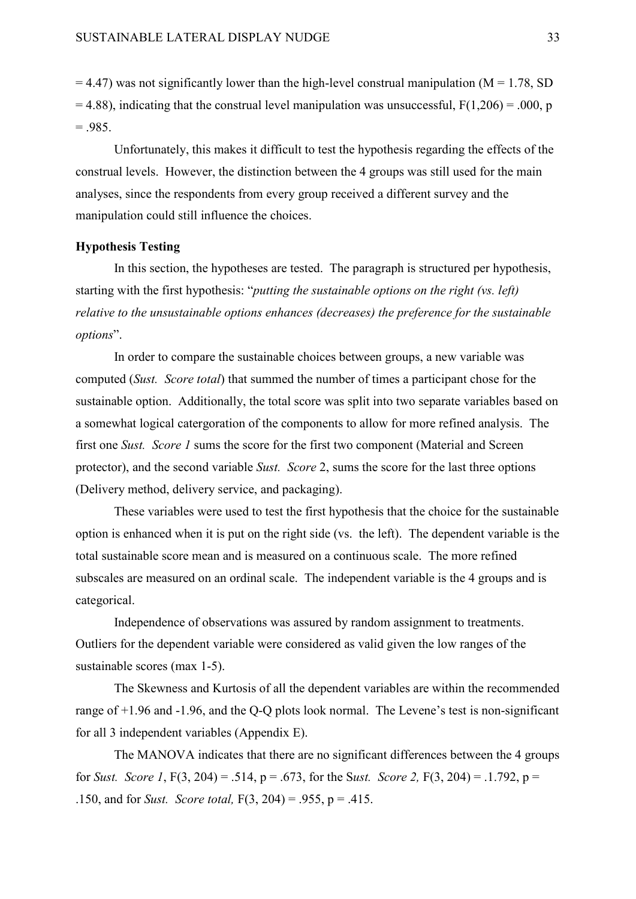= 4.47) was not significantly lower than the high-level construal manipulation ($M = 1.78$, $SD = 4.88$), indicating that the construal level manipulation was unsuccessful, $F(1,206) = .000$, $p = .985$.

Unfortunately, this makes it difficult to test the hypothesis regarding the effects of the construal levels. However, the distinction between the 4 groups was still used for the main analyses, since the respondents from every group received a different survey and the manipulation could still influence the choices.

**Hypothesis Testing**

In this section, the hypotheses are tested. The paragraph is structured per hypothesis, starting with the first hypothesis: "*putting the sustainable options on the right (vs. left) relative to the unsustainable options enhances (decreases) the preference for the sustainable options*".

In order to compare the sustainable choices between groups, a new variable was computed (*Sust. Score total*) that summed the number of times a participant chose for the sustainable option. Additionally, the total score was split into two separate variables based on a somewhat logical catergoration of the components to allow for more refined analysis. The first one *Sust. Score 1* sums the score for the first two component (Material and Screen protector), and the second variable *Sust. Score* 2, sums the score for the last three options (Delivery method, delivery service, and packaging).

These variables were used to test the first hypothesis that the choice for the sustainable option is enhanced when it is put on the right side (vs. the left). The dependent variable is the total sustainable score mean and is measured on a continuous scale. The more refined subscales are measured on an ordinal scale. The independent variable is the 4 groups and is categorical.

Independence of observations was assured by random assignment to treatments. Outliers for the dependent variable were considered as valid given the low ranges of the sustainable scores (max 1-5).

The Skewness and Kurtosis of all the dependent variables are within the recommended range of +1.96 and -1.96, and the Q-Q plots look normal. The Levene's test is non-significant for all 3 independent variables (Appendix E).

The MANOVA indicates that there are no significant differences between the 4 groups for *Sust. Score 1*, $F(3, 204) = .514$, $p = .673$, for the S*ust. Score 2,* $F(3, 204) = .1.792$, $p = .150$, and for *Sust. Score total,* $F(3, 204) = .955$, $p = .415$.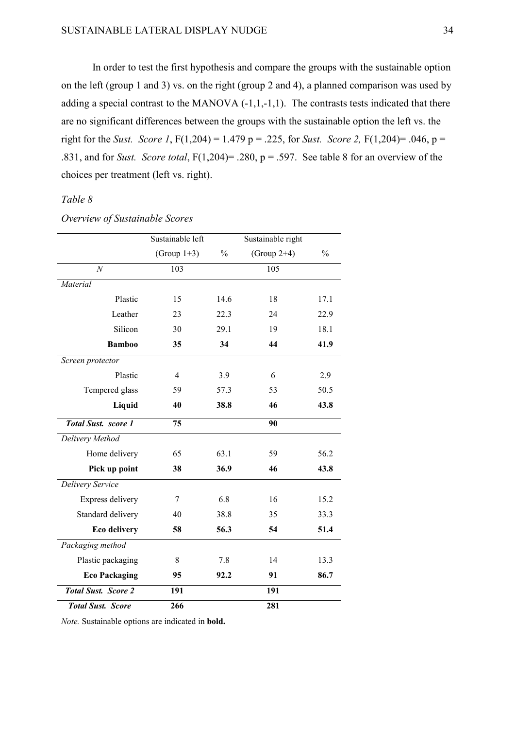In order to test the first hypothesis and compare the groups with the sustainable option on the left (group 1 and 3) vs. on the right (group 2 and 4), a planned comparison was used by adding a special contrast to the MANOVA (-1,1,-1,1). The contrasts tests indicated that there are no significant differences between the groups with the sustainable option the left vs. the right for the *Sust. Score 1*, $F(1,204) = 1.479$ $p = .225$, for *Sust. Score 2,* $F(1,204) = .046$, $p = .831$, and for *Sust. Score total*, $F(1,204) = .280$, $p = .597$. See table 8 for an overview of the choices per treatment (left vs. right).

*Table 8*

*Overview of Sustainable Scores*

| | Sustainable left (Group 1+3) | % | Sustainable right (Group 2+4) | % |
|---|---|---|---|---|
| *N* | 103 | | 105 | |
| *Material* | | | | |
| Plastic | 15 | 14.6 | 18 | 17.1 |
| Leather | 23 | 22.3 | 24 | 22.9 |
| Silicon | 30 | 29.1 | 19 | 18.1 |
| **Bamboo** | **35** | **34** | **44** | **41.9** |
| *Screen protector* | | | | |
| Plastic | 4 | 3.9 | 6 | 2.9 |
| Tempered glass | 59 | 57.3 | 53 | 50.5 |
| **Liquid** | **40** | **38.8** | **46** | **43.8** |
| ***Total Sust. score 1*** | **75** | | **90** | |
| *Delivery Method* | | | | |
| Home delivery | 65 | 63.1 | 59 | 56.2 |
| **Pick up point** | **38** | **36.9** | **46** | **43.8** |
| *Delivery Service* | | | | |
| Express delivery | 7 | 6.8 | 16 | 15.2 |
| Standard delivery | 40 | 38.8 | 35 | 33.3 |
| **Eco delivery** | **58** | **56.3** | **54** | **51.4** |
| *Packaging method* | | | | |
| Plastic packaging | 8 | 7.8 | 14 | 13.3 |
| **Eco Packaging** | **95** | **92.2** | **91** | **86.7** |
| ***Total Sust. Score 2*** | **191** | | **191** | |
| ***Total Sust. Score*** | **266** | | **281** | |

*Note.* Sustainable options are indicated in **bold.**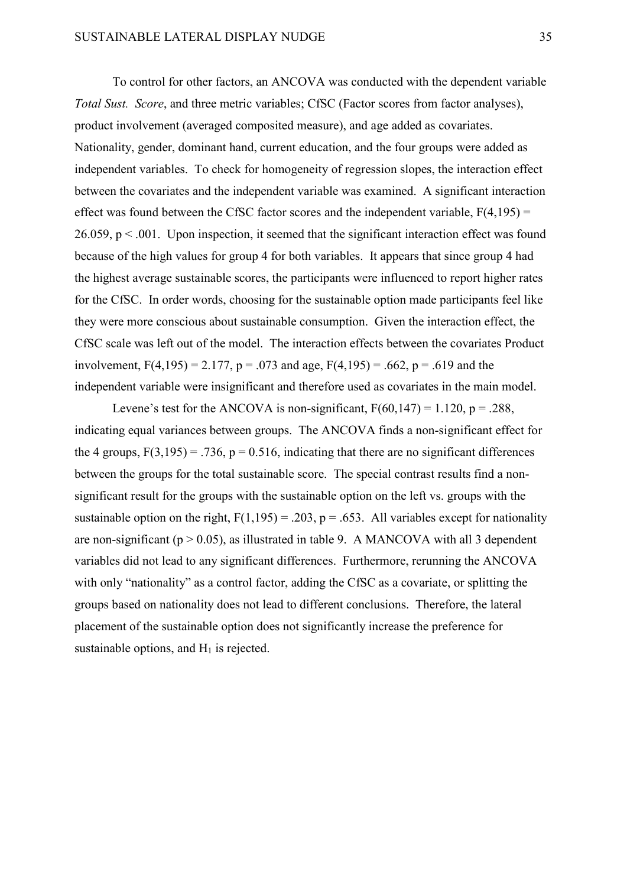To control for other factors, an ANCOVA was conducted with the dependent variable *Total Sust. Score*, and three metric variables; CfSC (Factor scores from factor analyses), product involvement (averaged composited measure), and age added as covariates. Nationality, gender, dominant hand, current education, and the four groups were added as independent variables. To check for homogeneity of regression slopes, the interaction effect between the covariates and the independent variable was examined. A significant interaction effect was found between the CfSC factor scores and the independent variable, $F(4,195) = 26.059$, $p < .001$. Upon inspection, it seemed that the significant interaction effect was found because of the high values for group 4 for both variables. It appears that since group 4 had the highest average sustainable scores, the participants were influenced to report higher rates for the CfSC. In order words, choosing for the sustainable option made participants feel like they were more conscious about sustainable consumption. Given the interaction effect, the CfSC scale was left out of the model. The interaction effects between the covariates Product involvement, $F(4,195) = 2.177$, $p = .073$ and age, $F(4,195) = .662$, $p = .619$ and the independent variable were insignificant and therefore used as covariates in the main model.

Levene's test for the ANCOVA is non-significant, $F(60,147) = 1.120$, $p = .288$, indicating equal variances between groups. The ANCOVA finds a non-significant effect for the 4 groups, $F(3,195) = .736$, $p = 0.516$, indicating that there are no significant differences between the groups for the total sustainable score. The special contrast results find a non-significant result for the groups with the sustainable option on the left vs. groups with the sustainable option on the right, $F(1,195) = .203$, $p = .653$. All variables except for nationality are non-significant ($p > 0.05$), as illustrated in table 9. A MANCOVA with all 3 dependent variables did not lead to any significant differences. Furthermore, rerunning the ANCOVA with only "nationality" as a control factor, adding the CfSC as a covariate, or splitting the groups based on nationality does not lead to different conclusions. Therefore, the lateral placement of the sustainable option does not significantly increase the preference for sustainable options, and $H_1$ is rejected.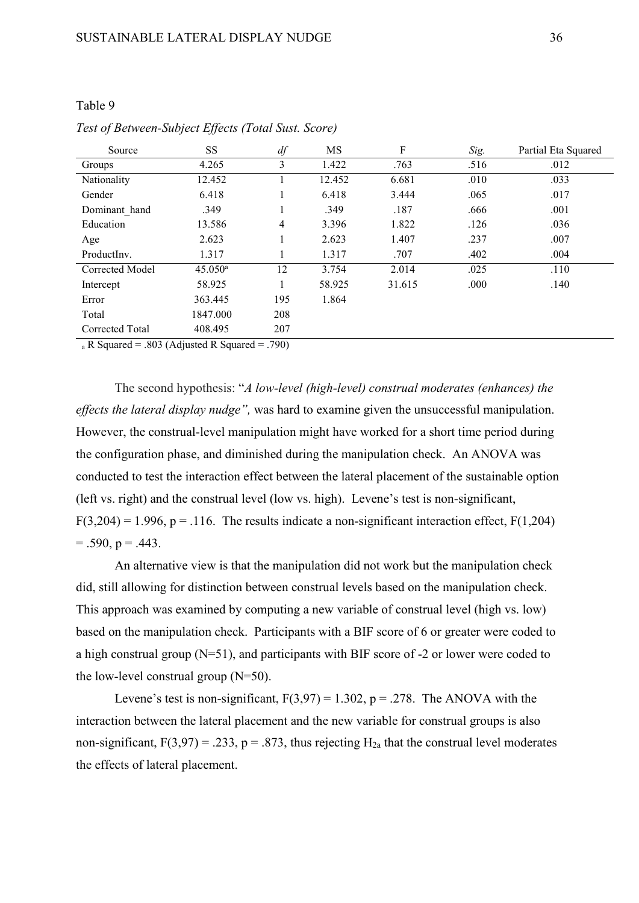Table 9

*Test of Between-Subject Effects (Total Sust. Score)*

| Source | SS | *df* | MS | F | *Sig.* | Partial Eta Squared |
|---|---|---|---|---|---|---|
| Groups | 4.265 | 3 | 1.422 | .763 | .516 | .012 |
| Nationality | 12.452 | 1 | 12.452 | 6.681 | .010 | .033 |
| Gender | 6.418 | 1 | 6.418 | 3.444 | .065 | .017 |
| Dominant_hand | .349 | 1 | .349 | .187 | .666 | .001 |
| Education | 13.586 | 4 | 3.396 | 1.822 | .126 | .036 |
| Age | 2.623 | 1 | 2.623 | 1.407 | .237 | .007 |
| ProductInv. | 1.317 | 1 | 1.317 | .707 | .402 | .004 |
| Corrected Model | 45.050[a] | 12 | 3.754 | 2.014 | .025 | .110 |
| Intercept | 58.925 | 1 | 58.925 | 31.615 | .000 | .140 |
| Error | 363.445 | 195 | 1.864 | | | |
| Total | 1847.000 | 208 | | | | |
| Corrected Total | 408.495 | 207 | | | | |

[a] R Squared = .803 (Adjusted R Squared = .790)

The second hypothesis: "*A low-level (high-level) construal moderates (enhances) the effects the lateral display nudge",* was hard to examine given the unsuccessful manipulation. However, the construal-level manipulation might have worked for a short time period during the configuration phase, and diminished during the manipulation check. An ANOVA was conducted to test the interaction effect between the lateral placement of the sustainable option (left vs. right) and the construal level (low vs. high). Levene's test is non-significant, $F(3,204) = 1.996$, $p = .116$. The results indicate a non-significant interaction effect, $F(1,204) = .590$, $p = .443$.

An alternative view is that the manipulation did not work but the manipulation check did, still allowing for distinction between construal levels based on the manipulation check. This approach was examined by computing a new variable of construal level (high vs. low) based on the manipulation check. Participants with a BIF score of 6 or greater were coded to a high construal group (N=51), and participants with BIF score of -2 or lower were coded to the low-level construal group (N=50).

Levene's test is non-significant, $F(3,97) = 1.302$, $p = .278$. The ANOVA with the interaction between the lateral placement and the new variable for construal groups is also non-significant, $F(3,97) = .233$, $p = .873$, thus rejecting $H_{2a}$ that the construal level moderates the effects of lateral placement.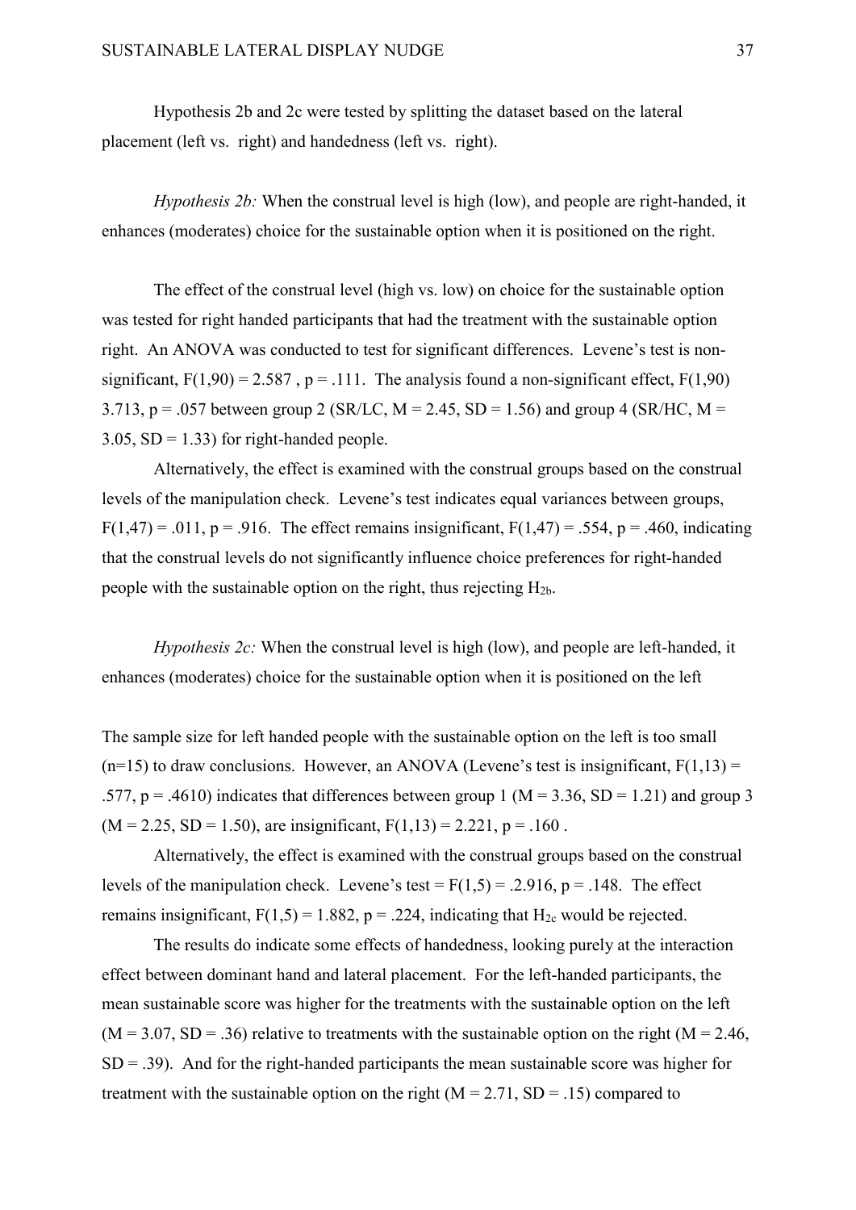Hypothesis 2b and 2c were tested by splitting the dataset based on the lateral placement (left vs. right) and handedness (left vs. right).

*Hypothesis 2b:* When the construal level is high (low), and people are right-handed, it enhances (moderates) choice for the sustainable option when it is positioned on the right.

The effect of the construal level (high vs. low) on choice for the sustainable option was tested for right handed participants that had the treatment with the sustainable option right. An ANOVA was conducted to test for significant differences. Levene's test is non-significant, $F(1,90) = 2.587$, $p = .111$. The analysis found a non-significant effect, $F(1,90)$ 3.713, $p = .057$ between group 2 (SR/LC, $M = 2.45$, $SD = 1.56$) and group 4 (SR/HC, $M = 3.05$, $SD = 1.33$) for right-handed people.

Alternatively, the effect is examined with the construal groups based on the construal levels of the manipulation check. Levene's test indicates equal variances between groups, $F(1,47) = .011$, $p = .916$. The effect remains insignificant, $F(1,47) = .554$, $p = .460$, indicating that the construal levels do not significantly influence choice preferences for right-handed people with the sustainable option on the right, thus rejecting $H_{2b}$.

*Hypothesis 2c:* When the construal level is high (low), and people are left-handed, it enhances (moderates) choice for the sustainable option when it is positioned on the left

The sample size for left handed people with the sustainable option on the left is too small ($n=15$) to draw conclusions. However, an ANOVA (Levene's test is insignificant, $F(1,13) = .577$, $p = .4610$) indicates that differences between group 1 ($M = 3.36$, $SD = 1.21$) and group 3 ($M = 2.25$, $SD = 1.50$), are insignificant, $F(1,13) = 2.221$, $p = .160$ .

Alternatively, the effect is examined with the construal groups based on the construal levels of the manipulation check. Levene's test = $F(1,5) = .2.916$, $p = .148$. The effect remains insignificant, $F(1,5) = 1.882$, $p = .224$, indicating that $H_{2c}$ would be rejected.

The results do indicate some effects of handedness, looking purely at the interaction effect between dominant hand and lateral placement. For the left-handed participants, the mean sustainable score was higher for the treatments with the sustainable option on the left ($M = 3.07$, $SD = .36$) relative to treatments with the sustainable option on the right ($M = 2.46$, $SD = .39$). And for the right-handed participants the mean sustainable score was higher for treatment with the sustainable option on the right ($M = 2.71$, $SD = .15$) compared to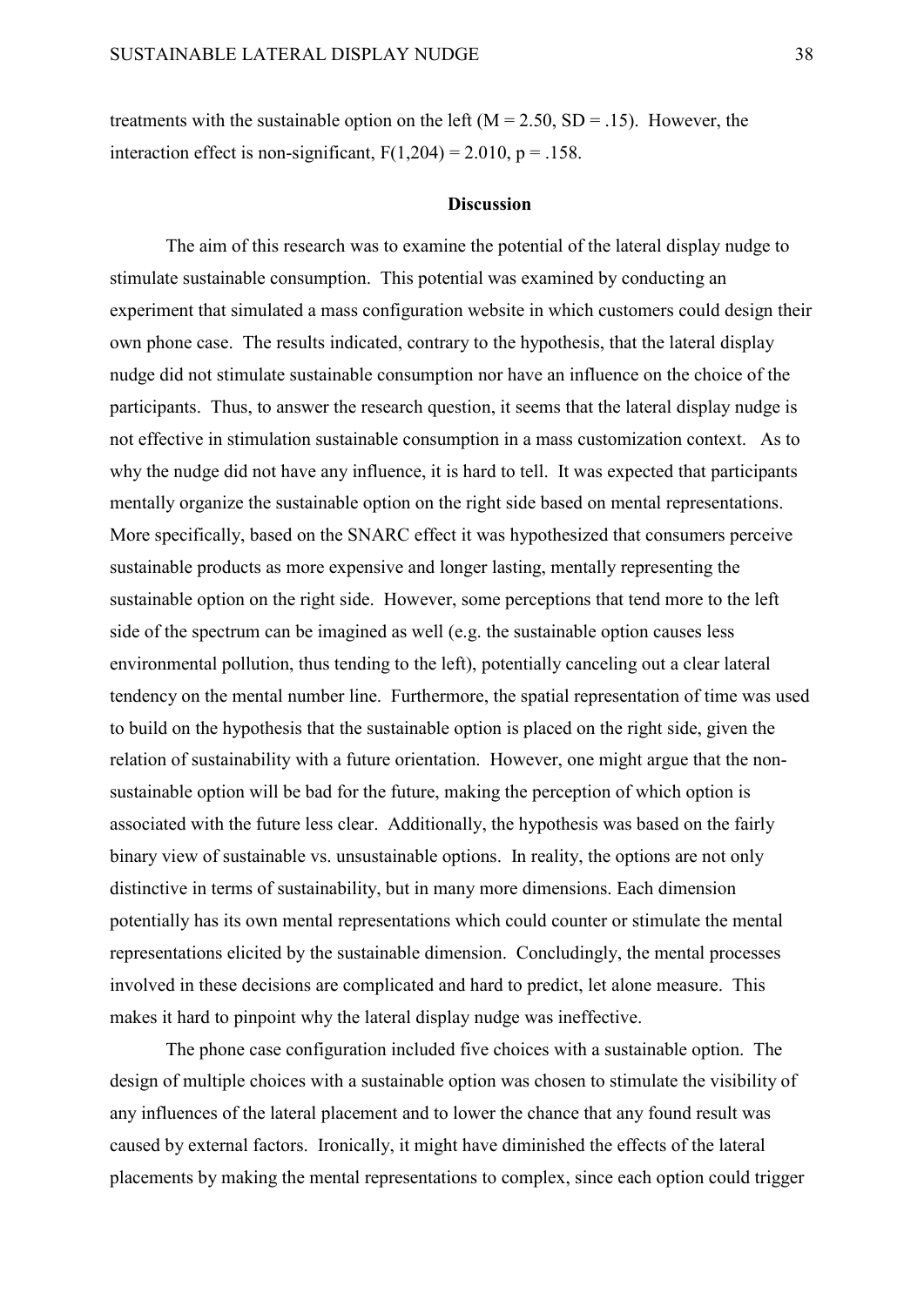treatments with the sustainable option on the left ($M = 2.50$, $SD = .15$). However, the interaction effect is non-significant, $F(1,204) = 2.010$, $p = .158$.

## Discussion

The aim of this research was to examine the potential of the lateral display nudge to stimulate sustainable consumption. This potential was examined by conducting an experiment that simulated a mass configuration website in which customers could design their own phone case. The results indicated, contrary to the hypothesis, that the lateral display nudge did not stimulate sustainable consumption nor have an influence on the choice of the participants. Thus, to answer the research question, it seems that the lateral display nudge is not effective in stimulation sustainable consumption in a mass customization context. As to why the nudge did not have any influence, it is hard to tell. It was expected that participants mentally organize the sustainable option on the right side based on mental representations. More specifically, based on the SNARC effect it was hypothesized that consumers perceive sustainable products as more expensive and longer lasting, mentally representing the sustainable option on the right side. However, some perceptions that tend more to the left side of the spectrum can be imagined as well (e.g. the sustainable option causes less environmental pollution, thus tending to the left), potentially canceling out a clear lateral tendency on the mental number line. Furthermore, the spatial representation of time was used to build on the hypothesis that the sustainable option is placed on the right side, given the relation of sustainability with a future orientation. However, one might argue that the non-sustainable option will be bad for the future, making the perception of which option is associated with the future less clear. Additionally, the hypothesis was based on the fairly binary view of sustainable vs. unsustainable options. In reality, the options are not only distinctive in terms of sustainability, but in many more dimensions. Each dimension potentially has its own mental representations which could counter or stimulate the mental representations elicited by the sustainable dimension. Concludingly, the mental processes involved in these decisions are complicated and hard to predict, let alone measure. This makes it hard to pinpoint why the lateral display nudge was ineffective.

The phone case configuration included five choices with a sustainable option. The design of multiple choices with a sustainable option was chosen to stimulate the visibility of any influences of the lateral placement and to lower the chance that any found result was caused by external factors. Ironically, it might have diminished the effects of the lateral placements by making the mental representations to complex, since each option could trigger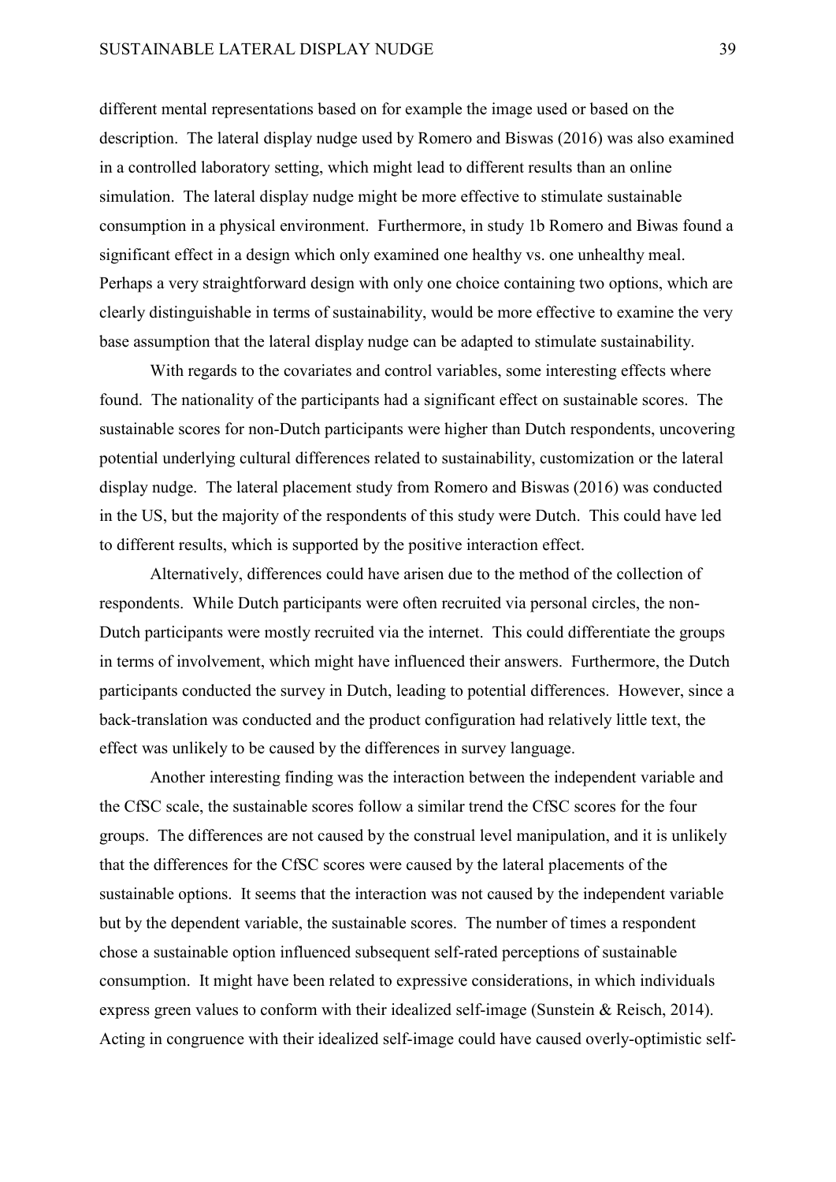different mental representations based on for example the image used or based on the description. The lateral display nudge used by Romero and Biswas (2016) was also examined in a controlled laboratory setting, which might lead to different results than an online simulation. The lateral display nudge might be more effective to stimulate sustainable consumption in a physical environment. Furthermore, in study 1b Romero and Biwas found a significant effect in a design which only examined one healthy vs. one unhealthy meal. Perhaps a very straightforward design with only one choice containing two options, which are clearly distinguishable in terms of sustainability, would be more effective to examine the very base assumption that the lateral display nudge can be adapted to stimulate sustainability.

With regards to the covariates and control variables, some interesting effects where found. The nationality of the participants had a significant effect on sustainable scores. The sustainable scores for non-Dutch participants were higher than Dutch respondents, uncovering potential underlying cultural differences related to sustainability, customization or the lateral display nudge. The lateral placement study from Romero and Biswas (2016) was conducted in the US, but the majority of the respondents of this study were Dutch. This could have led to different results, which is supported by the positive interaction effect.

Alternatively, differences could have arisen due to the method of the collection of respondents. While Dutch participants were often recruited via personal circles, the non-Dutch participants were mostly recruited via the internet. This could differentiate the groups in terms of involvement, which might have influenced their answers. Furthermore, the Dutch participants conducted the survey in Dutch, leading to potential differences. However, since a back-translation was conducted and the product configuration had relatively little text, the effect was unlikely to be caused by the differences in survey language.

Another interesting finding was the interaction between the independent variable and the CfSC scale, the sustainable scores follow a similar trend the CfSC scores for the four groups. The differences are not caused by the construal level manipulation, and it is unlikely that the differences for the CfSC scores were caused by the lateral placements of the sustainable options. It seems that the interaction was not caused by the independent variable but by the dependent variable, the sustainable scores. The number of times a respondent chose a sustainable option influenced subsequent self-rated perceptions of sustainable consumption. It might have been related to expressive considerations, in which individuals express green values to conform with their idealized self-image (Sunstein & Reisch, 2014). Acting in congruence with their idealized self-image could have caused overly-optimistic self-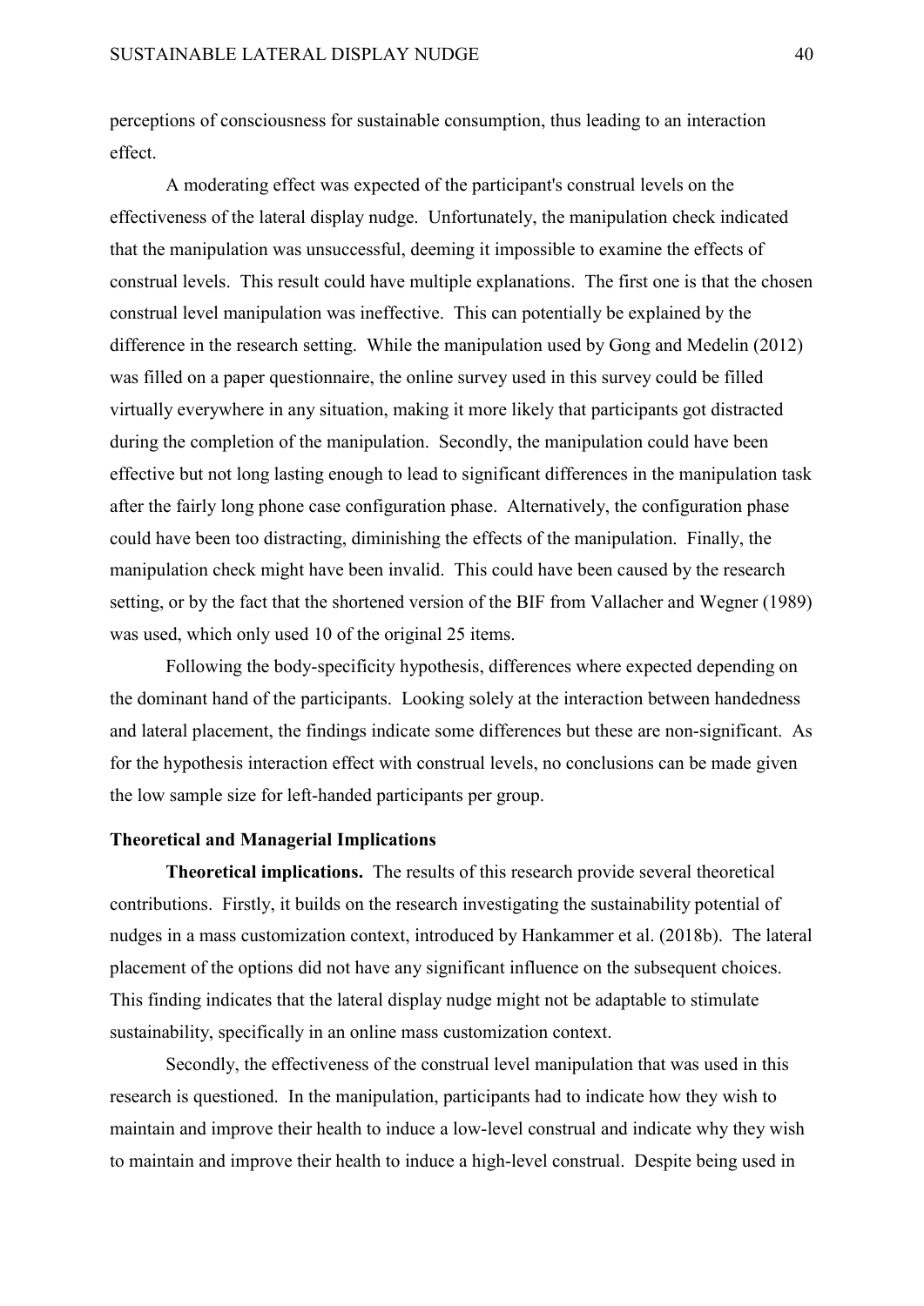perceptions of consciousness for sustainable consumption, thus leading to an interaction effect.

A moderating effect was expected of the participant's construal levels on the effectiveness of the lateral display nudge. Unfortunately, the manipulation check indicated that the manipulation was unsuccessful, deeming it impossible to examine the effects of construal levels. This result could have multiple explanations. The first one is that the chosen construal level manipulation was ineffective. This can potentially be explained by the difference in the research setting. While the manipulation used by Gong and Medelin (2012) was filled on a paper questionnaire, the online survey used in this survey could be filled virtually everywhere in any situation, making it more likely that participants got distracted during the completion of the manipulation. Secondly, the manipulation could have been effective but not long lasting enough to lead to significant differences in the manipulation task after the fairly long phone case configuration phase. Alternatively, the configuration phase could have been too distracting, diminishing the effects of the manipulation. Finally, the manipulation check might have been invalid. This could have been caused by the research setting, or by the fact that the shortened version of the BIF from Vallacher and Wegner (1989) was used, which only used 10 of the original 25 items.

Following the body-specificity hypothesis, differences where expected depending on the dominant hand of the participants. Looking solely at the interaction between handedness and lateral placement, the findings indicate some differences but these are non-significant. As for the hypothesis interaction effect with construal levels, no conclusions can be made given the low sample size for left-handed participants per group.

## Theoretical and Managerial Implications

**Theoretical implications.** The results of this research provide several theoretical contributions. Firstly, it builds on the research investigating the sustainability potential of nudges in a mass customization context, introduced by Hankammer et al. (2018b). The lateral placement of the options did not have any significant influence on the subsequent choices. This finding indicates that the lateral display nudge might not be adaptable to stimulate sustainability, specifically in an online mass customization context.

Secondly, the effectiveness of the construal level manipulation that was used in this research is questioned. In the manipulation, participants had to indicate how they wish to maintain and improve their health to induce a low-level construal and indicate why they wish to maintain and improve their health to induce a high-level construal. Despite being used in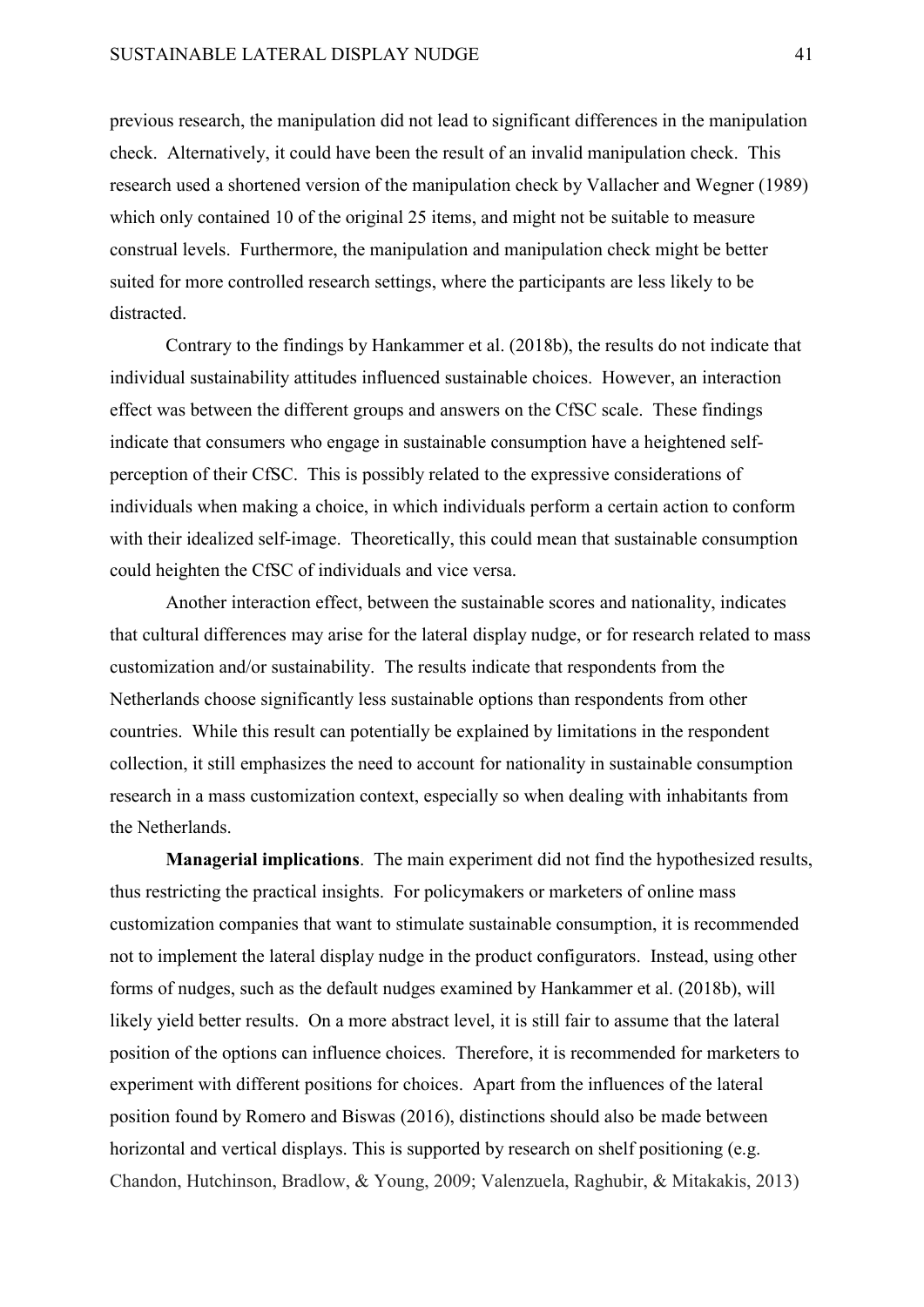previous research, the manipulation did not lead to significant differences in the manipulation check. Alternatively, it could have been the result of an invalid manipulation check. This research used a shortened version of the manipulation check by Vallacher and Wegner (1989) which only contained 10 of the original 25 items, and might not be suitable to measure construal levels. Furthermore, the manipulation and manipulation check might be better suited for more controlled research settings, where the participants are less likely to be distracted.

Contrary to the findings by Hankammer et al. (2018b), the results do not indicate that individual sustainability attitudes influenced sustainable choices. However, an interaction effect was between the different groups and answers on the CfSC scale. These findings indicate that consumers who engage in sustainable consumption have a heightened self-perception of their CfSC. This is possibly related to the expressive considerations of individuals when making a choice, in which individuals perform a certain action to conform with their idealized self-image. Theoretically, this could mean that sustainable consumption could heighten the CfSC of individuals and vice versa.

Another interaction effect, between the sustainable scores and nationality, indicates that cultural differences may arise for the lateral display nudge, or for research related to mass customization and/or sustainability. The results indicate that respondents from the Netherlands choose significantly less sustainable options than respondents from other countries. While this result can potentially be explained by limitations in the respondent collection, it still emphasizes the need to account for nationality in sustainable consumption research in a mass customization context, especially so when dealing with inhabitants from the Netherlands.

**Managerial implications**. The main experiment did not find the hypothesized results, thus restricting the practical insights. For policymakers or marketers of online mass customization companies that want to stimulate sustainable consumption, it is recommended not to implement the lateral display nudge in the product configurators. Instead, using other forms of nudges, such as the default nudges examined by Hankammer et al. (2018b), will likely yield better results. On a more abstract level, it is still fair to assume that the lateral position of the options can influence choices. Therefore, it is recommended for marketers to experiment with different positions for choices. Apart from the influences of the lateral position found by Romero and Biswas (2016), distinctions should also be made between horizontal and vertical displays. This is supported by research on shelf positioning (e.g. Chandon, Hutchinson, Bradlow, & Young, 2009; Valenzuela, Raghubir, & Mitakakis, 2013)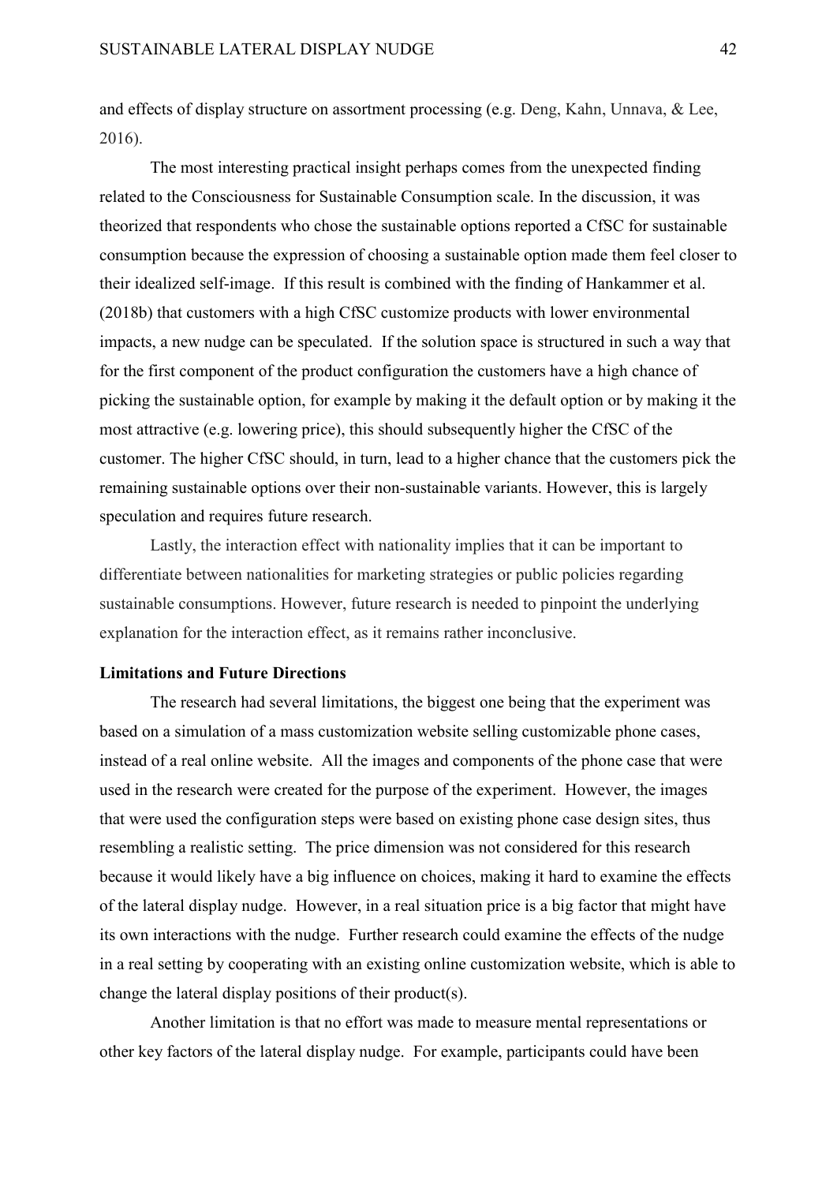and effects of display structure on assortment processing (e.g. Deng, Kahn, Unnava, & Lee, 2016).

The most interesting practical insight perhaps comes from the unexpected finding related to the Consciousness for Sustainable Consumption scale. In the discussion, it was theorized that respondents who chose the sustainable options reported a CfSC for sustainable consumption because the expression of choosing a sustainable option made them feel closer to their idealized self-image. If this result is combined with the finding of Hankammer et al. (2018b) that customers with a high CfSC customize products with lower environmental impacts, a new nudge can be speculated. If the solution space is structured in such a way that for the first component of the product configuration the customers have a high chance of picking the sustainable option, for example by making it the default option or by making it the most attractive (e.g. lowering price), this should subsequently higher the CfSC of the customer. The higher CfSC should, in turn, lead to a higher chance that the customers pick the remaining sustainable options over their non-sustainable variants. However, this is largely speculation and requires future research.

Lastly, the interaction effect with nationality implies that it can be important to differentiate between nationalities for marketing strategies or public policies regarding sustainable consumptions. However, future research is needed to pinpoint the underlying explanation for the interaction effect, as it remains rather inconclusive.

## Limitations and Future Directions

The research had several limitations, the biggest one being that the experiment was based on a simulation of a mass customization website selling customizable phone cases, instead of a real online website. All the images and components of the phone case that were used in the research were created for the purpose of the experiment. However, the images that were used the configuration steps were based on existing phone case design sites, thus resembling a realistic setting. The price dimension was not considered for this research because it would likely have a big influence on choices, making it hard to examine the effects of the lateral display nudge. However, in a real situation price is a big factor that might have its own interactions with the nudge. Further research could examine the effects of the nudge in a real setting by cooperating with an existing online customization website, which is able to change the lateral display positions of their product(s).

Another limitation is that no effort was made to measure mental representations or other key factors of the lateral display nudge. For example, participants could have been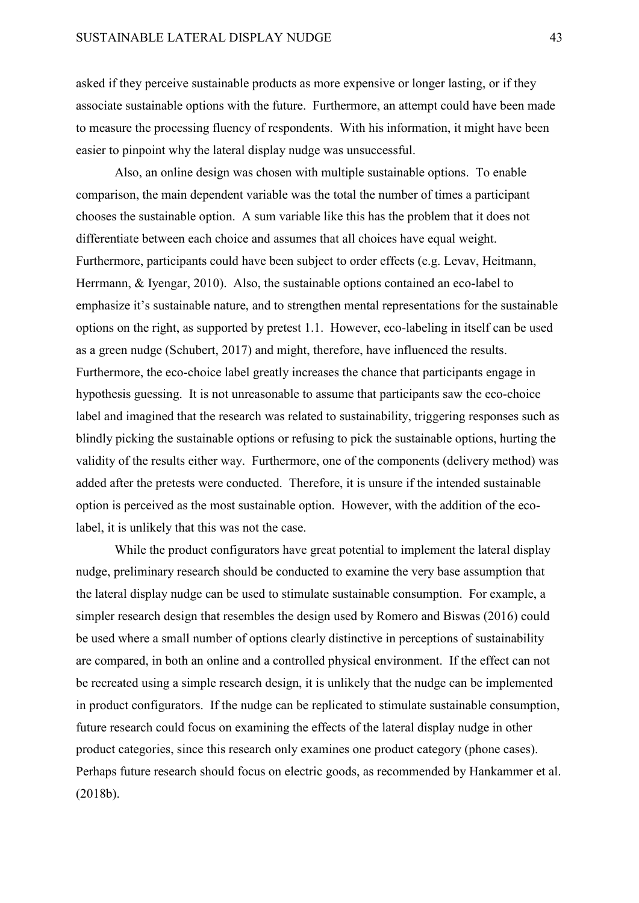asked if they perceive sustainable products as more expensive or longer lasting, or if they associate sustainable options with the future. Furthermore, an attempt could have been made to measure the processing fluency of respondents. With his information, it might have been easier to pinpoint why the lateral display nudge was unsuccessful.

Also, an online design was chosen with multiple sustainable options. To enable comparison, the main dependent variable was the total the number of times a participant chooses the sustainable option. A sum variable like this has the problem that it does not differentiate between each choice and assumes that all choices have equal weight. Furthermore, participants could have been subject to order effects (e.g. Levav, Heitmann, Herrmann, & Iyengar, 2010). Also, the sustainable options contained an eco-label to emphasize it's sustainable nature, and to strengthen mental representations for the sustainable options on the right, as supported by pretest 1.1. However, eco-labeling in itself can be used as a green nudge (Schubert, 2017) and might, therefore, have influenced the results. Furthermore, the eco-choice label greatly increases the chance that participants engage in hypothesis guessing. It is not unreasonable to assume that participants saw the eco-choice label and imagined that the research was related to sustainability, triggering responses such as blindly picking the sustainable options or refusing to pick the sustainable options, hurting the validity of the results either way. Furthermore, one of the components (delivery method) was added after the pretests were conducted. Therefore, it is unsure if the intended sustainable option is perceived as the most sustainable option. However, with the addition of the eco-label, it is unlikely that this was not the case.

While the product configurators have great potential to implement the lateral display nudge, preliminary research should be conducted to examine the very base assumption that the lateral display nudge can be used to stimulate sustainable consumption. For example, a simpler research design that resembles the design used by Romero and Biswas (2016) could be used where a small number of options clearly distinctive in perceptions of sustainability are compared, in both an online and a controlled physical environment. If the effect can not be recreated using a simple research design, it is unlikely that the nudge can be implemented in product configurators. If the nudge can be replicated to stimulate sustainable consumption, future research could focus on examining the effects of the lateral display nudge in other product categories, since this research only examines one product category (phone cases). Perhaps future research should focus on electric goods, as recommended by Hankammer et al. (2018b).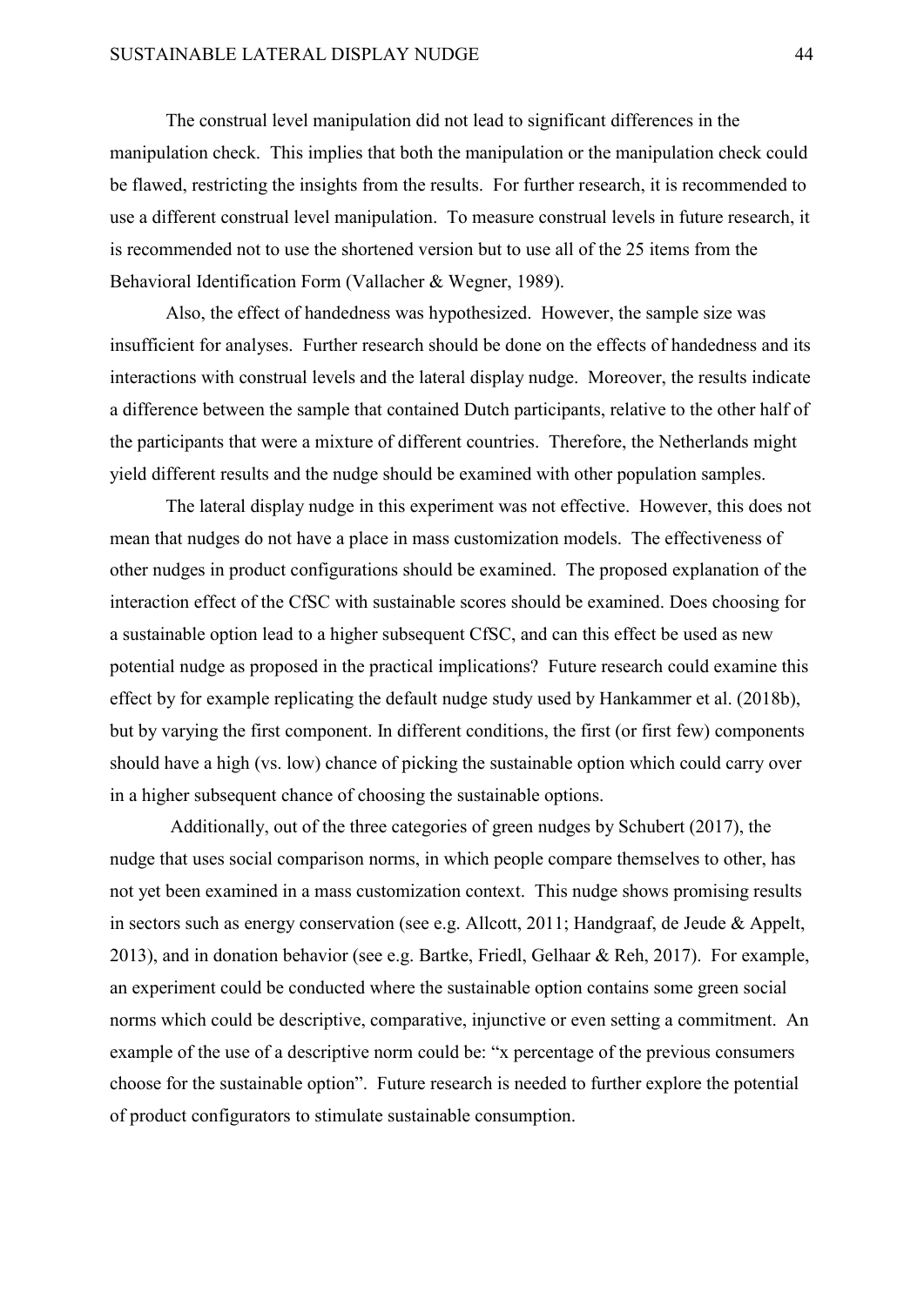The construal level manipulation did not lead to significant differences in the manipulation check. This implies that both the manipulation or the manipulation check could be flawed, restricting the insights from the results. For further research, it is recommended to use a different construal level manipulation. To measure construal levels in future research, it is recommended not to use the shortened version but to use all of the 25 items from the Behavioral Identification Form (Vallacher & Wegner, 1989).

Also, the effect of handedness was hypothesized. However, the sample size was insufficient for analyses. Further research should be done on the effects of handedness and its interactions with construal levels and the lateral display nudge. Moreover, the results indicate a difference between the sample that contained Dutch participants, relative to the other half of the participants that were a mixture of different countries. Therefore, the Netherlands might yield different results and the nudge should be examined with other population samples.

The lateral display nudge in this experiment was not effective. However, this does not mean that nudges do not have a place in mass customization models. The effectiveness of other nudges in product configurations should be examined. The proposed explanation of the interaction effect of the CfSC with sustainable scores should be examined. Does choosing for a sustainable option lead to a higher subsequent CfSC, and can this effect be used as new potential nudge as proposed in the practical implications? Future research could examine this effect by for example replicating the default nudge study used by Hankammer et al. (2018b), but by varying the first component. In different conditions, the first (or first few) components should have a high (vs. low) chance of picking the sustainable option which could carry over in a higher subsequent chance of choosing the sustainable options.

Additionally, out of the three categories of green nudges by Schubert (2017), the nudge that uses social comparison norms, in which people compare themselves to other, has not yet been examined in a mass customization context. This nudge shows promising results in sectors such as energy conservation (see e.g. Allcott, 2011; Handgraaf, de Jeude & Appelt, 2013), and in donation behavior (see e.g. Bartke, Friedl, Gelhaar & Reh, 2017). For example, an experiment could be conducted where the sustainable option contains some green social norms which could be descriptive, comparative, injunctive or even setting a commitment. An example of the use of a descriptive norm could be: "x percentage of the previous consumers choose for the sustainable option". Future research is needed to further explore the potential of product configurators to stimulate sustainable consumption.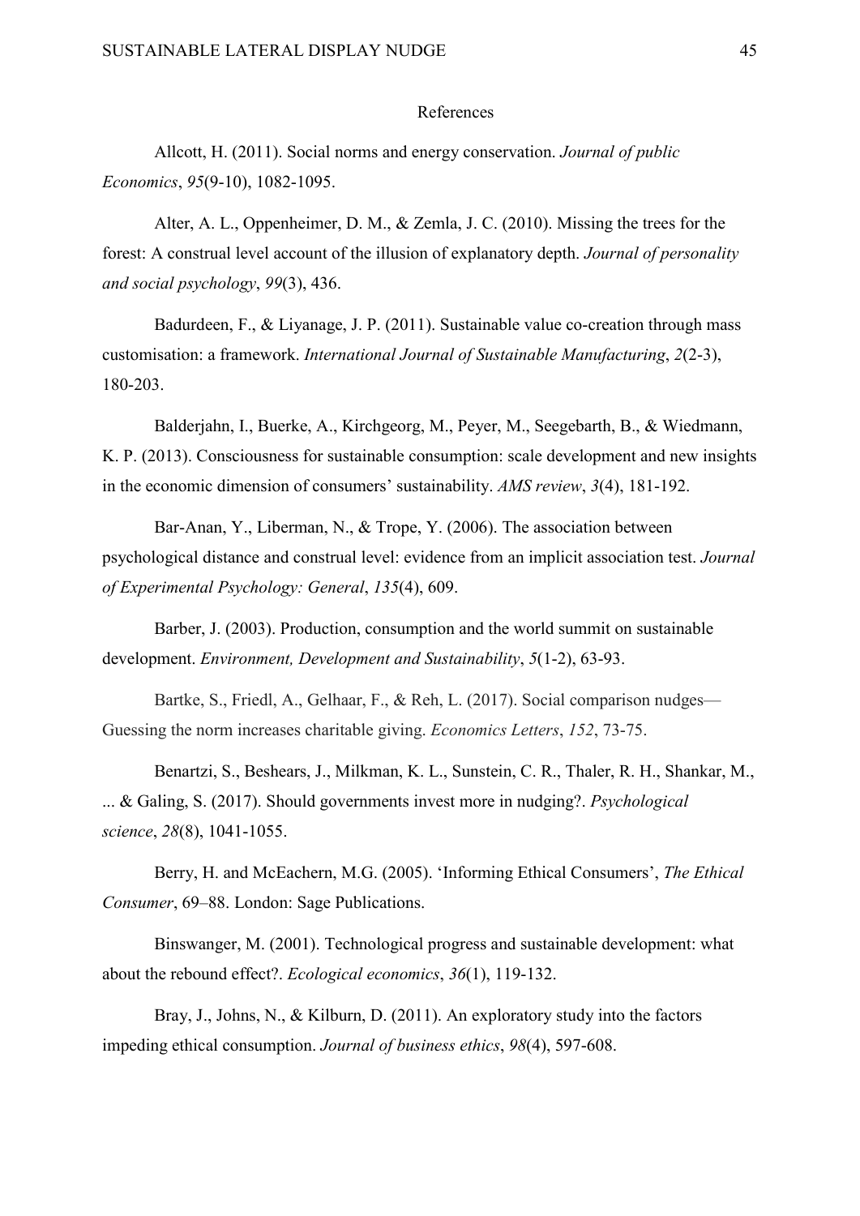# References

Allcott, H. (2011). Social norms and energy conservation. *Journal of public Economics*, *95*(9-10), 1082-1095.

Alter, A. L., Oppenheimer, D. M., & Zemla, J. C. (2010). Missing the trees for the forest: A construal level account of the illusion of explanatory depth. *Journal of personality and social psychology*, *99*(3), 436.

Badurdeen, F., & Liyanage, J. P. (2011). Sustainable value co-creation through mass customisation: a framework. *International Journal of Sustainable Manufacturing*, *2*(2-3), 180-203.

Balderjahn, I., Buerke, A., Kirchgeorg, M., Peyer, M., Seegebarth, B., & Wiedmann, K. P. (2013). Consciousness for sustainable consumption: scale development and new insights in the economic dimension of consumers' sustainability. *AMS review*, *3*(4), 181-192.

Bar-Anan, Y., Liberman, N., & Trope, Y. (2006). The association between psychological distance and construal level: evidence from an implicit association test. *Journal of Experimental Psychology: General*, *135*(4), 609.

Barber, J. (2003). Production, consumption and the world summit on sustainable development. *Environment, Development and Sustainability*, *5*(1-2), 63-93.

Bartke, S., Friedl, A., Gelhaar, F., & Reh, L. (2017). Social comparison nudges—Guessing the norm increases charitable giving. *Economics Letters*, *152*, 73-75.

Benartzi, S., Beshears, J., Milkman, K. L., Sunstein, C. R., Thaler, R. H., Shankar, M., ... & Galing, S. (2017). Should governments invest more in nudging?. *Psychological science*, *28*(8), 1041-1055.

Berry, H. and McEachern, M.G. (2005). 'Informing Ethical Consumers', *The Ethical Consumer*, 69–88. London: Sage Publications.

Binswanger, M. (2001). Technological progress and sustainable development: what about the rebound effect?. *Ecological economics*, *36*(1), 119-132.

Bray, J., Johns, N., & Kilburn, D. (2011). An exploratory study into the factors impeding ethical consumption. *Journal of business ethics*, *98*(4), 597-608.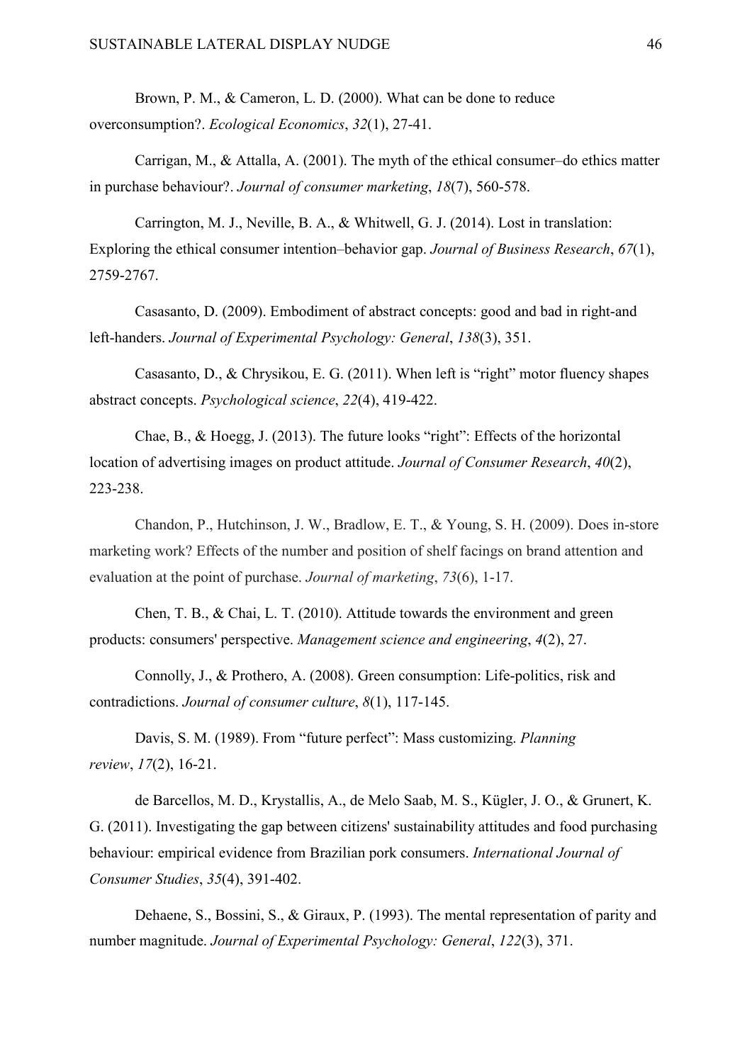Brown, P. M., & Cameron, L. D. (2000). What can be done to reduce overconsumption?. *Ecological Economics*, *32*(1), 27-41.

Carrigan, M., & Attalla, A. (2001). The myth of the ethical consumer–do ethics matter in purchase behaviour?. *Journal of consumer marketing*, *18*(7), 560-578.

Carrington, M. J., Neville, B. A., & Whitwell, G. J. (2014). Lost in translation: Exploring the ethical consumer intention–behavior gap. *Journal of Business Research*, *67*(1), 2759-2767.

Casasanto, D. (2009). Embodiment of abstract concepts: good and bad in right-and left-handers. *Journal of Experimental Psychology: General*, *138*(3), 351.

Casasanto, D., & Chrysikou, E. G. (2011). When left is "right" motor fluency shapes abstract concepts. *Psychological science*, *22*(4), 419-422.

Chae, B., & Hoegg, J. (2013). The future looks "right": Effects of the horizontal location of advertising images on product attitude. *Journal of Consumer Research*, *40*(2), 223-238.

Chandon, P., Hutchinson, J. W., Bradlow, E. T., & Young, S. H. (2009). Does in-store marketing work? Effects of the number and position of shelf facings on brand attention and evaluation at the point of purchase. *Journal of marketing*, *73*(6), 1-17.

Chen, T. B., & Chai, L. T. (2010). Attitude towards the environment and green products: consumers' perspective. *Management science and engineering*, *4*(2), 27.

Connolly, J., & Prothero, A. (2008). Green consumption: Life-politics, risk and contradictions. *Journal of consumer culture*, *8*(1), 117-145.

Davis, S. M. (1989). From "future perfect": Mass customizing. *Planning review*, *17*(2), 16-21.

de Barcellos, M. D., Krystallis, A., de Melo Saab, M. S., Kügler, J. O., & Grunert, K. G. (2011). Investigating the gap between citizens' sustainability attitudes and food purchasing behaviour: empirical evidence from Brazilian pork consumers. *International Journal of Consumer Studies*, *35*(4), 391-402.

Dehaene, S., Bossini, S., & Giraux, P. (1993). The mental representation of parity and number magnitude. *Journal of Experimental Psychology: General*, *122*(3), 371.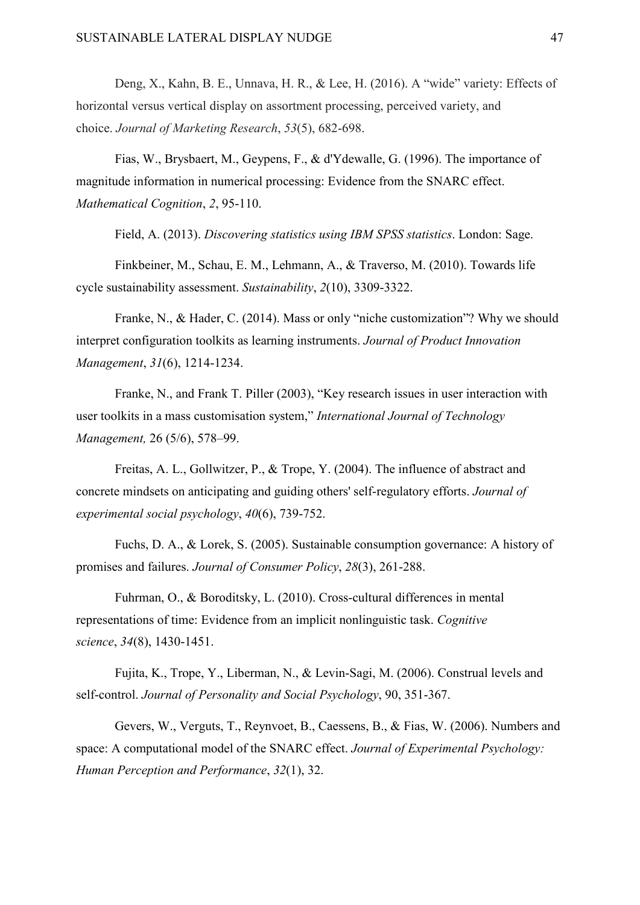Deng, X., Kahn, B. E., Unnava, H. R., & Lee, H. (2016). A "wide" variety: Effects of horizontal versus vertical display on assortment processing, perceived variety, and choice. *Journal of Marketing Research*, *53*(5), 682-698.

Fias, W., Brysbaert, M., Geypens, F., & d'Ydewalle, G. (1996). The importance of magnitude information in numerical processing: Evidence from the SNARC effect. *Mathematical Cognition*, *2*, 95-110.

Field, A. (2013). *Discovering statistics using IBM SPSS statistics*. London: Sage.

Finkbeiner, M., Schau, E. M., Lehmann, A., & Traverso, M. (2010). Towards life cycle sustainability assessment. *Sustainability*, *2*(10), 3309-3322.

Franke, N., & Hader, C. (2014). Mass or only "niche customization"? Why we should interpret configuration toolkits as learning instruments. *Journal of Product Innovation Management*, *31*(6), 1214-1234.

Franke, N., and Frank T. Piller (2003), "Key research issues in user interaction with user toolkits in a mass customisation system," *International Journal of Technology Management,* 26 (5/6), 578–99.

Freitas, A. L., Gollwitzer, P., & Trope, Y. (2004). The influence of abstract and concrete mindsets on anticipating and guiding others' self-regulatory efforts. *Journal of experimental social psychology*, *40*(6), 739-752.

Fuchs, D. A., & Lorek, S. (2005). Sustainable consumption governance: A history of promises and failures. *Journal of Consumer Policy*, *28*(3), 261-288.

Fuhrman, O., & Boroditsky, L. (2010). Cross-cultural differences in mental representations of time: Evidence from an implicit nonlinguistic task. *Cognitive science*, *34*(8), 1430-1451.

Fujita, K., Trope, Y., Liberman, N., & Levin-Sagi, M. (2006). Construal levels and self-control. *Journal of Personality and Social Psychology*, 90, 351-367.

Gevers, W., Verguts, T., Reynvoet, B., Caessens, B., & Fias, W. (2006). Numbers and space: A computational model of the SNARC effect. *Journal of Experimental Psychology: Human Perception and Performance*, *32*(1), 32.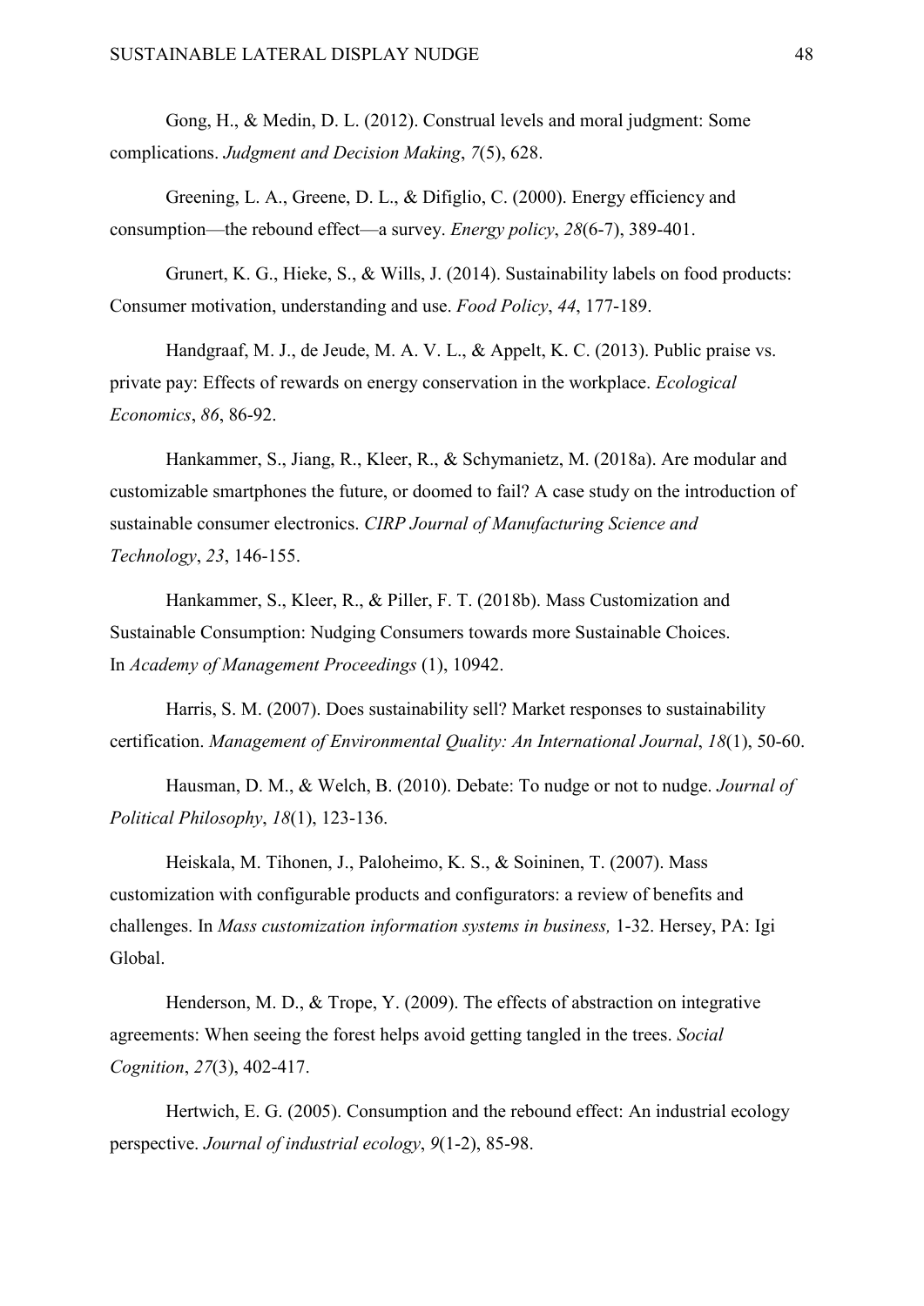Gong, H., & Medin, D. L. (2012). Construal levels and moral judgment: Some complications. *Judgment and Decision Making*, *7*(5), 628.

Greening, L. A., Greene, D. L., & Difiglio, C. (2000). Energy efficiency and consumption—the rebound effect—a survey. *Energy policy*, *28*(6-7), 389-401.

Grunert, K. G., Hieke, S., & Wills, J. (2014). Sustainability labels on food products: Consumer motivation, understanding and use. *Food Policy*, *44*, 177-189.

Handgraaf, M. J., de Jeude, M. A. V. L., & Appelt, K. C. (2013). Public praise vs. private pay: Effects of rewards on energy conservation in the workplace. *Ecological Economics*, *86*, 86-92.

Hankammer, S., Jiang, R., Kleer, R., & Schymanietz, M. (2018a). Are modular and customizable smartphones the future, or doomed to fail? A case study on the introduction of sustainable consumer electronics. *CIRP Journal of Manufacturing Science and Technology*, *23*, 146-155.

Hankammer, S., Kleer, R., & Piller, F. T. (2018b). Mass Customization and Sustainable Consumption: Nudging Consumers towards more Sustainable Choices. In *Academy of Management Proceedings* (1), 10942.

Harris, S. M. (2007). Does sustainability sell? Market responses to sustainability certification. *Management of Environmental Quality: An International Journal*, *18*(1), 50-60.

Hausman, D. M., & Welch, B. (2010). Debate: To nudge or not to nudge. *Journal of Political Philosophy*, *18*(1), 123-136.

Heiskala, M. Tihonen, J., Paloheimo, K. S., & Soininen, T. (2007). Mass customization with configurable products and configurators: a review of benefits and challenges. In *Mass customization information systems in business,* 1-32. Hersey, PA: Igi Global.

Henderson, M. D., & Trope, Y. (2009). The effects of abstraction on integrative agreements: When seeing the forest helps avoid getting tangled in the trees. *Social Cognition*, *27*(3), 402-417.

Hertwich, E. G. (2005). Consumption and the rebound effect: An industrial ecology perspective. *Journal of industrial ecology*, *9*(1-2), 85-98.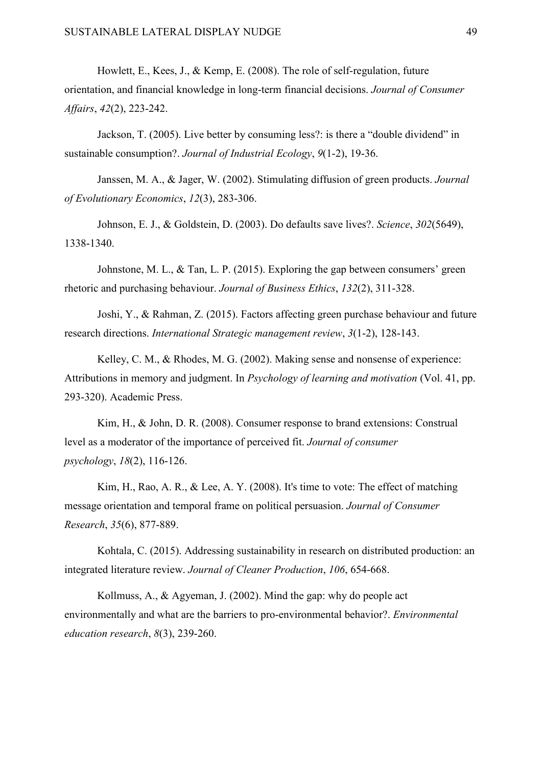Howlett, E., Kees, J., & Kemp, E. (2008). The role of self-regulation, future orientation, and financial knowledge in long-term financial decisions. *Journal of Consumer Affairs*, *42*(2), 223-242.

Jackson, T. (2005). Live better by consuming less?: is there a "double dividend" in sustainable consumption?. *Journal of Industrial Ecology*, *9*(1-2), 19-36.

Janssen, M. A., & Jager, W. (2002). Stimulating diffusion of green products. *Journal of Evolutionary Economics*, *12*(3), 283-306.

Johnson, E. J., & Goldstein, D. (2003). Do defaults save lives?. *Science*, *302*(5649), 1338-1340.

Johnstone, M. L., & Tan, L. P. (2015). Exploring the gap between consumers' green rhetoric and purchasing behaviour. *Journal of Business Ethics*, *132*(2), 311-328.

Joshi, Y., & Rahman, Z. (2015). Factors affecting green purchase behaviour and future research directions. *International Strategic management review*, *3*(1-2), 128-143.

Kelley, C. M., & Rhodes, M. G. (2002). Making sense and nonsense of experience: Attributions in memory and judgment. In *Psychology of learning and motivation* (Vol. 41, pp. 293-320). Academic Press.

Kim, H., & John, D. R. (2008). Consumer response to brand extensions: Construal level as a moderator of the importance of perceived fit. *Journal of consumer psychology*, *18*(2), 116-126.

Kim, H., Rao, A. R., & Lee, A. Y. (2008). It's time to vote: The effect of matching message orientation and temporal frame on political persuasion. *Journal of Consumer Research*, *35*(6), 877-889.

Kohtala, C. (2015). Addressing sustainability in research on distributed production: an integrated literature review. *Journal of Cleaner Production*, *106*, 654-668.

Kollmuss, A., & Agyeman, J. (2002). Mind the gap: why do people act environmentally and what are the barriers to pro-environmental behavior?. *Environmental education research*, *8*(3), 239-260.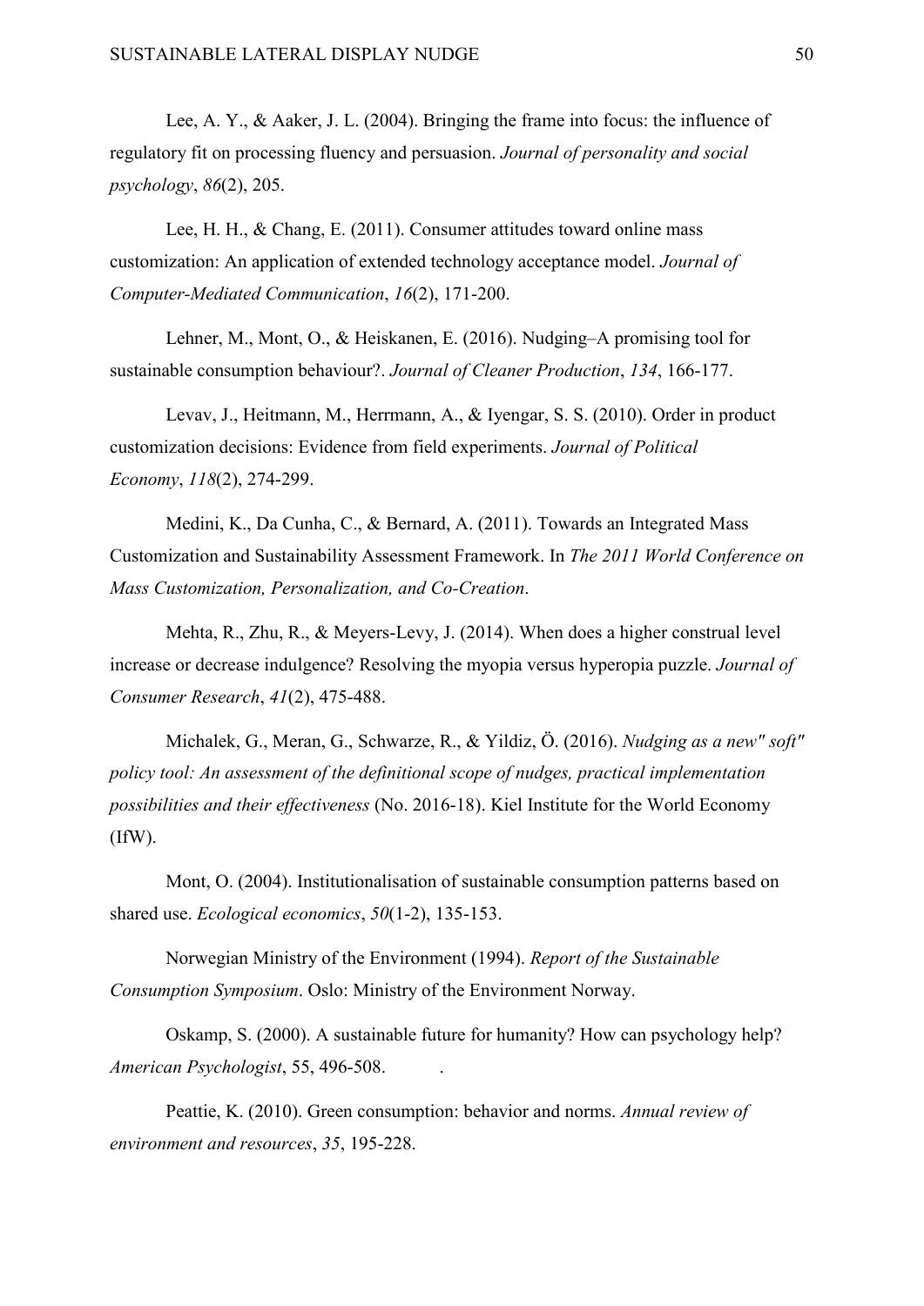Lee, A. Y., & Aaker, J. L. (2004). Bringing the frame into focus: the influence of regulatory fit on processing fluency and persuasion. *Journal of personality and social psychology*, *86*(2), 205.

Lee, H. H., & Chang, E. (2011). Consumer attitudes toward online mass customization: An application of extended technology acceptance model. *Journal of Computer-Mediated Communication*, *16*(2), 171-200.

Lehner, M., Mont, O., & Heiskanen, E. (2016). Nudging–A promising tool for sustainable consumption behaviour?. *Journal of Cleaner Production*, *134*, 166-177.

Levav, J., Heitmann, M., Herrmann, A., & Iyengar, S. S. (2010). Order in product customization decisions: Evidence from field experiments. *Journal of Political Economy*, *118*(2), 274-299.

Medini, K., Da Cunha, C., & Bernard, A. (2011). Towards an Integrated Mass Customization and Sustainability Assessment Framework. In *The 2011 World Conference on Mass Customization, Personalization, and Co-Creation*.

Mehta, R., Zhu, R., & Meyers-Levy, J. (2014). When does a higher construal level increase or decrease indulgence? Resolving the myopia versus hyperopia puzzle. *Journal of Consumer Research*, *41*(2), 475-488.

Michalek, G., Meran, G., Schwarze, R., & Yildiz, Ö. (2016). *Nudging as a new" soft" policy tool: An assessment of the definitional scope of nudges, practical implementation possibilities and their effectiveness* (No. 2016-18). Kiel Institute for the World Economy (IfW).

Mont, O. (2004). Institutionalisation of sustainable consumption patterns based on shared use. *Ecological economics*, *50*(1-2), 135-153.

Norwegian Ministry of the Environment (1994). *Report of the Sustainable Consumption Symposium*. Oslo: Ministry of the Environment Norway.

Oskamp, S. (2000). A sustainable future for humanity? How can psychology help? *American Psychologist*, 55, 496-508.

Peattie, K. (2010). Green consumption: behavior and norms. *Annual review of environment and resources*, *35*, 195-228.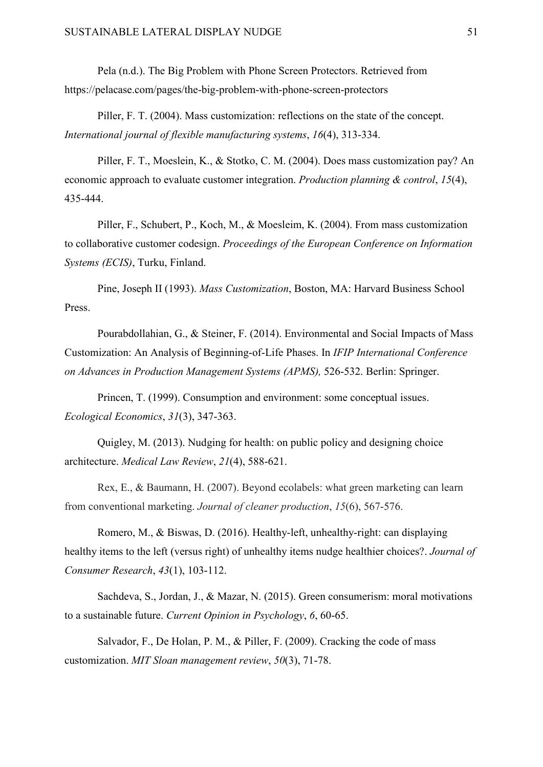Pela (n.d.). The Big Problem with Phone Screen Protectors. Retrieved from https://pelacase.com/pages/the-big-problem-with-phone-screen-protectors

Piller, F. T. (2004). Mass customization: reflections on the state of the concept. *International journal of flexible manufacturing systems*, *16*(4), 313-334.

Piller, F. T., Moeslein, K., & Stotko, C. M. (2004). Does mass customization pay? An economic approach to evaluate customer integration. *Production planning & control*, *15*(4), 435-444.

Piller, F., Schubert, P., Koch, M., & Moesleim, K. (2004). From mass customization to collaborative customer codesign. *Proceedings of the European Conference on Information Systems (ECIS)*, Turku, Finland.

Pine, Joseph II (1993). *Mass Customization*, Boston, MA: Harvard Business School Press.

Pourabdollahian, G., & Steiner, F. (2014). Environmental and Social Impacts of Mass Customization: An Analysis of Beginning-of-Life Phases. In *IFIP International Conference on Advances in Production Management Systems (APMS),* 526-532. Berlin: Springer.

Princen, T. (1999). Consumption and environment: some conceptual issues. *Ecological Economics*, *31*(3), 347-363.

Quigley, M. (2013). Nudging for health: on public policy and designing choice architecture. *Medical Law Review*, *21*(4), 588-621.

Rex, E., & Baumann, H. (2007). Beyond ecolabels: what green marketing can learn from conventional marketing. *Journal of cleaner production*, *15*(6), 567-576.

Romero, M., & Biswas, D. (2016). Healthy-left, unhealthy-right: can displaying healthy items to the left (versus right) of unhealthy items nudge healthier choices?. *Journal of Consumer Research*, *43*(1), 103-112.

Sachdeva, S., Jordan, J., & Mazar, N. (2015). Green consumerism: moral motivations to a sustainable future. *Current Opinion in Psychology*, *6*, 60-65.

Salvador, F., De Holan, P. M., & Piller, F. (2009). Cracking the code of mass customization. *MIT Sloan management review*, *50*(3), 71-78.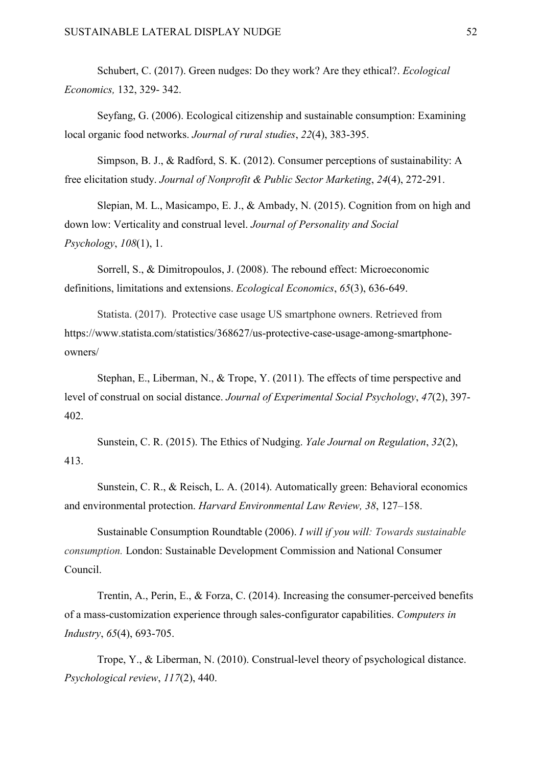Schubert, C. (2017). Green nudges: Do they work? Are they ethical?. *Ecological Economics,* 132, 329- 342.

Seyfang, G. (2006). Ecological citizenship and sustainable consumption: Examining local organic food networks. *Journal of rural studies*, *22*(4), 383-395.

Simpson, B. J., & Radford, S. K. (2012). Consumer perceptions of sustainability: A free elicitation study. *Journal of Nonprofit & Public Sector Marketing*, *24*(4), 272-291.

Slepian, M. L., Masicampo, E. J., & Ambady, N. (2015). Cognition from on high and down low: Verticality and construal level. *Journal of Personality and Social Psychology*, *108*(1), 1.

Sorrell, S., & Dimitropoulos, J. (2008). The rebound effect: Microeconomic definitions, limitations and extensions. *Ecological Economics*, *65*(3), 636-649.

Statista. (2017). Protective case usage US smartphone owners. Retrieved from https://www.statista.com/statistics/368627/us-protective-case-usage-among-smartphone-owners/

Stephan, E., Liberman, N., & Trope, Y. (2011). The effects of time perspective and level of construal on social distance. *Journal of Experimental Social Psychology*, *47*(2), 397-402.

Sunstein, C. R. (2015). The Ethics of Nudging. *Yale Journal on Regulation*, *32*(2), 413.

Sunstein, C. R., & Reisch, L. A. (2014). Automatically green: Behavioral economics and environmental protection. *Harvard Environmental Law Review, 38*, 127–158.

Sustainable Consumption Roundtable (2006). *I will if you will: Towards sustainable consumption.* London: Sustainable Development Commission and National Consumer Council.

Trentin, A., Perin, E., & Forza, C. (2014). Increasing the consumer-perceived benefits of a mass-customization experience through sales-configurator capabilities. *Computers in Industry*, *65*(4), 693-705.

Trope, Y., & Liberman, N. (2010). Construal-level theory of psychological distance. *Psychological review*, *117*(2), 440.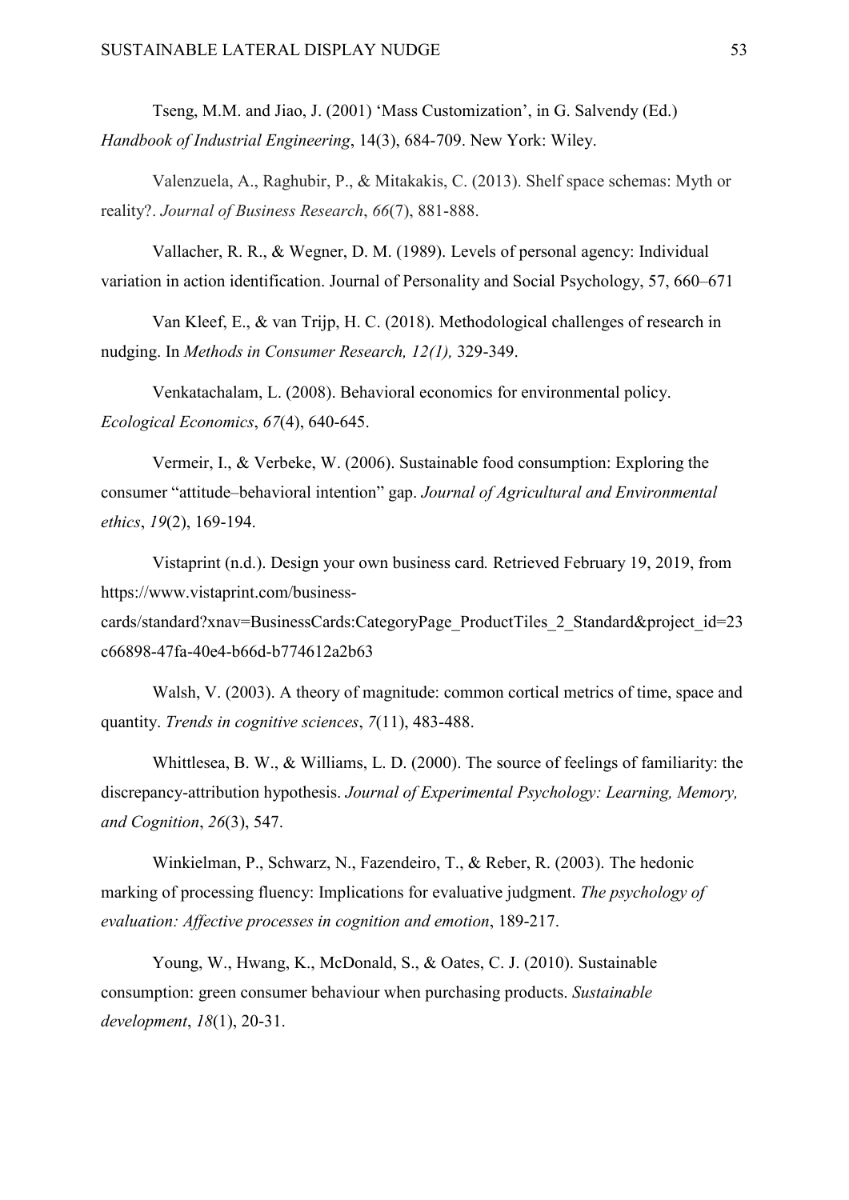Tseng, M.M. and Jiao, J. (2001) 'Mass Customization', in G. Salvendy (Ed.) *Handbook of Industrial Engineering*, 14(3), 684-709. New York: Wiley.

Valenzuela, A., Raghubir, P., & Mitakakis, C. (2013). Shelf space schemas: Myth or reality?. *Journal of Business Research*, *66*(7), 881-888.

Vallacher, R. R., & Wegner, D. M. (1989). Levels of personal agency: Individual variation in action identification. Journal of Personality and Social Psychology, 57, 660–671

Van Kleef, E., & van Trijp, H. C. (2018). Methodological challenges of research in nudging. In *Methods in Consumer Research, 12(1),* 329-349.

Venkatachalam, L. (2008). Behavioral economics for environmental policy. *Ecological Economics*, *67*(4), 640-645.

Vermeir, I., & Verbeke, W. (2006). Sustainable food consumption: Exploring the consumer "attitude–behavioral intention" gap. *Journal of Agricultural and Environmental ethics*, *19*(2), 169-194.

Vistaprint (n.d.). Design your own business card*.* Retrieved February 19, 2019, from https://www.vistaprint.com/business-cards/standard?xnav=BusinessCards:CategoryPage_ProductTiles_2_Standard&project_id=23c66898-47fa-40e4-b66d-b774612a2b63

Walsh, V. (2003). A theory of magnitude: common cortical metrics of time, space and quantity. *Trends in cognitive sciences*, *7*(11), 483-488.

Whittlesea, B. W., & Williams, L. D. (2000). The source of feelings of familiarity: the discrepancy-attribution hypothesis. *Journal of Experimental Psychology: Learning, Memory, and Cognition*, *26*(3), 547.

Winkielman, P., Schwarz, N., Fazendeiro, T., & Reber, R. (2003). The hedonic marking of processing fluency: Implications for evaluative judgment. *The psychology of evaluation: Affective processes in cognition and emotion*, 189-217.

Young, W., Hwang, K., McDonald, S., & Oates, C. J. (2010). Sustainable consumption: green consumer behaviour when purchasing products. *Sustainable development*, *18*(1), 20-31.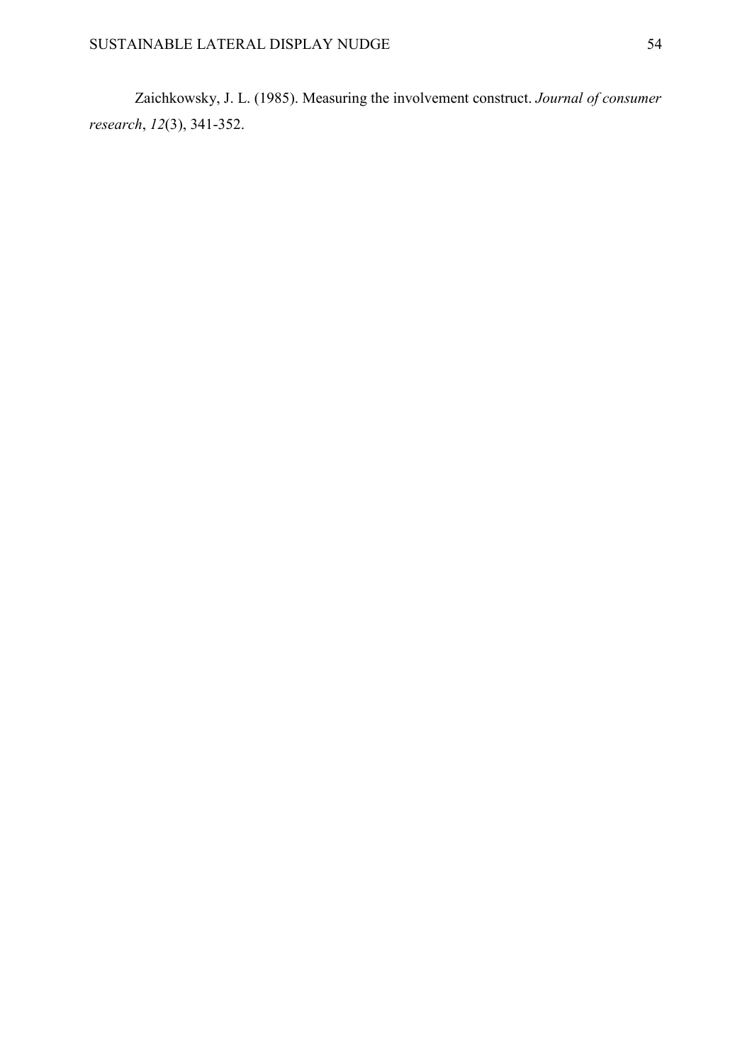Zaichkowsky, J. L. (1985). Measuring the involvement construct. *Journal of consumer research*, *12*(3), 341-352.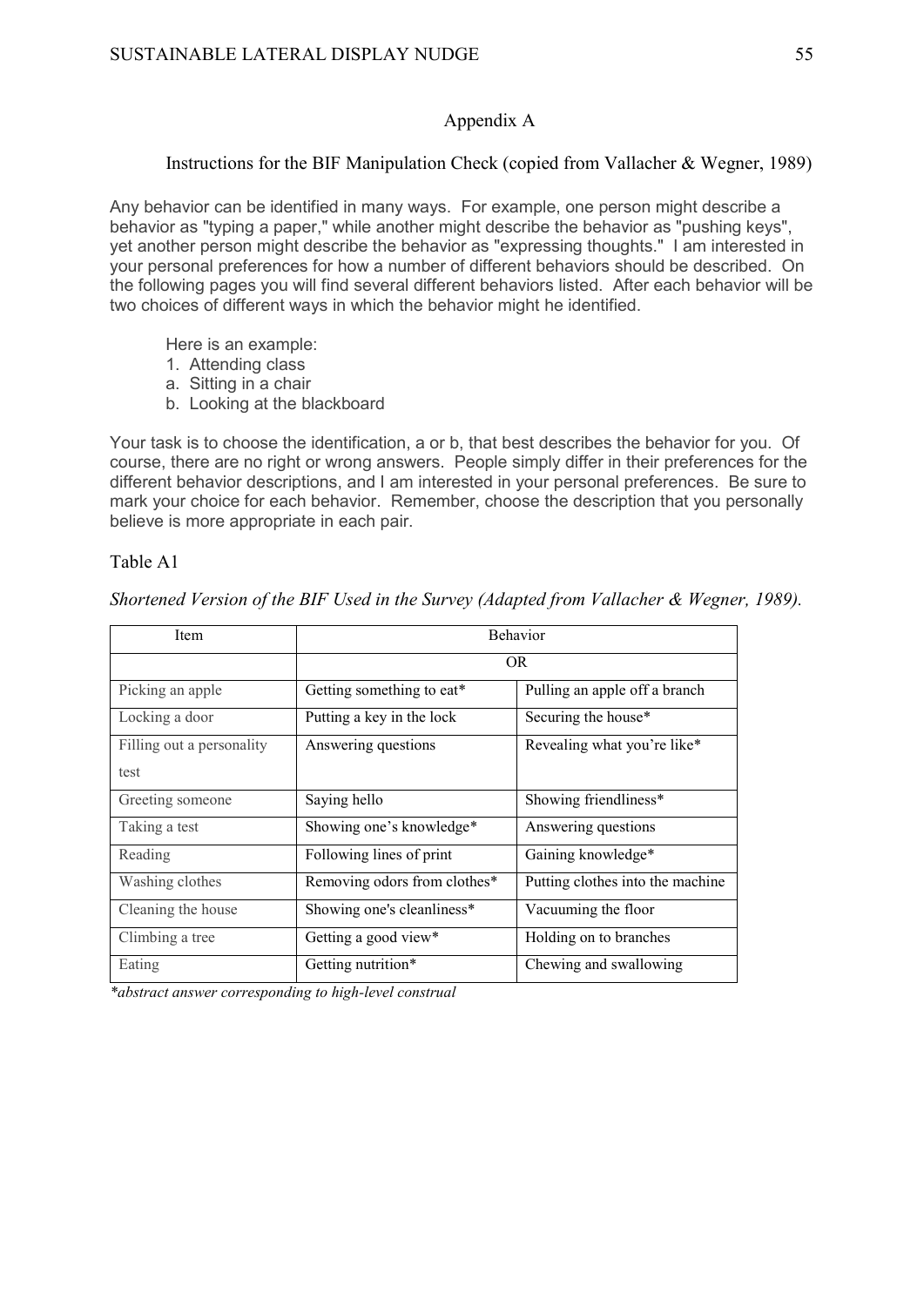# Appendix A

## Instructions for the BIF Manipulation Check (copied from Vallacher & Wegner, 1989)

Any behavior can be identified in many ways. For example, one person might describe a behavior as "typing a paper," while another might describe the behavior as "pushing keys", yet another person might describe the behavior as "expressing thoughts." I am interested in your personal preferences for how a number of different behaviors should be described. On the following pages you will find several different behaviors listed. After each behavior will be two choices of different ways in which the behavior might he identified.

Here is an example:
1. Attending class
a. Sitting in a chair
b. Looking at the blackboard

Your task is to choose the identification, a or b, that best describes the behavior for you. Of course, there are no right or wrong answers. People simply differ in their preferences for the different behavior descriptions, and I am interested in your personal preferences. Be sure to mark your choice for each behavior. Remember, choose the description that you personally believe is more appropriate in each pair.

Table A1

*Shortened Version of the BIF Used in the Survey (Adapted from Vallacher & Wegner, 1989).*

| Item | Behavior | |
|---|---|---|
| | OR | |
| Picking an apple | Getting something to eat* | Pulling an apple off a branch |
| Locking a door | Putting a key in the lock | Securing the house* |
| Filling out a personality test | Answering questions | Revealing what you're like* |
| Greeting someone | Saying hello | Showing friendliness* |
| Taking a test | Showing one's knowledge* | Answering questions |
| Reading | Following lines of print | Gaining knowledge* |
| Washing clothes | Removing odors from clothes* | Putting clothes into the machine |
| Cleaning the house | Showing one's cleanliness* | Vacuuming the floor |
| Climbing a tree | Getting a good view* | Holding on to branches |
| Eating | Getting nutrition* | Chewing and swallowing |

*\*abstract answer corresponding to high-level construal*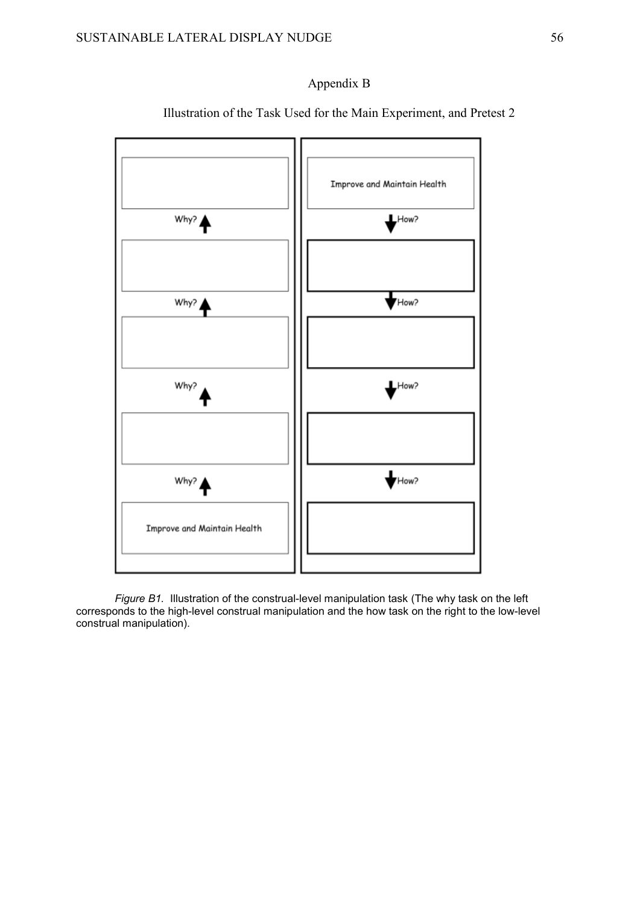# Appendix B

## Illustration of the Task Used for the Main Experiment, and Pretest 2

Improve and Maintain Health

Why?

How?

Improve and Maintain Health

*Figure B1.* Illustration of the construal-level manipulation task (The why task on the left corresponds to the high-level construal manipulation and the how task on the right to the low-level construal manipulation).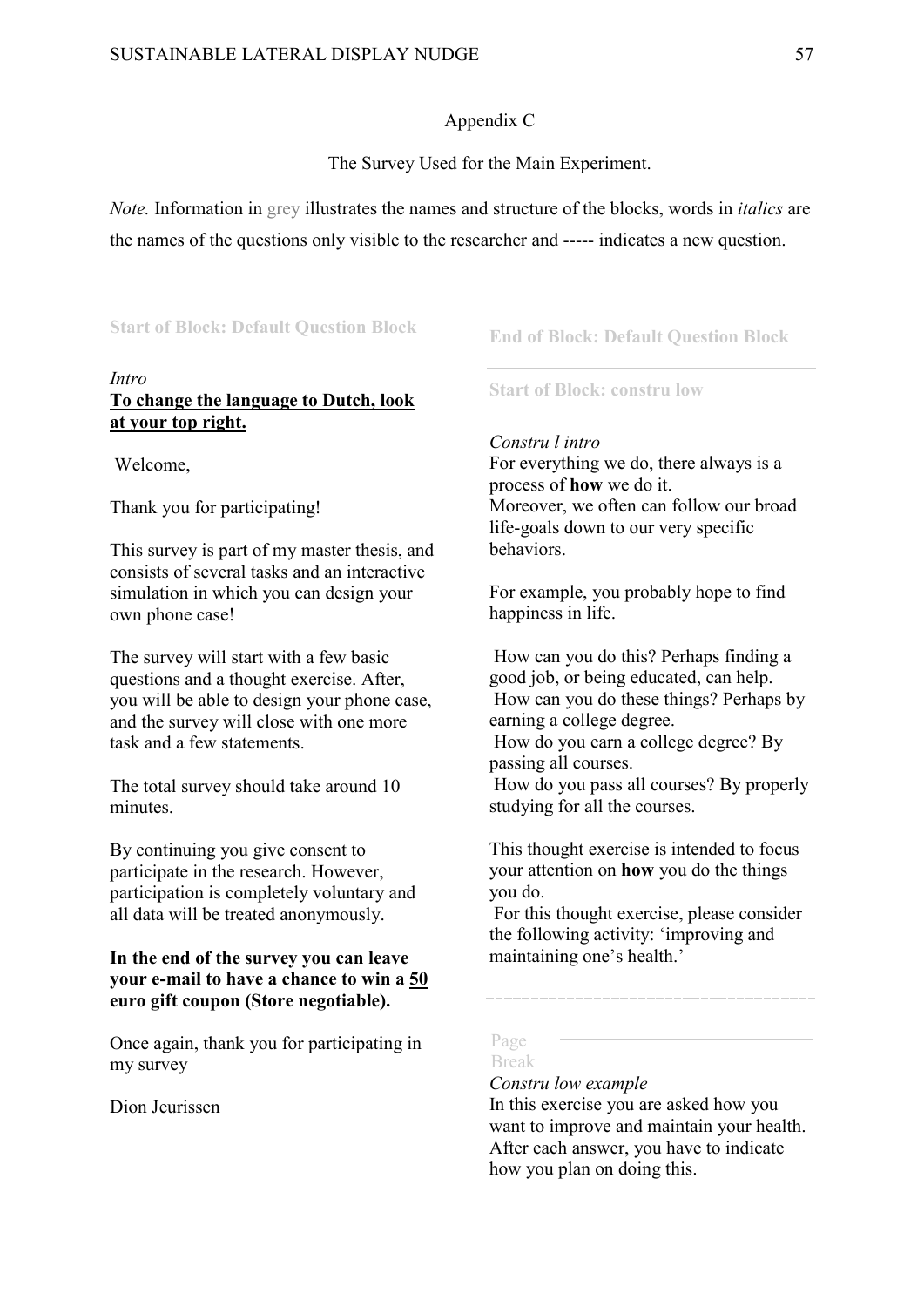Appendix C

The Survey Used for the Main Experiment.

*Note.* Information in grey illustrates the names and structure of the blocks, words in *italics* are the names of the questions only visible to the researcher and ----- indicates a new question.

**Start of Block: Default Question Block**

*Intro*

**To change the language to Dutch, look at your top right.**

Welcome,

Thank you for participating!

This survey is part of my master thesis, and consists of several tasks and an interactive simulation in which you can design your own phone case!

The survey will start with a few basic questions and a thought exercise. After, you will be able to design your phone case, and the survey will close with one more task and a few statements.

The total survey should take around 10 minutes.

By continuing you give consent to participate in the research. However, participation is completely voluntary and all data will be treated anonymously.

**In the end of the survey you can leave your e-mail to have a chance to win a 50 euro gift coupon (Store negotiable).**

Once again, thank you for participating in my survey

Dion Jeurissen

**End of Block: Default Question Block**

**Start of Block: constru low**

*Constru l intro*

For everything we do, there always is a process of **how** we do it.
Moreover, we often can follow our broad life-goals down to our very specific behaviors.

For example, you probably hope to find happiness in life.

How can you do this? Perhaps finding a good job, or being educated, can help.
How can you do these things? Perhaps by earning a college degree.
How do you earn a college degree? By passing all courses.
How do you pass all courses? By properly studying for all the courses.

This thought exercise is intended to focus your attention on **how** you do the things you do.
For this thought exercise, please consider the following activity: 'improving and maintaining one's health.'

-----

Page Break

*Constru low example*

In this exercise you are asked how you want to improve and maintain your health. After each answer, you have to indicate how you plan on doing this.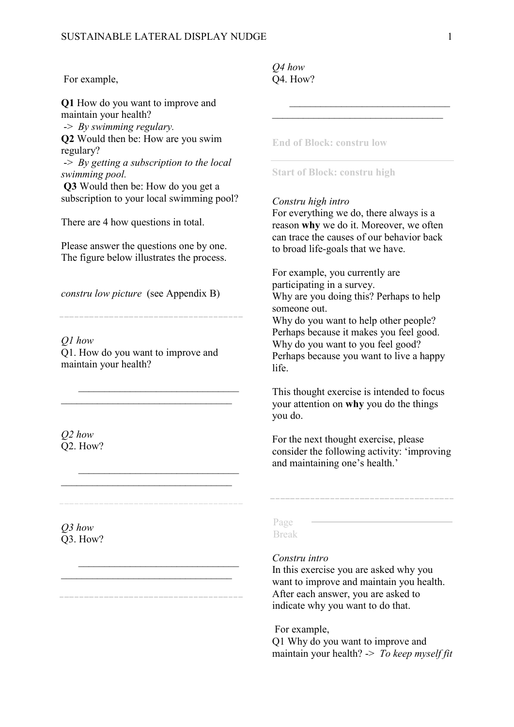For example,

**Q1** How do you want to improve and maintain your health?
-> *By swimming regulary.*
**Q2** Would then be: How are you swim regulary?
-> *By getting a subscription to the local swimming pool.*
**Q3** Would then be: How do you get a subscription to your local swimming pool?

There are 4 how questions in total.

Please answer the questions one by one. The figure below illustrates the process.

*constru low picture* (see Appendix B)

---

*Q1 how*
Q1. How do you want to improve and maintain your health?

________________________________
________________________________

*Q2 how*
Q2. How?

________________________________
________________________________

---

*Q3 how*
Q3. How?

________________________________
________________________________

---

*Q4 how*
Q4. How?

________________________________
________________________________

**End of Block: constru low**

---

**Start of Block: constru high**

*Constru high intro*
For everything we do, there always is a reason **why** we do it. Moreover, we often can trace the causes of our behavior back to broad life-goals that we have.

For example, you currently are participating in a survey.
Why are you doing this? Perhaps to help someone out.
Why do you want to help other people? Perhaps because it makes you feel good.
Why do you want to you feel good? Perhaps because you want to live a happy life.

This thought exercise is intended to focus your attention on **why** you do the things you do.

For the next thought exercise, please consider the following activity: 'improving and maintaining one's health.'

---

Page Break

*Constru intro*
In this exercise you are asked why you want to improve and maintain you health. After each answer, you are asked to indicate why you want to do that.

For example,
Q1 Why do you want to improve and maintain your health? -> *To keep myself fit*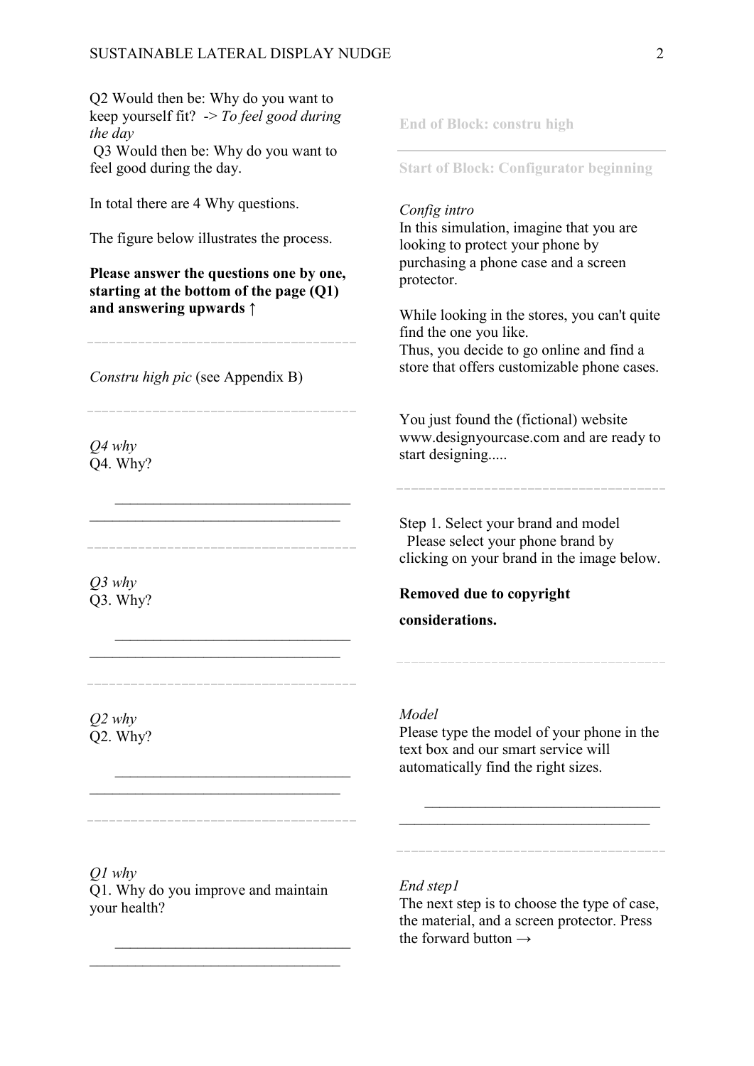Q2 Would then be: Why do you want to keep yourself fit? -> *To feel good during the day*

Q3 Would then be: Why do you want to feel good during the day.

In total there are 4 Why questions.

The figure below illustrates the process.

**Please answer the questions one by one, starting at the bottom of the page (Q1) and answering upwards ↑**

---

*Constru high pic* (see Appendix B)

---

*Q4 why*
Q4. Why?

________________________________

---

*Q3 why*
Q3. Why?

________________________________

---

*Q2 why*
Q2. Why?

________________________________

---

*Q1 why*
Q1. Why do you improve and maintain your health?

________________________________

End of Block: constru high

Start of Block: Configurator beginning

*Config intro*
In this simulation, imagine that you are looking to protect your phone by purchasing a phone case and a screen protector.

While looking in the stores, you can't quite find the one you like.
Thus, you decide to go online and find a store that offers customizable phone cases.

You just found the (fictional) website www.designyourcase.com and are ready to start designing.....

---

Step 1. Select your brand and model
Please select your phone brand by clicking on your brand in the image below.

**Removed due to copyright considerations.**

---

*Model*
Please type the model of your phone in the text box and our smart service will automatically find the right sizes.

________________________________

---

*End step1*
The next step is to choose the type of case, the material, and a screen protector. Press the forward button →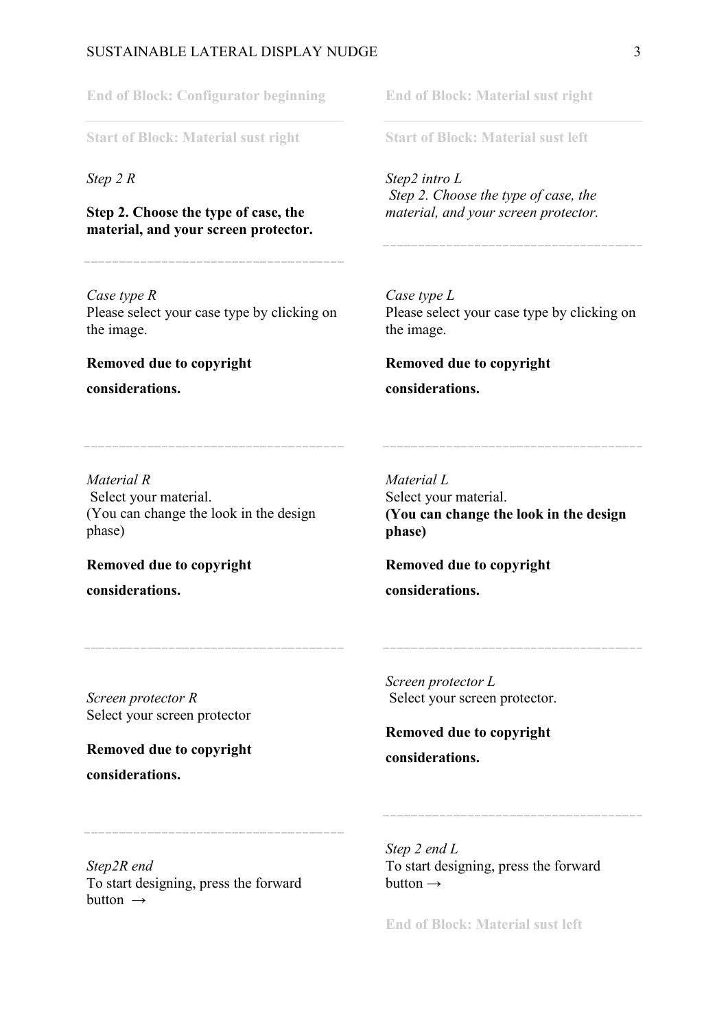End of Block: Configurator beginning

---

Start of Block: Material sust right

*Step 2 R*

**Step 2. Choose the type of case, the material, and your screen protector.**

---

*Case type R*
Please select your case type by clicking on the image.

**Removed due to copyright considerations.**

---

*Material R*
Select your material.
(You can change the look in the design phase)

**Removed due to copyright considerations.**

---

*Screen protector R*
Select your screen protector

**Removed due to copyright considerations.**

---

*Step2R end*
To start designing, press the forward button →

End of Block: Material sust right

---

Start of Block: Material sust left

*Step2 intro L*
*Step 2. Choose the type of case, the material, and your screen protector.*

---

*Case type L*
Please select your case type by clicking on the image.

**Removed due to copyright considerations.**

---

*Material L*
Select your material.
**(You can change the look in the design phase)**

**Removed due to copyright considerations.**

---

*Screen protector L*
Select your screen protector.

**Removed due to copyright considerations.**

---

*Step 2 end L*
To start designing, press the forward button →

End of Block: Material sust left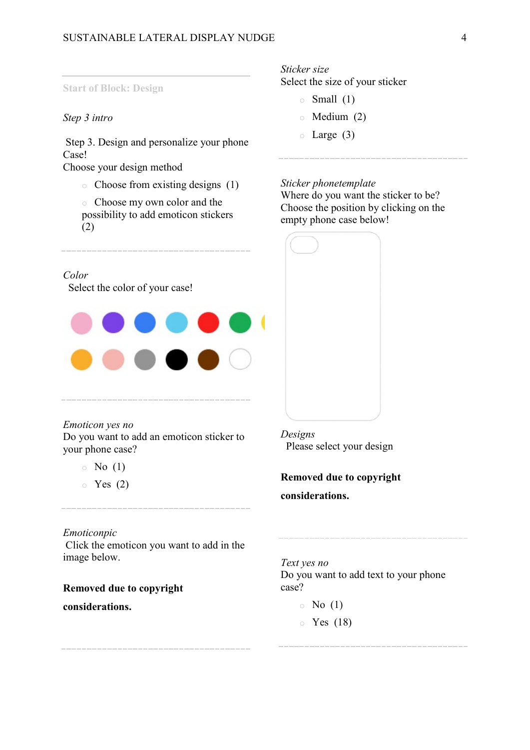Start of Block: Design

*Step 3 intro*

Step 3. Design and personalize your phone Case!
Choose your design method

- Choose from existing designs (1)
- Choose my own color and the possibility to add emoticon stickers (2)

---

*Color*
Select the color of your case!

---

*Emoticon yes no*
Do you want to add an emoticon sticker to your phone case?

- No (1)
- Yes (2)

---

*Emoticonpic*
Click the emoticon you want to add in the image below.

**Removed due to copyright considerations.**

---

*Sticker size*
Select the size of your sticker

- Small (1)
- Medium (2)
- Large (3)

---

*Sticker phonetemplate*
Where do you want the sticker to be?
Choose the position by clicking on the empty phone case below!

*Designs*
Please select your design

**Removed due to copyright considerations.**

---

*Text yes no*
Do you want to add text to your phone case?

- No (1)
- Yes (18)

---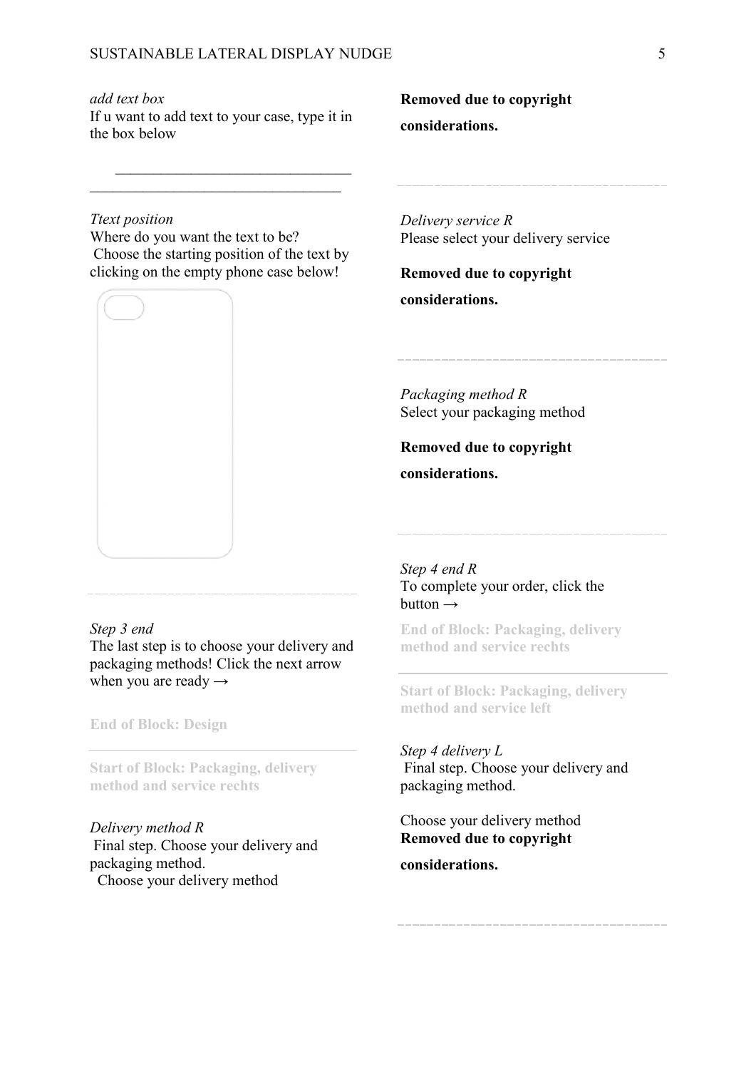*add text box*
If u want to add text to your case, type it in the box below

________________________________
________________________________

*Ttext position*
Where do you want the text to be?
Choose the starting position of the text by clicking on the empty phone case below!

*Step 3 end*
The last step is to choose your delivery and packaging methods! Click the next arrow when you are ready →

**End of Block: Design**

**Start of Block: Packaging, delivery method and service rechts**

*Delivery method R*
Final step. Choose your delivery and packaging method.
Choose your delivery method

**Removed due to copyright considerations.**

*Delivery service R*
Please select your delivery service

**Removed due to copyright considerations.**

*Packaging method R*
Select your packaging method

**Removed due to copyright considerations.**

*Step 4 end R*
To complete your order, click the button →

**End of Block: Packaging, delivery method and service rechts**

**Start of Block: Packaging, delivery method and service left**

*Step 4 delivery L*
Final step. Choose your delivery and packaging method.

Choose your delivery method

**Removed due to copyright considerations.**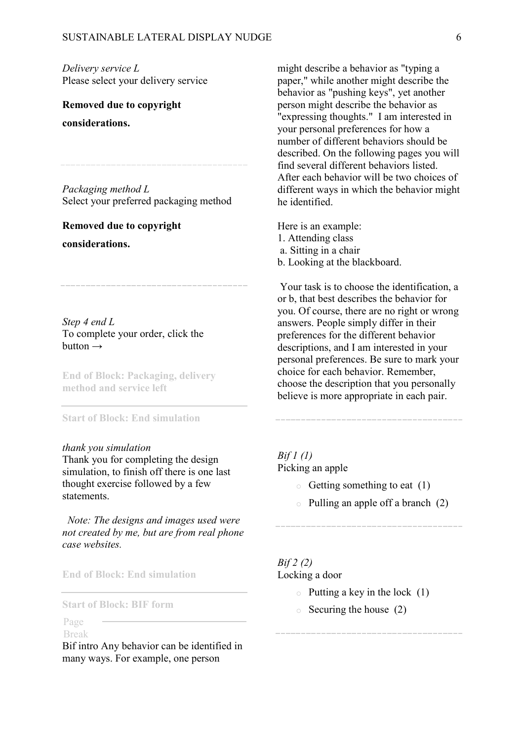*Delivery service L*
Please select your delivery service

**Removed due to copyright considerations.**

---

*Packaging method L*
Select your preferred packaging method

**Removed due to copyright considerations.**

---

*Step 4 end L*
To complete your order, click the button →

**End of Block: Packaging, delivery method and service left**

---

**Start of Block: End simulation**

*thank you simulation*
Thank you for completing the design simulation, to finish off there is one last thought exercise followed by a few statements.

*Note: The designs and images used were not created by me, but are from real phone case websites.*

**End of Block: End simulation**

---

**Start of Block: BIF form**

Page Break

Bif intro Any behavior can be identified in many ways. For example, one person might describe a behavior as "typing a paper," while another might describe the behavior as "pushing keys", yet another person might describe the behavior as "expressing thoughts." I am interested in your personal preferences for how a number of different behaviors should be described. On the following pages you will find several different behaviors listed. After each behavior will be two choices of different ways in which the behavior might he identified.

Here is an example:
1. Attending class
a. Sitting in a chair
b. Looking at the blackboard.

Your task is to choose the identification, a or b, that best describes the behavior for you. Of course, there are no right or wrong answers. People simply differ in their preferences for the different behavior descriptions, and I am interested in your personal preferences. Be sure to mark your choice for each behavior. Remember, choose the description that you personally believe is more appropriate in each pair.

---

*Bif 1 (1)*
Picking an apple

- Getting something to eat (1)
- Pulling an apple off a branch (2)

---

*Bif 2 (2)*
Locking a door

- Putting a key in the lock (1)
- Securing the house (2)

---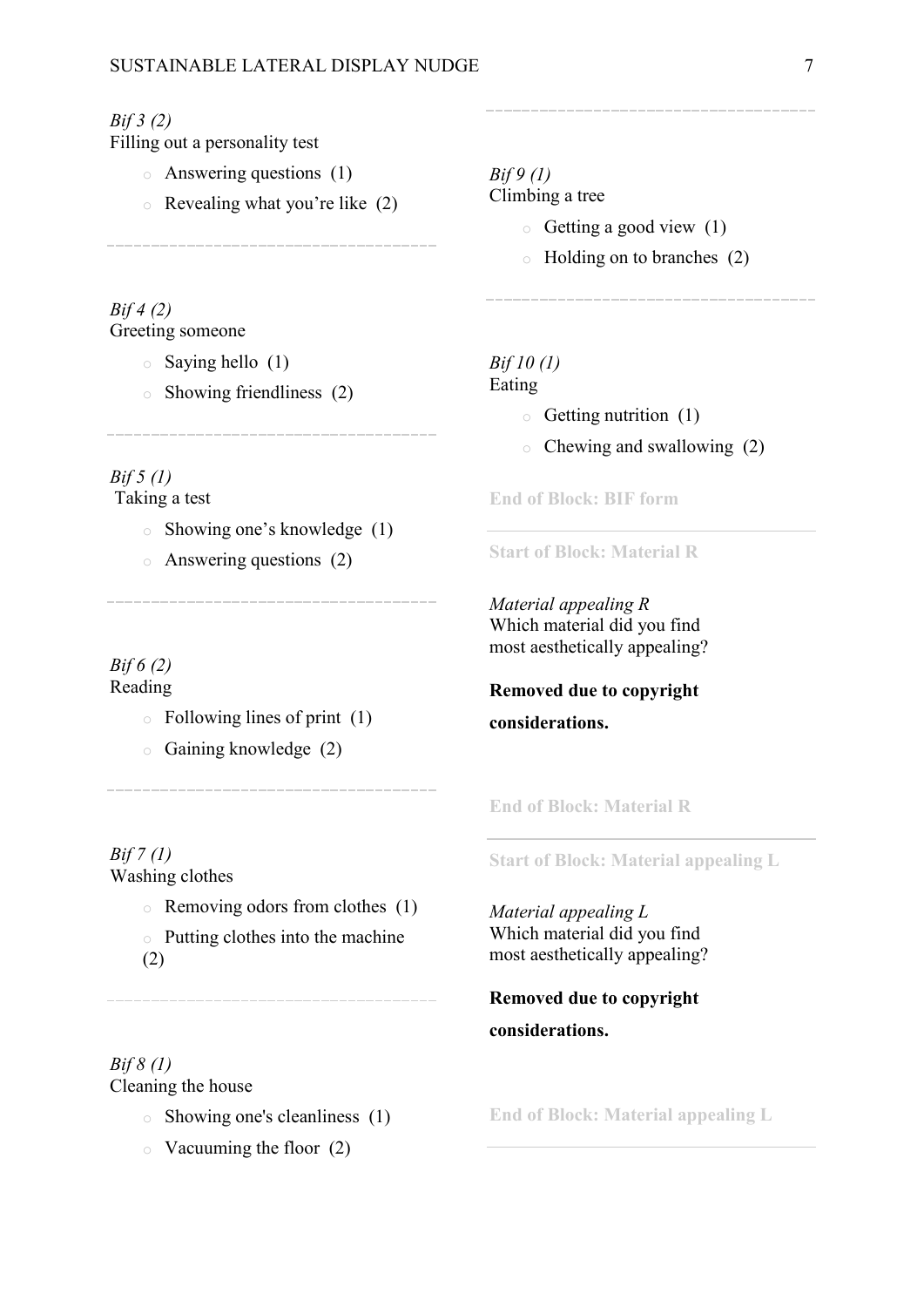*Bif 3 (2)*
Filling out a personality test

- Answering questions (1)
- Revealing what you're like (2)

---

*Bif 4 (2)*
Greeting someone

- Saying hello (1)
- Showing friendliness (2)

---

*Bif 5 (1)*
Taking a test

- Showing one's knowledge (1)
- Answering questions (2)

---

*Bif 6 (2)*
Reading

- Following lines of print (1)
- Gaining knowledge (2)

---

*Bif 7 (1)*
Washing clothes

- Removing odors from clothes (1)
- Putting clothes into the machine (2)

---

*Bif 8 (1)*
Cleaning the house

- Showing one's cleanliness (1)
- Vacuuming the floor (2)

---

*Bif 9 (1)*
Climbing a tree

- Getting a good view (1)
- Holding on to branches (2)

---

*Bif 10 (1)*
Eating

- Getting nutrition (1)
- Chewing and swallowing (2)

**End of Block: BIF form**

---

**Start of Block: Material R**

*Material appealing R*
Which material did you find most aesthetically appealing?

**Removed due to copyright considerations.**

**End of Block: Material R**

---

**Start of Block: Material appealing L**

*Material appealing L*
Which material did you find most aesthetically appealing?

**Removed due to copyright considerations.**

**End of Block: Material appealing L**

---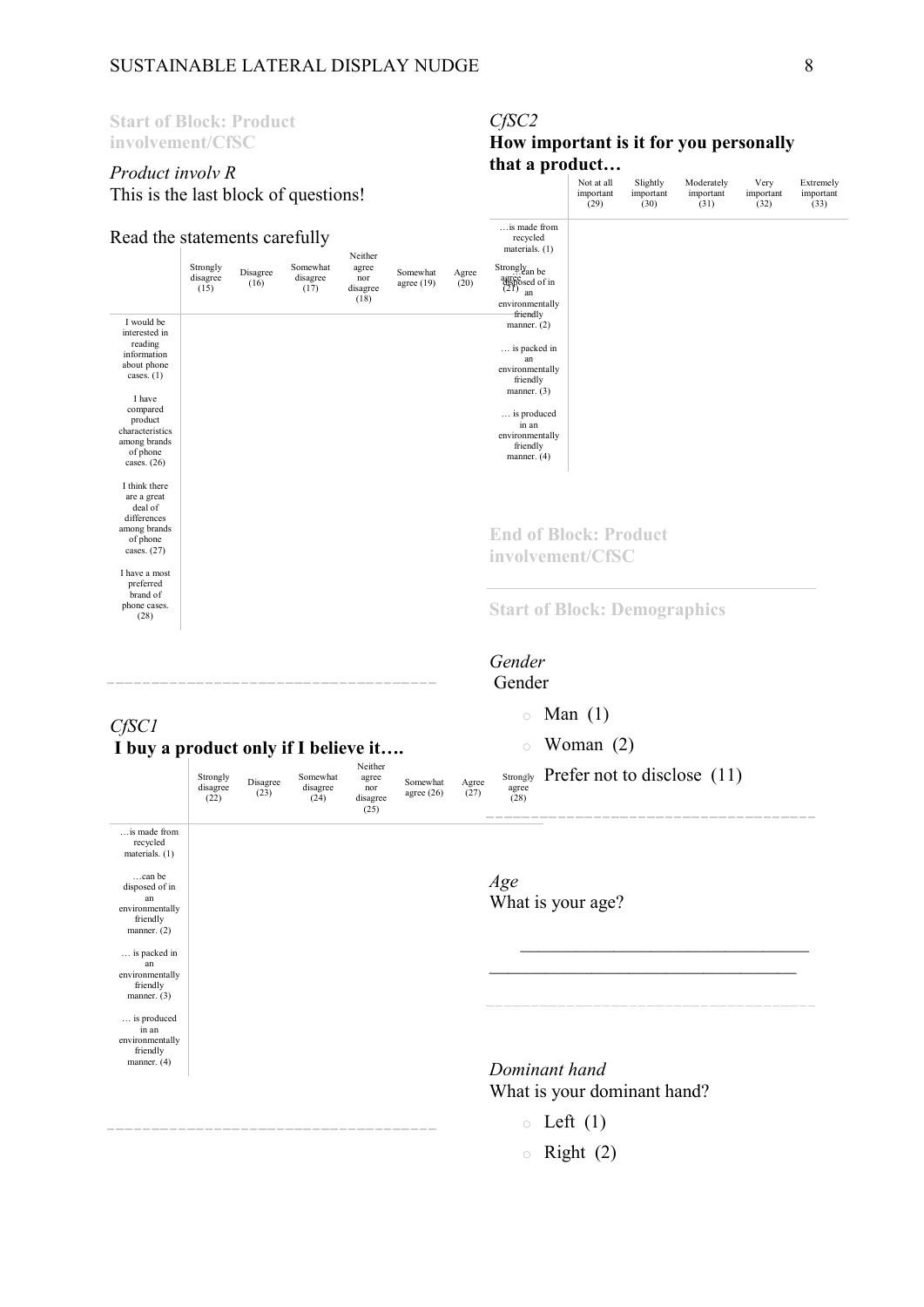**Start of Block: Product involvement/CfSC**

*Product involv R*
This is the last block of questions!

Read the statements carefully

| | Strongly disagree (15) | Disagree (16) | Somewhat disagree (17) | Neither agree nor disagree (18) | Somewhat agree (19) | Agree (20) | Strongly agree (21) |
|---|---|---|---|---|---|---|---|
| I would be interested in reading information about phone cases. (1) | | | | | | | |
| I have compared product characteristics among brands of phone cases. (26) | | | | | | | |
| I think there are a great deal of differences among brands of phone cases. (27) | | | | | | | |
| I have a most preferred brand of phone cases. (28) | | | | | | | |

*CfSC1*
**I buy a product only if I believe it….**

| | Strongly disagree (22) | Disagree (23) | Somewhat disagree (24) | Neither agree nor disagree (25) | Somewhat agree (26) | Agree (27) | Strongly agree (28) |
|---|---|---|---|---|---|---|---|
| …is made from recycled materials. (1) | | | | | | | |
| …can be disposed of in an environmentally friendly manner. (2) | | | | | | | |
| … is packed in an environmentally friendly manner. (3) | | | | | | | |
| … is produced in an environmentally friendly manner. (4) | | | | | | | |

*CfSC2*
**How important is it for you personally that a product…**

| | Not at all important (29) | Slightly important (30) | Moderately important (31) | Very important (32) | Extremely important (33) |
|---|---|---|---|---|---|
| …is made from recycled materials. (1) | | | | | |
| …can be disposed of in an environmentally friendly manner. (2) | | | | | |
| … is packed in an environmentally friendly manner. (3) | | | | | |
| … is produced in an environmentally friendly manner. (4) | | | | | |

**End of Block: Product involvement/CfSC**

**Start of Block: Demographics**

*Gender*
Gender

- Man (1)
- Woman (2)
- Prefer not to disclose (11)

*Age*
What is your age?

________________________________

*Dominant hand*
What is your dominant hand?

- Left (1)
- Right (2)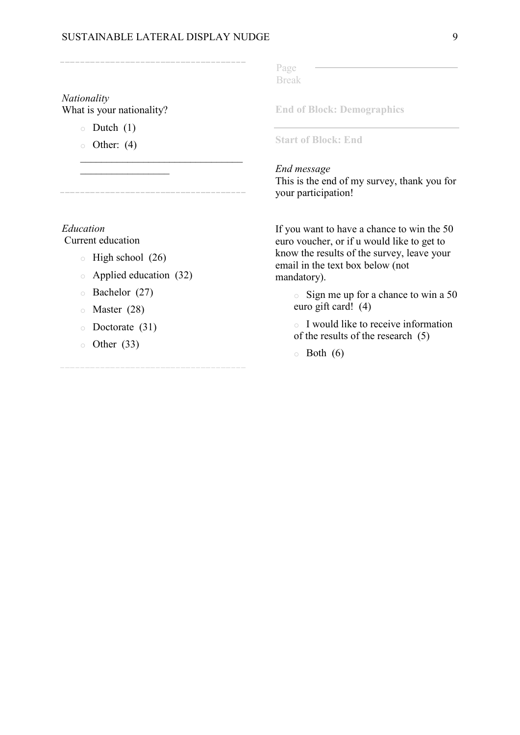*Nationality*

What is your nationality?

- Dutch (1)
- Other: (4) ________________________________________________

*Education*

Current education

- High school (26)
- Applied education (32)
- Bachelor (27)
- Master (28)
- Doctorate (31)
- Other (33)

Page Break

**End of Block: Demographics**

**Start of Block: End**

*End message*

This is the end of my survey, thank you for your participation!

If you want to have a chance to win the 50 euro voucher, or if u would like to get to know the results of the survey, leave your email in the text box below (not mandatory).

- Sign me up for a chance to win a 50 euro gift card! (4)
- I would like to receive information of the results of the research (5)
- Both (6)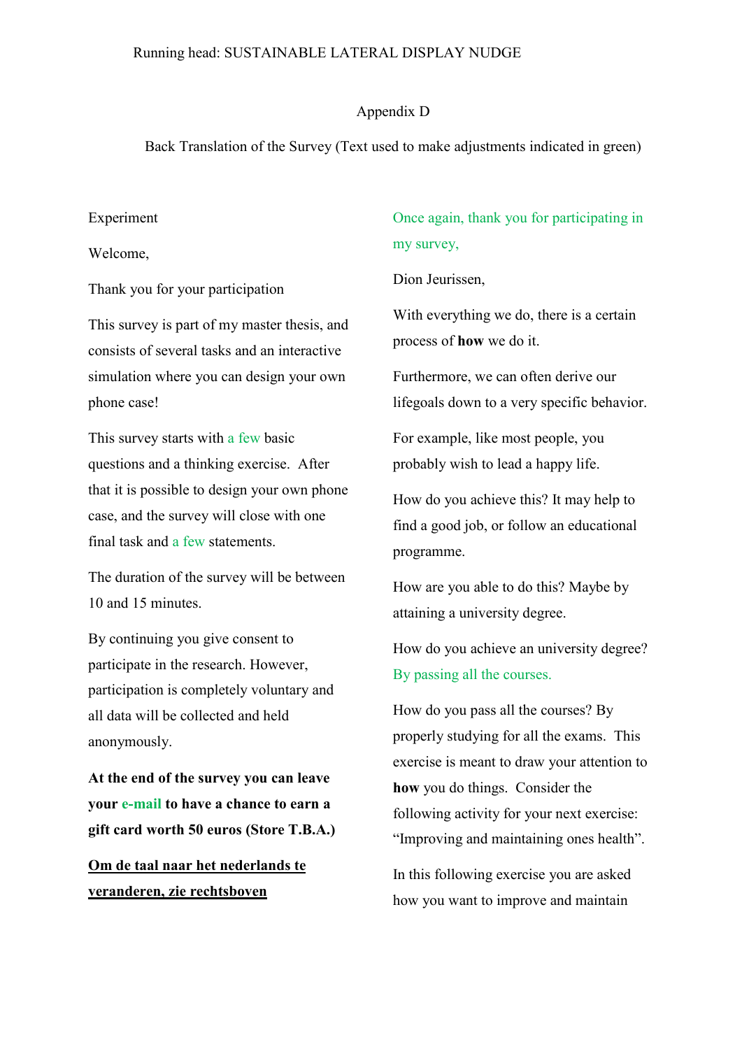Appendix D

Back Translation of the Survey (Text used to make adjustments indicated in green)

Experiment

Welcome,

Thank you for your participation

This survey is part of my master thesis, and consists of several tasks and an interactive simulation where you can design your own phone case!

This survey starts with a few basic questions and a thinking exercise. After that it is possible to design your own phone case, and the survey will close with one final task and a few statements.

The duration of the survey will be between 10 and 15 minutes.

By continuing you give consent to participate in the research. However, participation is completely voluntary and all data will be collected and held anonymously.

**At the end of the survey you can leave your e-mail to have a chance to earn a gift card worth 50 euros (Store T.B.A.)**

**Om de taal naar het nederlands te veranderen, zie rechtsboven**

Once again, thank you for participating in my survey,

Dion Jeurissen,

With everything we do, there is a certain process of **how** we do it.

Furthermore, we can often derive our lifegoals down to a very specific behavior.

For example, like most people, you probably wish to lead a happy life.

How do you achieve this? It may help to find a good job, or follow an educational programme.

How are you able to do this? Maybe by attaining a university degree.

How do you achieve an university degree? By passing all the courses.

How do you pass all the courses? By properly studying for all the exams. This exercise is meant to draw your attention to **how** you do things. Consider the following activity for your next exercise: “Improving and maintaining ones health”.

In this following exercise you are asked how you want to improve and maintain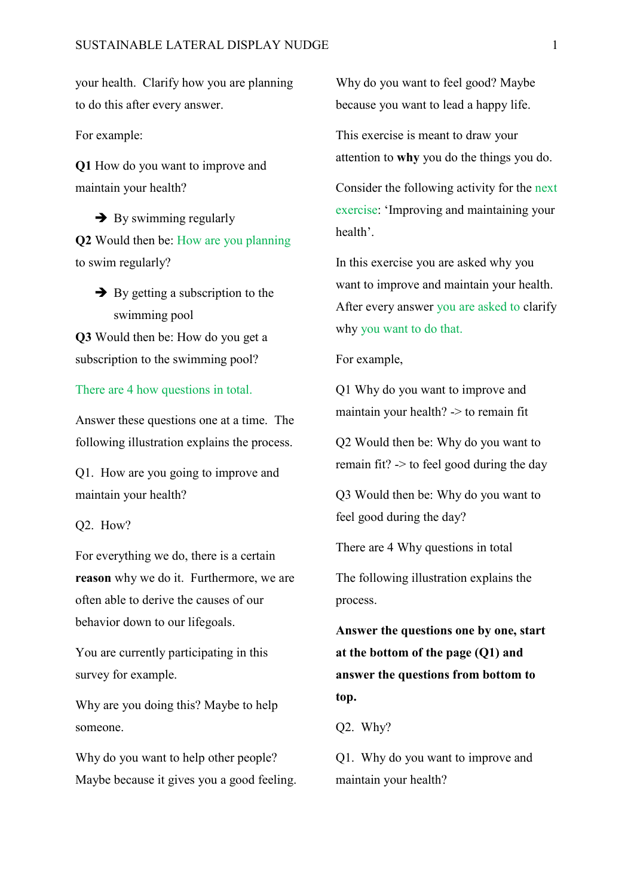your health. Clarify how you are planning to do this after every answer.

For example:

**Q1** How do you want to improve and maintain your health?

- ➔ By swimming regularly

**Q2** Would then be: How are you planning to swim regularly?

- ➔ By getting a subscription to the swimming pool

**Q3** Would then be: How do you get a subscription to the swimming pool?

There are 4 how questions in total.

Answer these questions one at a time. The following illustration explains the process.

Q1. How are you going to improve and maintain your health?

Q2. How?

For everything we do, there is a certain **reason** why we do it. Furthermore, we are often able to derive the causes of our behavior down to our lifegoals.

You are currently participating in this survey for example.

Why are you doing this? Maybe to help someone.

Why do you want to help other people? Maybe because it gives you a good feeling.

Why do you want to feel good? Maybe because you want to lead a happy life.

This exercise is meant to draw your attention to **why** you do the things you do.

Consider the following activity for the next exercise: 'Improving and maintaining your health'.

In this exercise you are asked why you want to improve and maintain your health. After every answer you are asked to clarify why you want to do that.

For example,

Q1 Why do you want to improve and maintain your health? -> to remain fit

Q2 Would then be: Why do you want to remain fit? -> to feel good during the day

Q3 Would then be: Why do you want to feel good during the day?

There are 4 Why questions in total

The following illustration explains the process.

**Answer the questions one by one, start at the bottom of the page (Q1) and answer the questions from bottom to top.**

Q2. Why?

Q1. Why do you want to improve and maintain your health?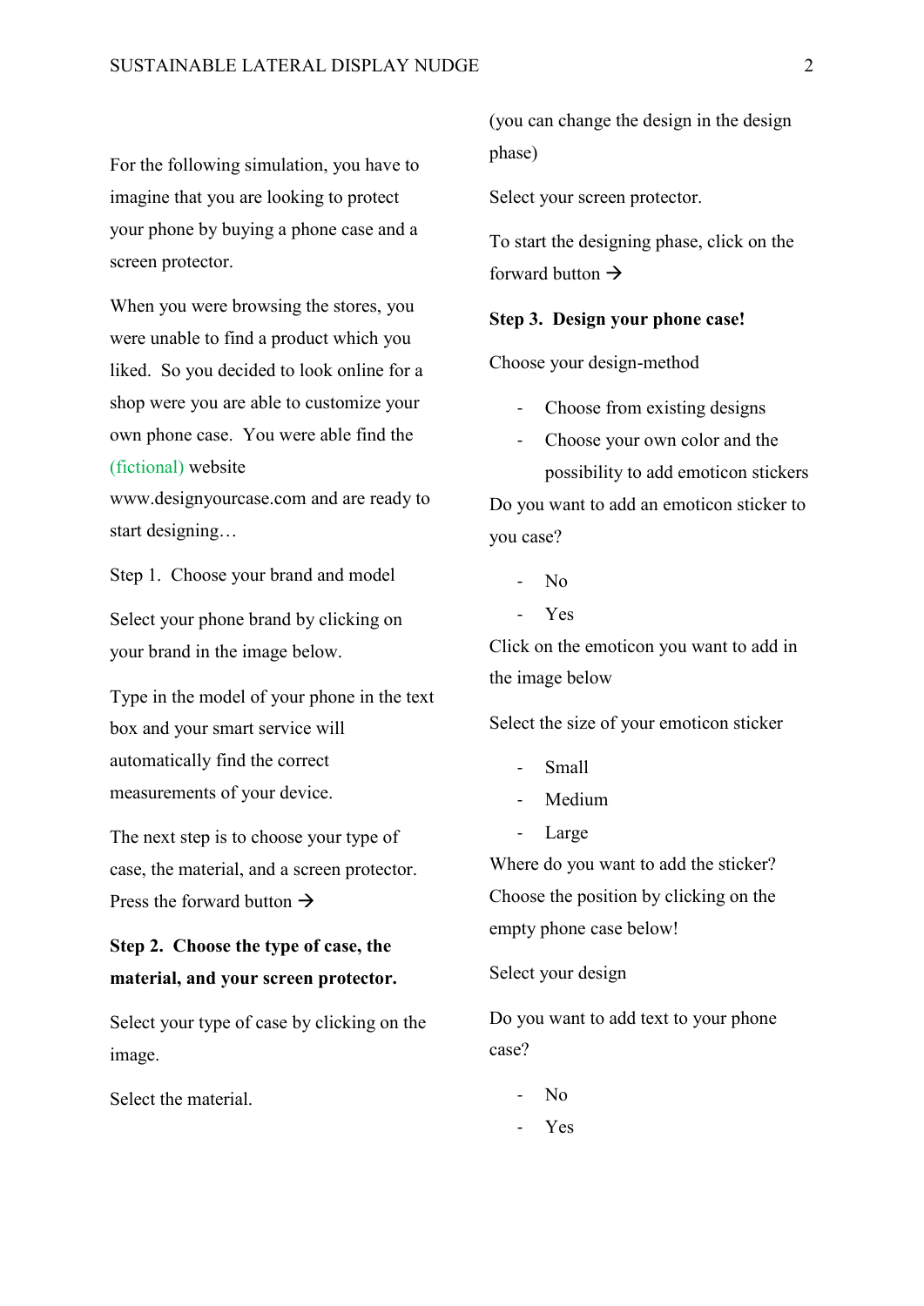For the following simulation, you have to imagine that you are looking to protect your phone by buying a phone case and a screen protector.

When you were browsing the stores, you were unable to find a product which you liked. So you decided to look online for a shop were you are able to customize your own phone case. You were able find the (fictional) website www.designyourcase.com and are ready to start designing…

Step 1. Choose your brand and model

Select your phone brand by clicking on your brand in the image below.

Type in the model of your phone in the text box and your smart service will automatically find the correct measurements of your device.

The next step is to choose your type of case, the material, and a screen protector. Press the forward button →

**Step 2. Choose the type of case, the material, and your screen protector.**

Select your type of case by clicking on the image.

Select the material.

(you can change the design in the design phase)

Select your screen protector.

To start the designing phase, click on the forward button →

**Step 3. Design your phone case!**

Choose your design-method

- Choose from existing designs
- Choose your own color and the possibility to add emoticon stickers

Do you want to add an emoticon sticker to you case?

- No
- Yes

Click on the emoticon you want to add in the image below

Select the size of your emoticon sticker

- Small
- Medium
- Large

Where do you want to add the sticker? Choose the position by clicking on the empty phone case below!

Select your design

Do you want to add text to your phone case?

- No
- Yes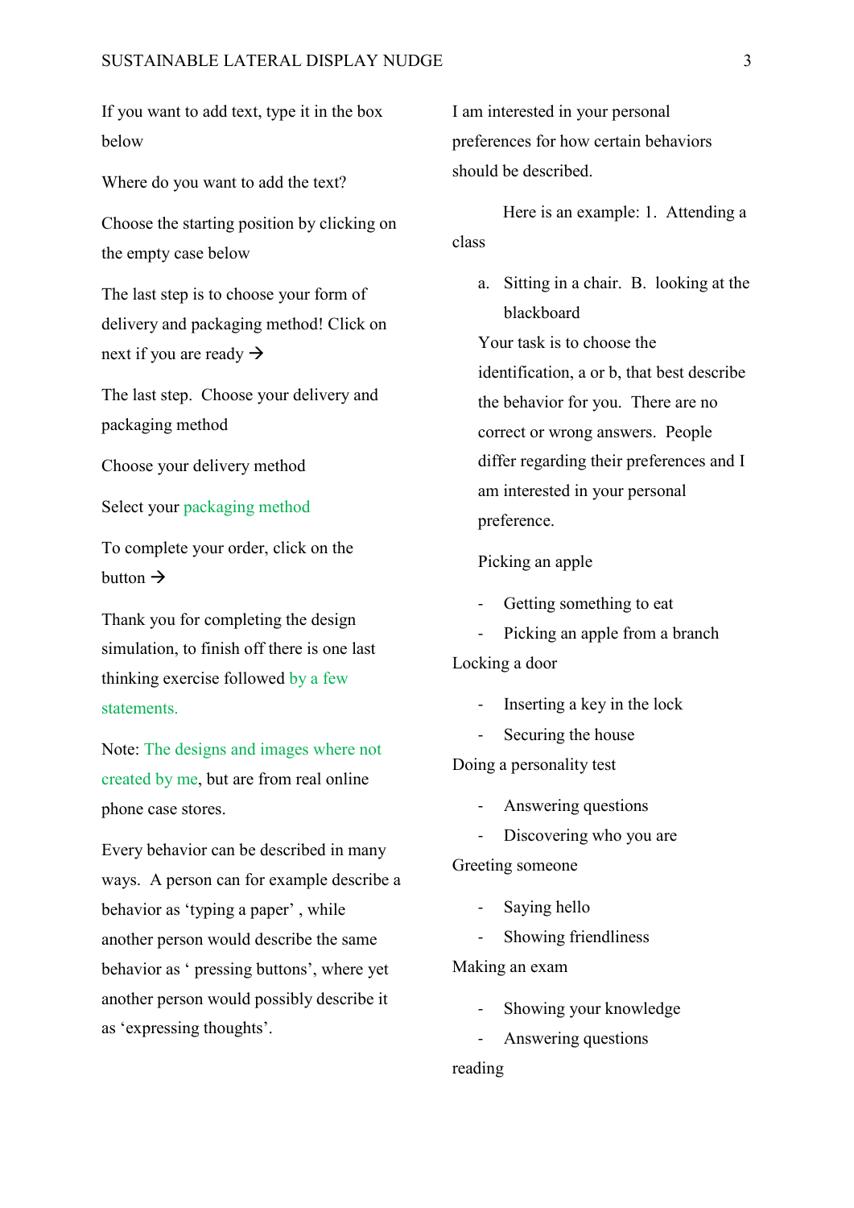If you want to add text, type it in the box below

Where do you want to add the text?

Choose the starting position by clicking on the empty case below

The last step is to choose your form of delivery and packaging method! Click on next if you are ready →

The last step. Choose your delivery and packaging method

Choose your delivery method

Select your packaging method

To complete your order, click on the button →

Thank you for completing the design simulation, to finish off there is one last thinking exercise followed by a few statements.

Note: The designs and images where not created by me, but are from real online phone case stores.

Every behavior can be described in many ways. A person can for example describe a behavior as 'typing a paper' , while another person would describe the same behavior as ' pressing buttons', where yet another person would possibly describe it as 'expressing thoughts'.

I am interested in your personal preferences for how certain behaviors should be described.

Here is an example: 1. Attending a class

a. Sitting in a chair. B. looking at the blackboard

Your task is to choose the identification, a or b, that best describe the behavior for you. There are no correct or wrong answers. People differ regarding their preferences and I am interested in your personal preference.

Picking an apple

- Getting something to eat
- Picking an apple from a branch

Locking a door

- Inserting a key in the lock
- Securing the house

Doing a personality test

- Answering questions
- Discovering who you are

Greeting someone

- Saying hello
- Showing friendliness

Making an exam

- Showing your knowledge
- Answering questions

reading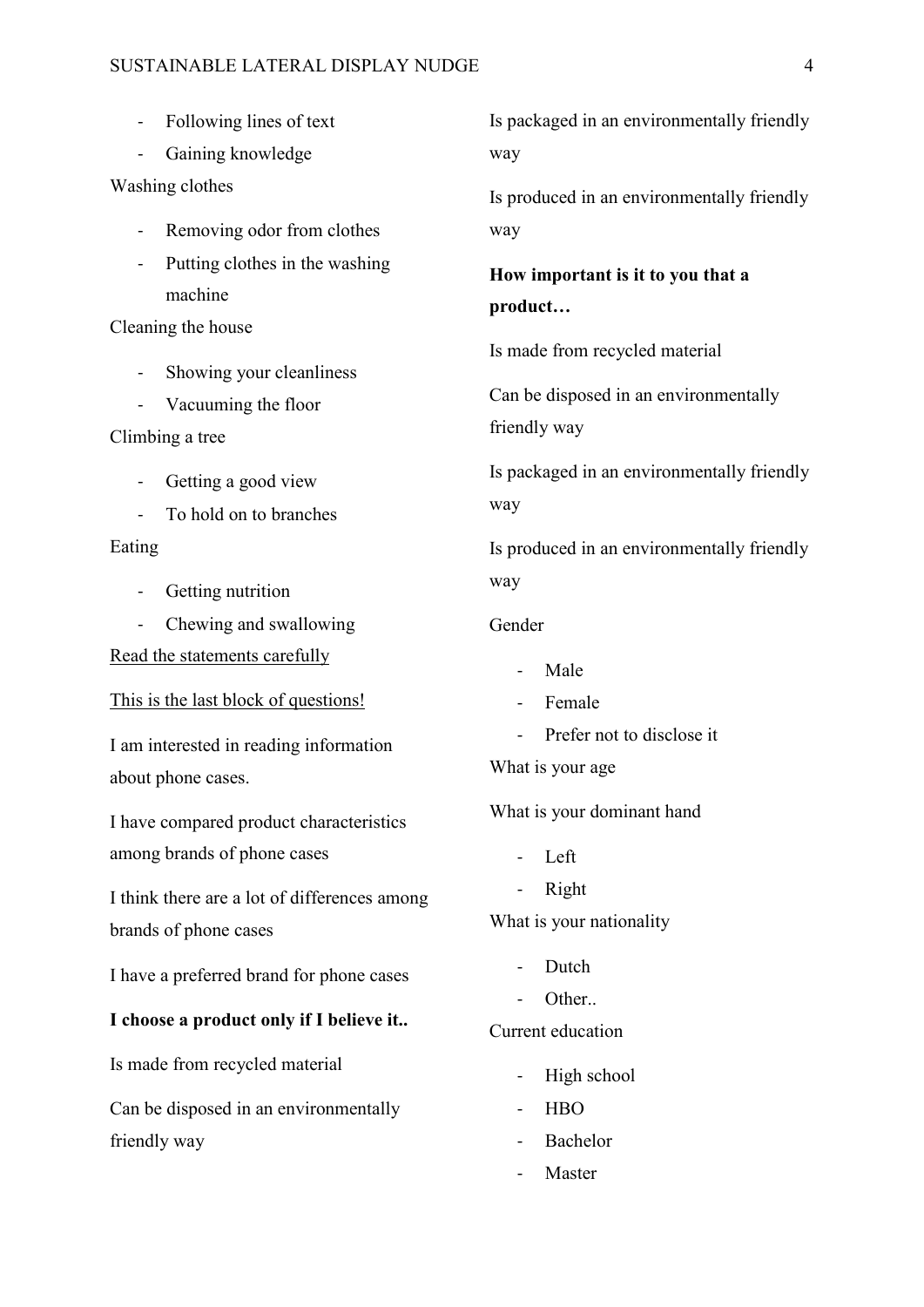- Following lines of text
- Gaining knowledge

Washing clothes

- Removing odor from clothes
- Putting clothes in the washing machine

Cleaning the house

- Showing your cleanliness
- Vacuuming the floor

Climbing a tree

- Getting a good view
- To hold on to branches

Eating

- Getting nutrition
- Chewing and swallowing

<u>Read the statements carefully</u>

<u>This is the last block of questions!</u>

I am interested in reading information about phone cases.

I have compared product characteristics among brands of phone cases

I think there are a lot of differences among brands of phone cases

I have a preferred brand for phone cases

**I choose a product only if I believe it..**

Is made from recycled material

Can be disposed in an environmentally friendly way

Is packaged in an environmentally friendly way

Is produced in an environmentally friendly way

**How important is it to you that a product…**

Is made from recycled material

Can be disposed in an environmentally friendly way

Is packaged in an environmentally friendly way

Is produced in an environmentally friendly way

Gender

- Male
- Female
- Prefer not to disclose it

What is your age

What is your dominant hand

- Left
- Right

What is your nationality

- Dutch
- Other..

Current education

- High school
- HBO
- Bachelor
- Master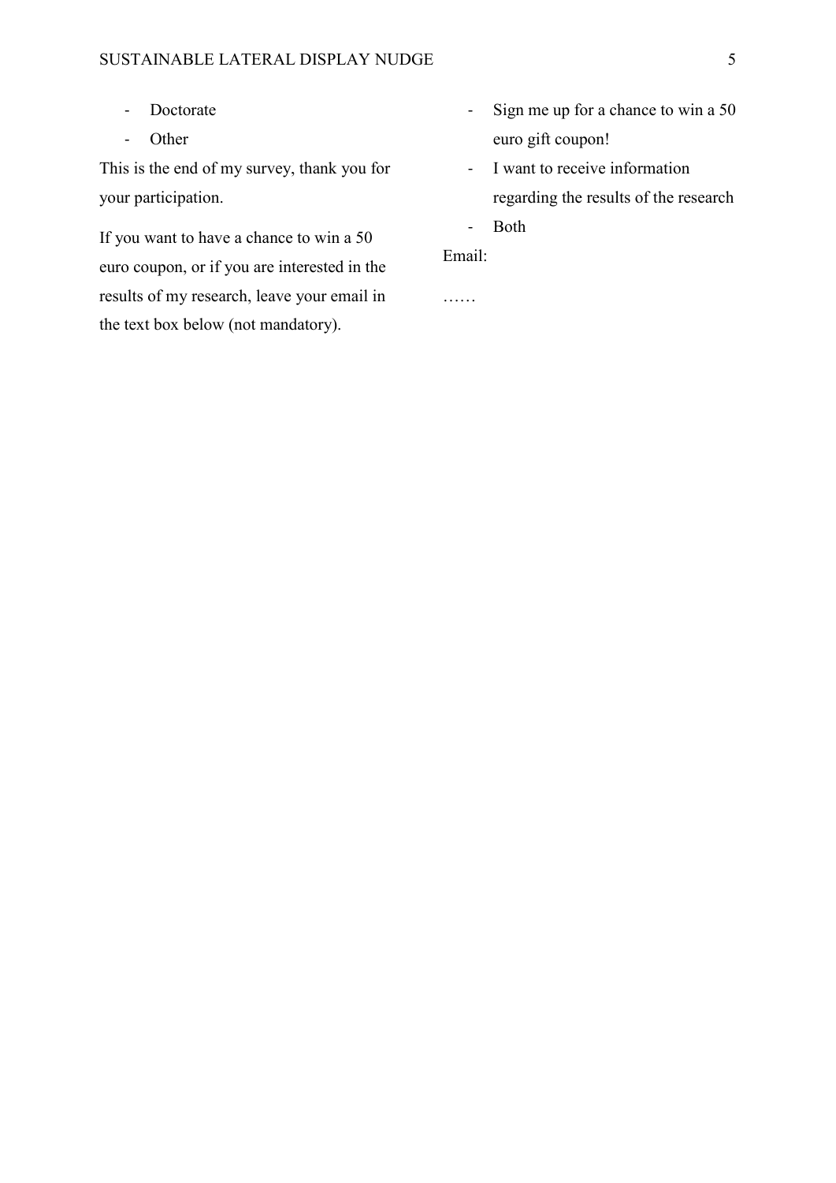- Doctorate
- Other

This is the end of my survey, thank you for your participation.

If you want to have a chance to win a 50 euro coupon, or if you are interested in the results of my research, leave your email in the text box below (not mandatory).

- Sign me up for a chance to win a 50 euro gift coupon!
- I want to receive information regarding the results of the research
- Both

Email:

……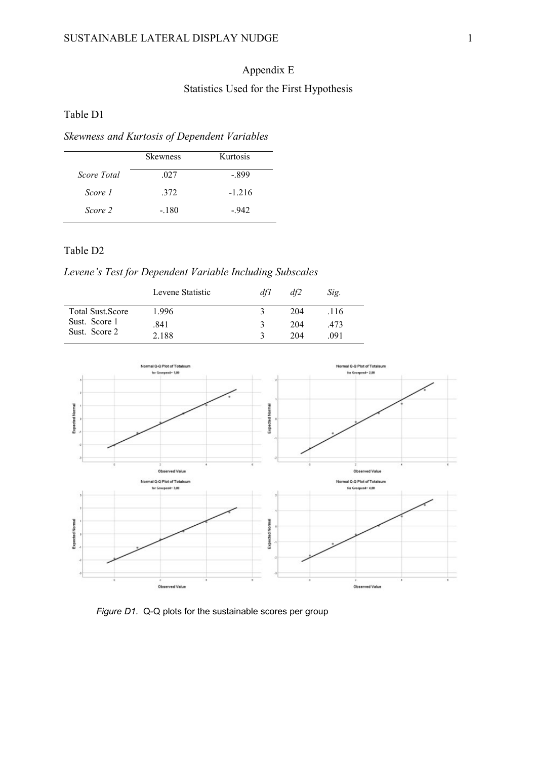# Appendix E

## Statistics Used for the First Hypothesis

Table D1

*Skewness and Kurtosis of Dependent Variables*

| | Skewness | Kurtosis |
|---|---|---|
| *Score Total* | .027 | -.899 |
| *Score 1* | .372 | -1.216 |
| *Score 2* | -.180 | -.942 |

Table D2

*Levene's Test for Dependent Variable Including Subscales*

| | Levene Statistic | *df1* | *df2* | *Sig.* |
|---|---|---|---|---|
| Total Sust.Score | 1.996 | 3 | 204 | .116 |
| Sust. Score 1 | .841 | 3 | 204 | .473 |
| Sust. Score 2 | 2.188 | 3 | 204 | .091 |

Normal Q-Q Plot of Totalsum
for Groepen4= 1,00

Normal Q-Q Plot of Totalsum
for Groepen4= 2,00

Normal Q-Q Plot of Totalsum
for Groepen4= 3,00

Normal Q-Q Plot of Totalsum
for Groepen4= 4,00

Expected Normal

Observed Value

*Figure D1.* Q-Q plots for the sustainable scores per group